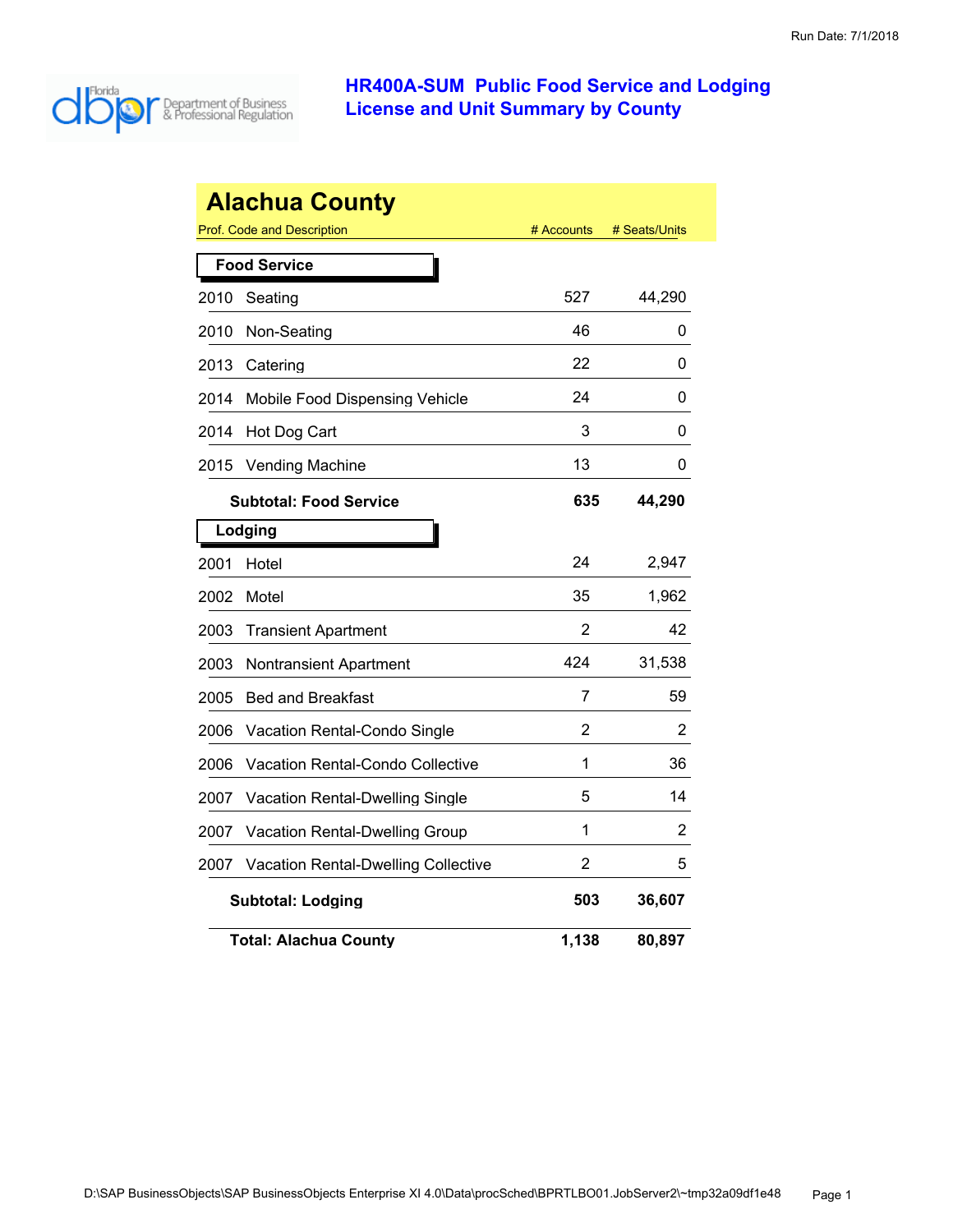# HR400A-SUM Public Food Service and Lodging License and Unit Summary by County

Run Date: 7/1/2018

## Alachua County

| Prof. Code and Description | | # Accounts | # Seats/Units |
|---|---|---|---|
| **Food Service** | | | |
| 2010 | Seating | 527 | 44,290 |
| 2010 | Non-Seating | 46 | 0 |
| 2013 | Catering | 22 | 0 |
| 2014 | Mobile Food Dispensing Vehicle | 24 | 0 |
| 2014 | Hot Dog Cart | 3 | 0 |
| 2015 | Vending Machine | 13 | 0 |
| | **Subtotal: Food Service** | **635** | **44,290** |
| **Lodging** | | | |
| 2001 | Hotel | 24 | 2,947 |
| 2002 | Motel | 35 | 1,962 |
| 2003 | Transient Apartment | 2 | 42 |
| 2003 | Nontransient Apartment | 424 | 31,538 |
| 2005 | Bed and Breakfast | 7 | 59 |
| 2006 | Vacation Rental-Condo Single | 2 | 2 |
| 2006 | Vacation Rental-Condo Collective | 1 | 36 |
| 2007 | Vacation Rental-Dwelling Single | 5 | 14 |
| 2007 | Vacation Rental-Dwelling Group | 1 | 2 |
| 2007 | Vacation Rental-Dwelling Collective | 2 | 5 |
| | **Subtotal: Lodging** | **503** | **36,607** |
| | **Total: Alachua County** | **1,138** | **80,897** |

D:\SAP BusinessObjects\SAP BusinessObjects Enterprise XI 4.0\Data\procSched\BPRTLBO01.JobServer2\~tmp32a09df1e48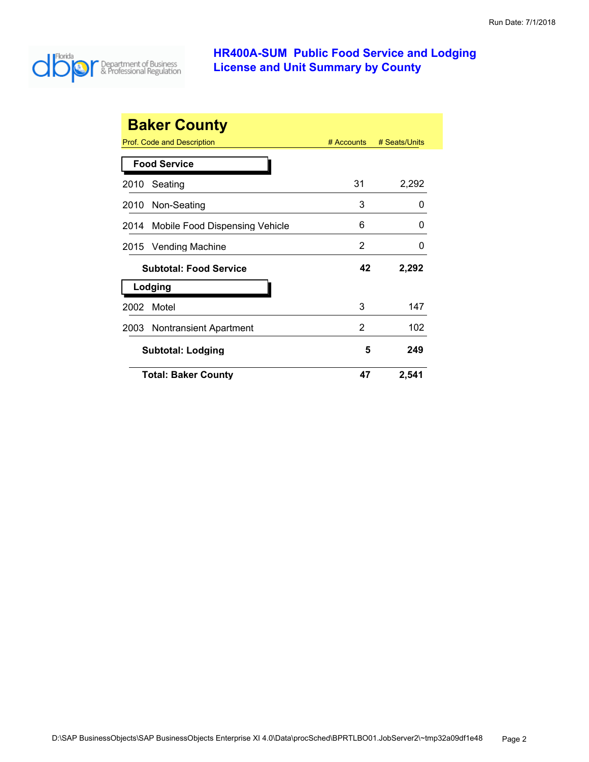# HR400A-SUM Public Food Service and Lodging License and Unit Summary by County

## Baker County

| Prof. Code and Description | # Accounts | # Seats/Units |
|---|---|---|
| **Food Service** | | |
| 2010 Seating | 31 | 2,292 |
| 2010 Non-Seating | 3 | 0 |
| 2014 Mobile Food Dispensing Vehicle | 6 | 0 |
| 2015 Vending Machine | 2 | 0 |
| **Subtotal: Food Service** | **42** | **2,292** |
| **Lodging** | | |
| 2002 Motel | 3 | 147 |
| 2003 Nontransient Apartment | 2 | 102 |
| **Subtotal: Lodging** | **5** | **249** |
| **Total: Baker County** | **47** | **2,541** |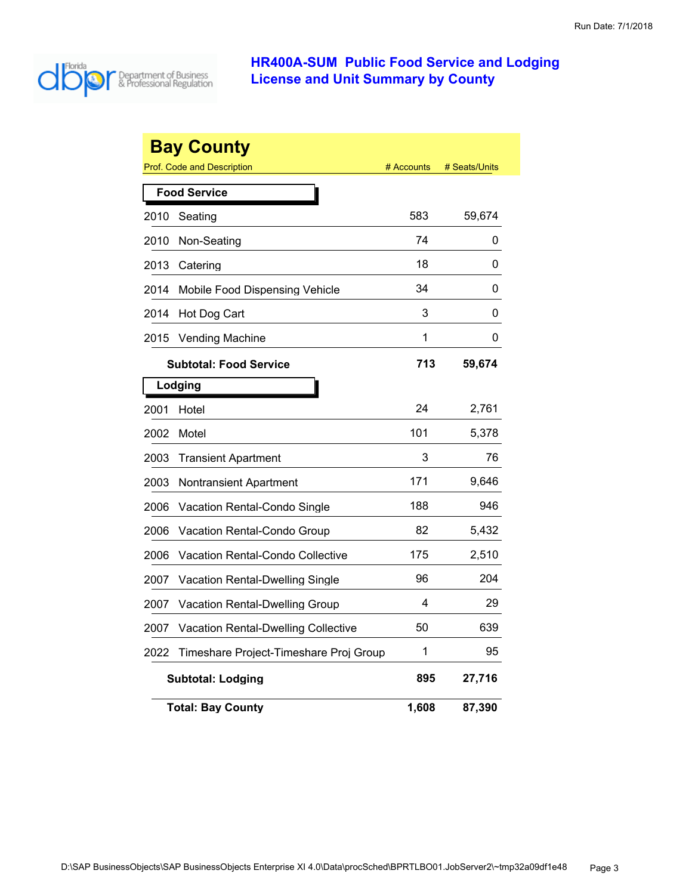# HR400A-SUM Public Food Service and Lodging License and Unit Summary by County

## Bay County

| Prof. Code and Description | | # Accounts | # Seats/Units |
|---|---|---|---|
| **Food Service** | | | |
| 2010 | Seating | 583 | 59,674 |
| 2010 | Non-Seating | 74 | 0 |
| 2013 | Catering | 18 | 0 |
| 2014 | Mobile Food Dispensing Vehicle | 34 | 0 |
| 2014 | Hot Dog Cart | 3 | 0 |
| 2015 | Vending Machine | 1 | 0 |
| | **Subtotal: Food Service** | **713** | **59,674** |
| **Lodging** | | | |
| 2001 | Hotel | 24 | 2,761 |
| 2002 | Motel | 101 | 5,378 |
| 2003 | Transient Apartment | 3 | 76 |
| 2003 | Nontransient Apartment | 171 | 9,646 |
| 2006 | Vacation Rental-Condo Single | 188 | 946 |
| 2006 | Vacation Rental-Condo Group | 82 | 5,432 |
| 2006 | Vacation Rental-Condo Collective | 175 | 2,510 |
| 2007 | Vacation Rental-Dwelling Single | 96 | 204 |
| 2007 | Vacation Rental-Dwelling Group | 4 | 29 |
| 2007 | Vacation Rental-Dwelling Collective | 50 | 639 |
| 2022 | Timeshare Project-Timeshare Proj Group | 1 | 95 |
| | **Subtotal: Lodging** | **895** | **27,716** |
| | **Total: Bay County** | **1,608** | **87,390** |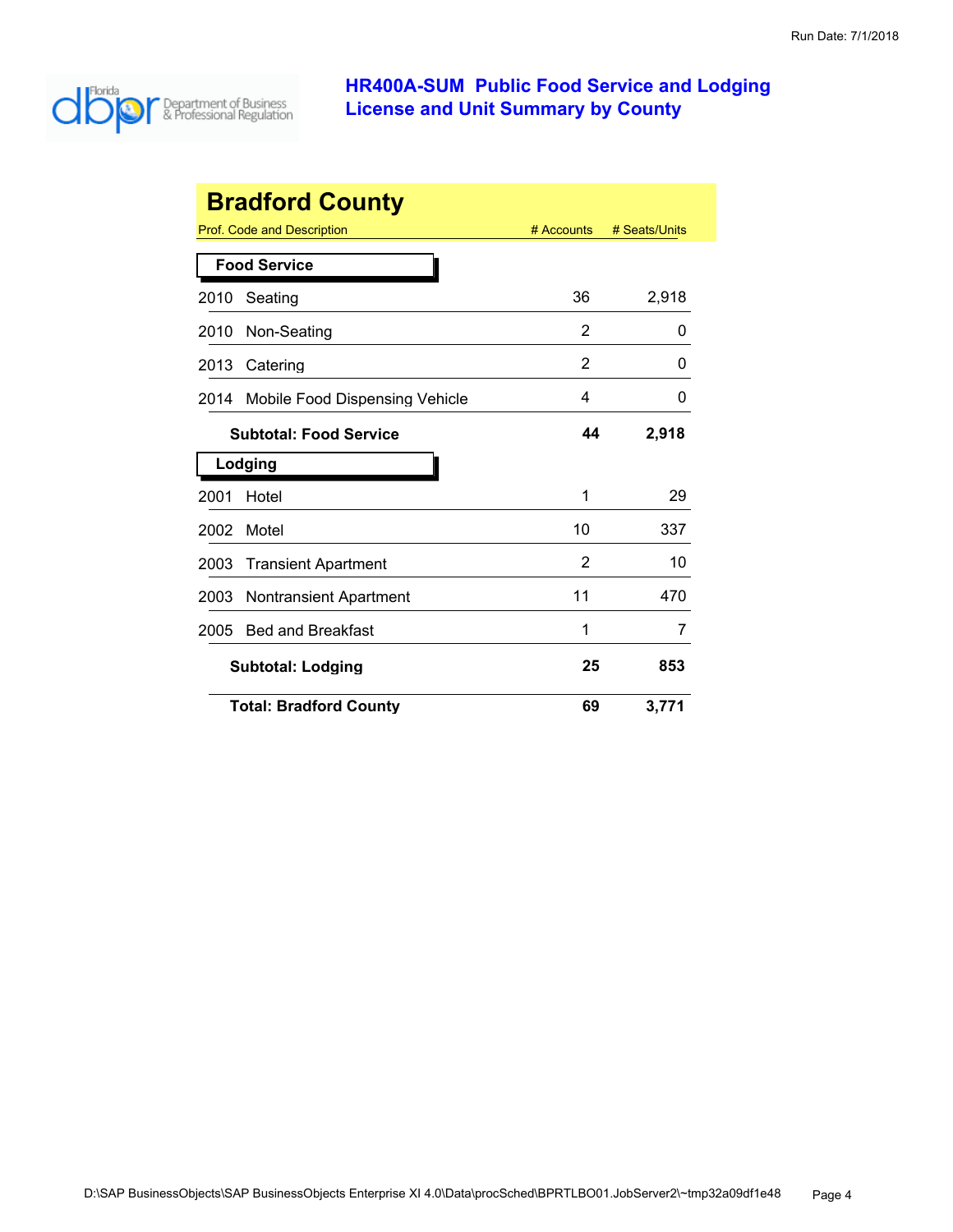# HR400A-SUM Public Food Service and Lodging License and Unit Summary by County

## Bradford County

| Prof. Code and Description | # Accounts | # Seats/Units |
|---|---|---|
| **Food Service** | | |
| 2010 Seating | 36 | 2,918 |
| 2010 Non-Seating | 2 | 0 |
| 2013 Catering | 2 | 0 |
| 2014 Mobile Food Dispensing Vehicle | 4 | 0 |
| **Subtotal: Food Service** | **44** | **2,918** |
| **Lodging** | | |
| 2001 Hotel | 1 | 29 |
| 2002 Motel | 10 | 337 |
| 2003 Transient Apartment | 2 | 10 |
| 2003 Nontransient Apartment | 11 | 470 |
| 2005 Bed and Breakfast | 1 | 7 |
| **Subtotal: Lodging** | **25** | **853** |
| **Total: Bradford County** | **69** | **3,771** |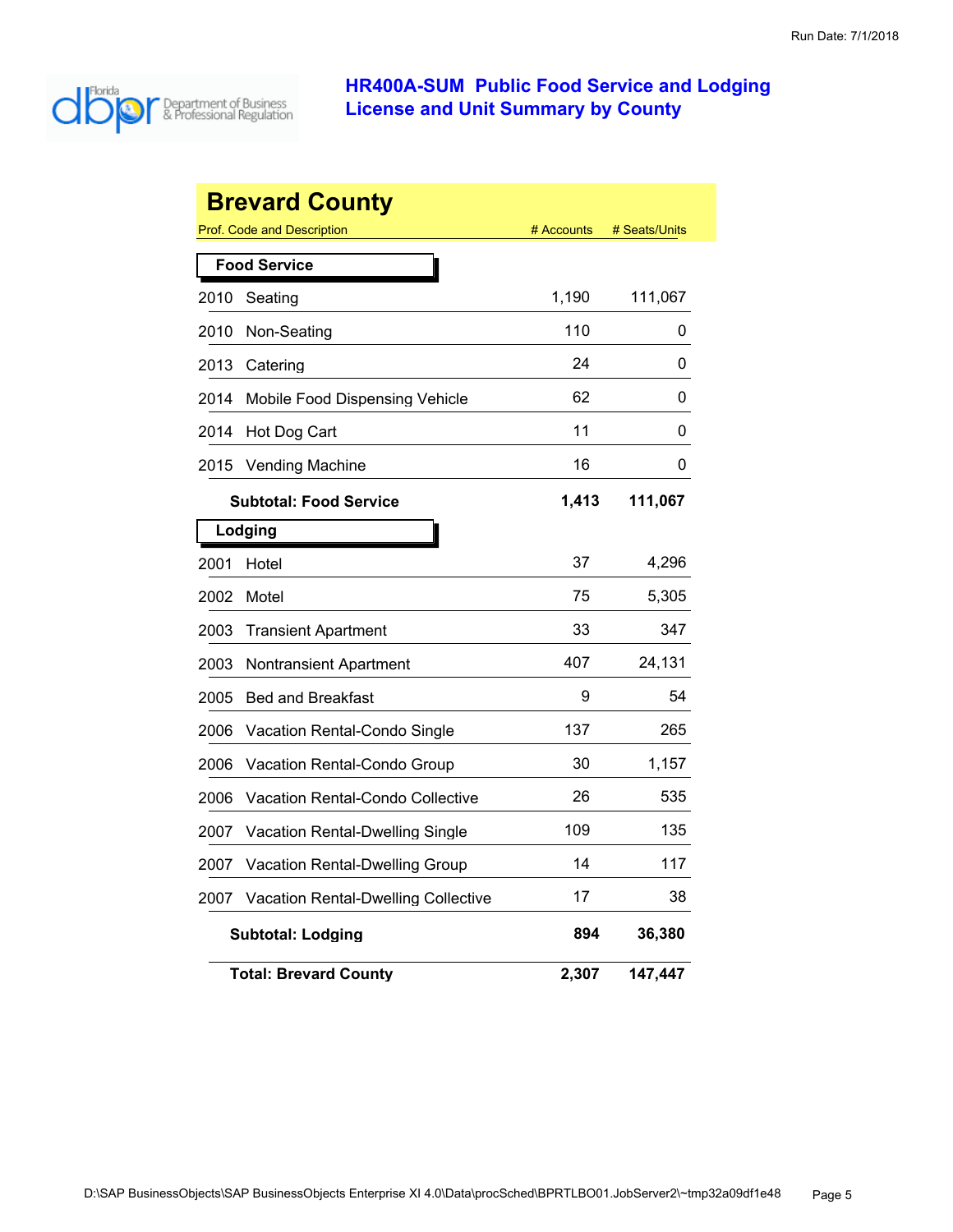# HR400A-SUM Public Food Service and Lodging License and Unit Summary by County

## Brevard County

| Prof. Code and Description | # Accounts | # Seats/Units |
|---|---|---|
| **Food Service** | | |
| 2010 Seating | 1,190 | 111,067 |
| 2010 Non-Seating | 110 | 0 |
| 2013 Catering | 24 | 0 |
| 2014 Mobile Food Dispensing Vehicle | 62 | 0 |
| 2014 Hot Dog Cart | 11 | 0 |
| 2015 Vending Machine | 16 | 0 |
| **Subtotal: Food Service** | **1,413** | **111,067** |
| **Lodging** | | |
| 2001 Hotel | 37 | 4,296 |
| 2002 Motel | 75 | 5,305 |
| 2003 Transient Apartment | 33 | 347 |
| 2003 Nontransient Apartment | 407 | 24,131 |
| 2005 Bed and Breakfast | 9 | 54 |
| 2006 Vacation Rental-Condo Single | 137 | 265 |
| 2006 Vacation Rental-Condo Group | 30 | 1,157 |
| 2006 Vacation Rental-Condo Collective | 26 | 535 |
| 2007 Vacation Rental-Dwelling Single | 109 | 135 |
| 2007 Vacation Rental-Dwelling Group | 14 | 117 |
| 2007 Vacation Rental-Dwelling Collective | 17 | 38 |
| **Subtotal: Lodging** | **894** | **36,380** |
| **Total: Brevard County** | **2,307** | **147,447** |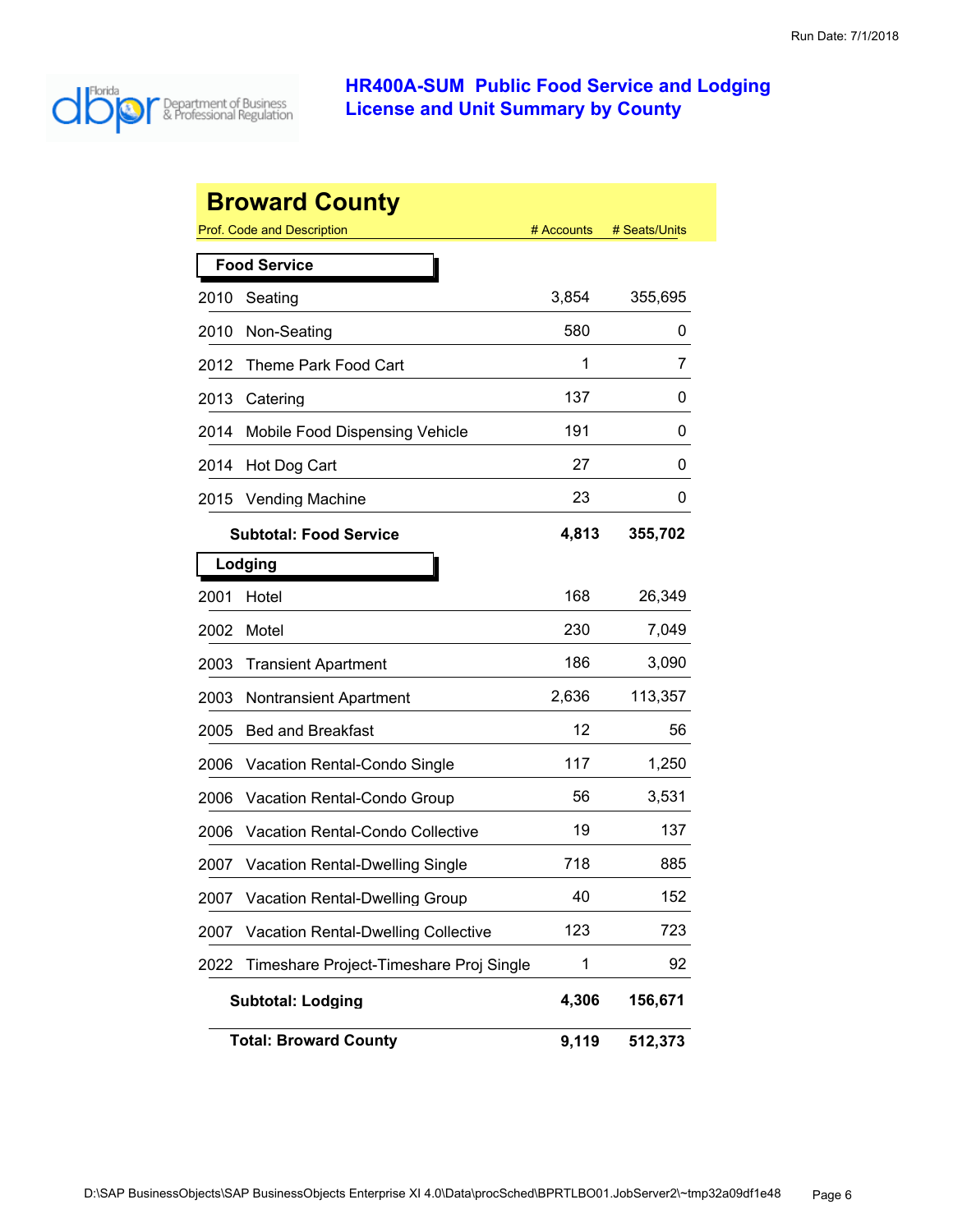# HR400A-SUM Public Food Service and Lodging License and Unit Summary by County

Run Date: 7/1/2018

## Broward County

| Prof. Code and Description | | # Accounts | # Seats/Units |
|---|---|---|---|
| **Food Service** | | | |
| 2010 | Seating | 3,854 | 355,695 |
| 2010 | Non-Seating | 580 | 0 |
| 2012 | Theme Park Food Cart | 1 | 7 |
| 2013 | Catering | 137 | 0 |
| 2014 | Mobile Food Dispensing Vehicle | 191 | 0 |
| 2014 | Hot Dog Cart | 27 | 0 |
| 2015 | Vending Machine | 23 | 0 |
| | **Subtotal: Food Service** | **4,813** | **355,702** |
| **Lodging** | | | |
| 2001 | Hotel | 168 | 26,349 |
| 2002 | Motel | 230 | 7,049 |
| 2003 | Transient Apartment | 186 | 3,090 |
| 2003 | Nontransient Apartment | 2,636 | 113,357 |
| 2005 | Bed and Breakfast | 12 | 56 |
| 2006 | Vacation Rental-Condo Single | 117 | 1,250 |
| 2006 | Vacation Rental-Condo Group | 56 | 3,531 |
| 2006 | Vacation Rental-Condo Collective | 19 | 137 |
| 2007 | Vacation Rental-Dwelling Single | 718 | 885 |
| 2007 | Vacation Rental-Dwelling Group | 40 | 152 |
| 2007 | Vacation Rental-Dwelling Collective | 123 | 723 |
| 2022 | Timeshare Project-Timeshare Proj Single | 1 | 92 |
| | **Subtotal: Lodging** | **4,306** | **156,671** |
| | **Total: Broward County** | **9,119** | **512,373** |

D:\SAP BusinessObjects\SAP BusinessObjects Enterprise XI 4.0\Data\procSched\BPRTLBO01.JobServer2\~tmp32a09df1e48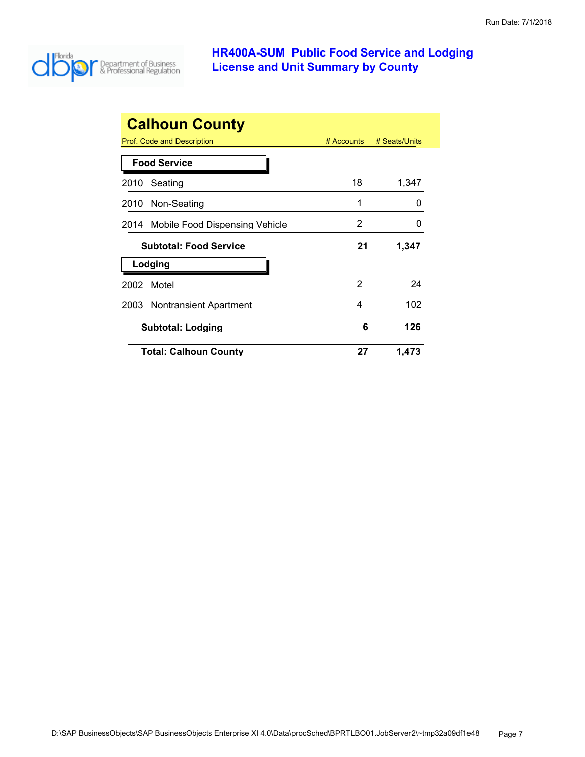# HR400A-SUM Public Food Service and Lodging License and Unit Summary by County

Run Date: 7/1/2018

## Calhoun County

| Prof. Code and Description | # Accounts | # Seats/Units |
|---|---|---|
| **Food Service** | | |
| 2010 Seating | 18 | 1,347 |
| 2010 Non-Seating | 1 | 0 |
| 2014 Mobile Food Dispensing Vehicle | 2 | 0 |
| **Subtotal: Food Service** | **21** | **1,347** |
| **Lodging** | | |
| 2002 Motel | 2 | 24 |
| 2003 Nontransient Apartment | 4 | 102 |
| **Subtotal: Lodging** | **6** | **126** |
| **Total: Calhoun County** | **27** | **1,473** |

D:\SAP BusinessObjects\SAP BusinessObjects Enterprise XI 4.0\Data\procSched\BPRTLBO01.JobServer2\~tmp32a09df1e48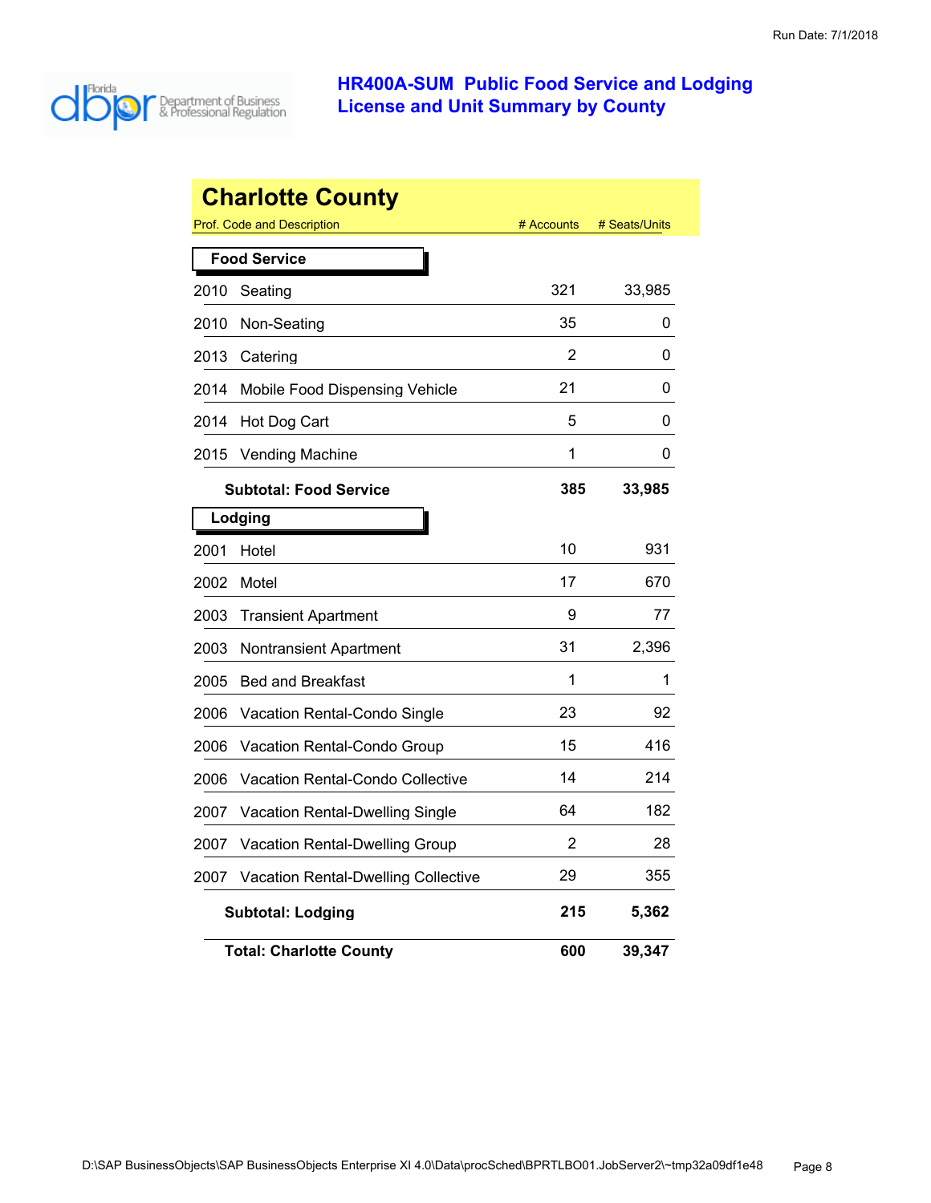Run Date: 7/1/2018

# HR400A-SUM Public Food Service and Lodging License and Unit Summary by County

## Charlotte County

| Prof. Code and Description | | # Accounts | # Seats/Units |
|---|---|---|---|
| **Food Service** | | | |
| 2010 | Seating | 321 | 33,985 |
| 2010 | Non-Seating | 35 | 0 |
| 2013 | Catering | 2 | 0 |
| 2014 | Mobile Food Dispensing Vehicle | 21 | 0 |
| 2014 | Hot Dog Cart | 5 | 0 |
| 2015 | Vending Machine | 1 | 0 |
| **Subtotal: Food Service** | | **385** | **33,985** |
| **Lodging** | | | |
| 2001 | Hotel | 10 | 931 |
| 2002 | Motel | 17 | 670 |
| 2003 | Transient Apartment | 9 | 77 |
| 2003 | Nontransient Apartment | 31 | 2,396 |
| 2005 | Bed and Breakfast | 1 | 1 |
| 2006 | Vacation Rental-Condo Single | 23 | 92 |
| 2006 | Vacation Rental-Condo Group | 15 | 416 |
| 2006 | Vacation Rental-Condo Collective | 14 | 214 |
| 2007 | Vacation Rental-Dwelling Single | 64 | 182 |
| 2007 | Vacation Rental-Dwelling Group | 2 | 28 |
| 2007 | Vacation Rental-Dwelling Collective | 29 | 355 |
| **Subtotal: Lodging** | | **215** | **5,362** |
| **Total: Charlotte County** | | **600** | **39,347** |

D:\SAP BusinessObjects\SAP BusinessObjects Enterprise XI 4.0\Data\procSched\BPRTLBO01.JobServer2\~tmp32a09df1e48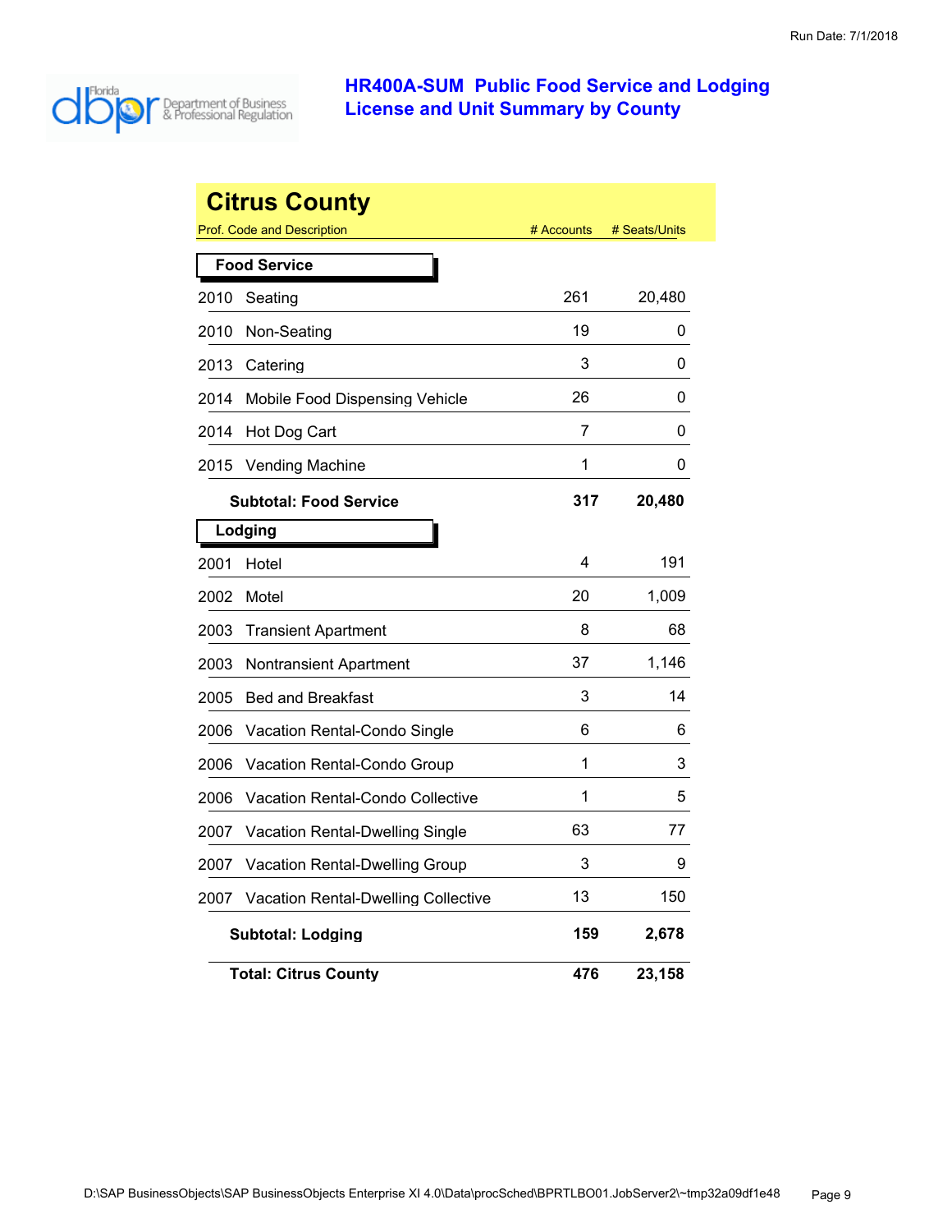# HR400A-SUM Public Food Service and Lodging License and Unit Summary by County

## Citrus County

| Prof. Code and Description | # Accounts | # Seats/Units |
|---|---|---|
| **Food Service** | | |
| 2010 Seating | 261 | 20,480 |
| 2010 Non-Seating | 19 | 0 |
| 2013 Catering | 3 | 0 |
| 2014 Mobile Food Dispensing Vehicle | 26 | 0 |
| 2014 Hot Dog Cart | 7 | 0 |
| 2015 Vending Machine | 1 | 0 |
| **Subtotal: Food Service** | **317** | **20,480** |
| **Lodging** | | |
| 2001 Hotel | 4 | 191 |
| 2002 Motel | 20 | 1,009 |
| 2003 Transient Apartment | 8 | 68 |
| 2003 Nontransient Apartment | 37 | 1,146 |
| 2005 Bed and Breakfast | 3 | 14 |
| 2006 Vacation Rental-Condo Single | 6 | 6 |
| 2006 Vacation Rental-Condo Group | 1 | 3 |
| 2006 Vacation Rental-Condo Collective | 1 | 5 |
| 2007 Vacation Rental-Dwelling Single | 63 | 77 |
| 2007 Vacation Rental-Dwelling Group | 3 | 9 |
| 2007 Vacation Rental-Dwelling Collective | 13 | 150 |
| **Subtotal: Lodging** | **159** | **2,678** |
| **Total: Citrus County** | **476** | **23,158** |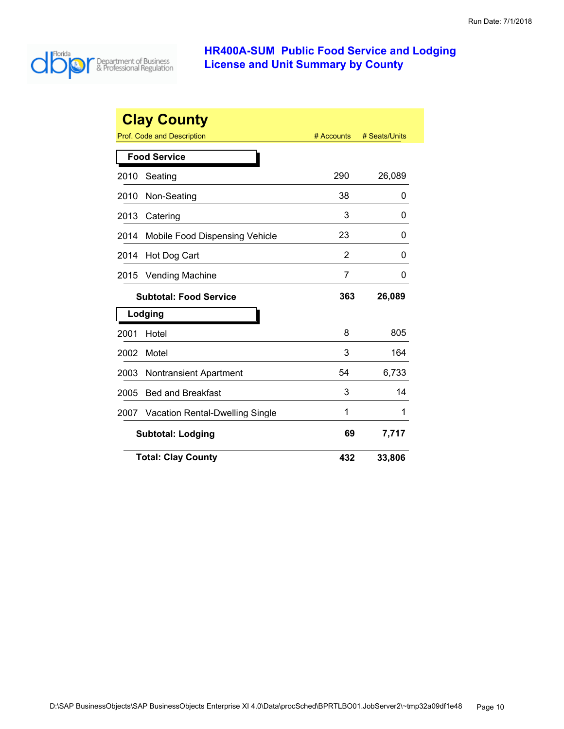# HR400A-SUM Public Food Service and Lodging License and Unit Summary by County

## Clay County

| Prof. Code and Description | # Accounts | # Seats/Units |
|---|---|---|
| **Food Service** | | |
| 2010 Seating | 290 | 26,089 |
| 2010 Non-Seating | 38 | 0 |
| 2013 Catering | 3 | 0 |
| 2014 Mobile Food Dispensing Vehicle | 23 | 0 |
| 2014 Hot Dog Cart | 2 | 0 |
| 2015 Vending Machine | 7 | 0 |
| **Subtotal: Food Service** | **363** | **26,089** |
| **Lodging** | | |
| 2001 Hotel | 8 | 805 |
| 2002 Motel | 3 | 164 |
| 2003 Nontransient Apartment | 54 | 6,733 |
| 2005 Bed and Breakfast | 3 | 14 |
| 2007 Vacation Rental-Dwelling Single | 1 | 1 |
| **Subtotal: Lodging** | **69** | **7,717** |
| **Total: Clay County** | **432** | **33,806** |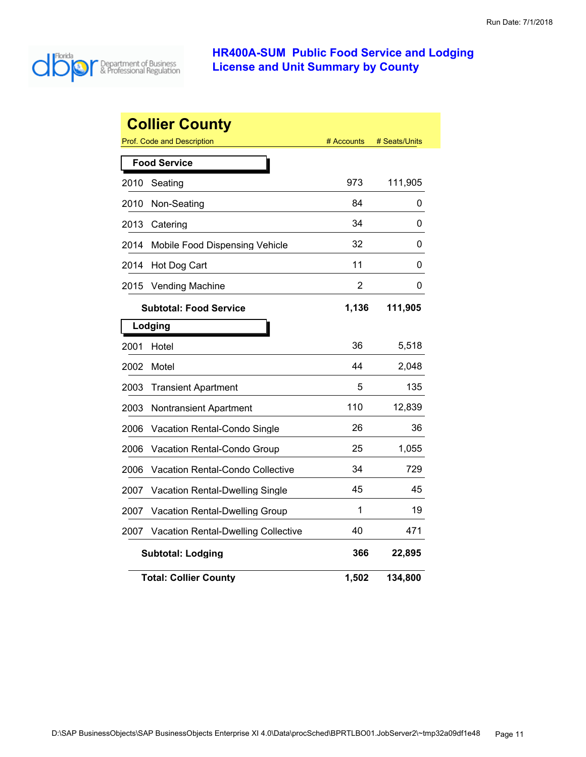# HR400A-SUM Public Food Service and Lodging License and Unit Summary by County

## Collier County

| Prof. Code and Description | # Accounts | # Seats/Units |
|---|---|---|
| **Food Service** | | |
| 2010 Seating | 973 | 111,905 |
| 2010 Non-Seating | 84 | 0 |
| 2013 Catering | 34 | 0 |
| 2014 Mobile Food Dispensing Vehicle | 32 | 0 |
| 2014 Hot Dog Cart | 11 | 0 |
| 2015 Vending Machine | 2 | 0 |
| **Subtotal: Food Service** | **1,136** | **111,905** |
| **Lodging** | | |
| 2001 Hotel | 36 | 5,518 |
| 2002 Motel | 44 | 2,048 |
| 2003 Transient Apartment | 5 | 135 |
| 2003 Nontransient Apartment | 110 | 12,839 |
| 2006 Vacation Rental-Condo Single | 26 | 36 |
| 2006 Vacation Rental-Condo Group | 25 | 1,055 |
| 2006 Vacation Rental-Condo Collective | 34 | 729 |
| 2007 Vacation Rental-Dwelling Single | 45 | 45 |
| 2007 Vacation Rental-Dwelling Group | 1 | 19 |
| 2007 Vacation Rental-Dwelling Collective | 40 | 471 |
| **Subtotal: Lodging** | **366** | **22,895** |
| **Total: Collier County** | **1,502** | **134,800** |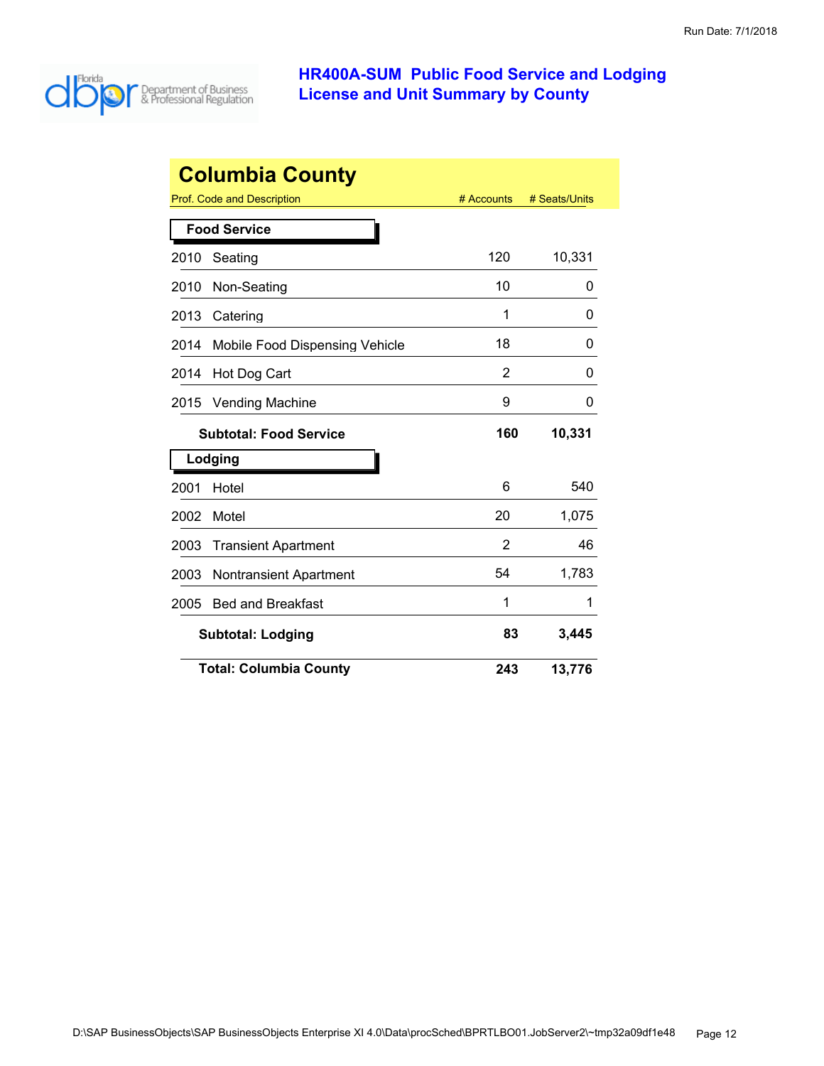# HR400A-SUM Public Food Service and Lodging License and Unit Summary by County

Run Date: 7/1/2018

## Columbia County

| Prof. Code and Description | # Accounts | # Seats/Units |
|---|---|---|
| **Food Service** | | |
| 2010 Seating | 120 | 10,331 |
| 2010 Non-Seating | 10 | 0 |
| 2013 Catering | 1 | 0 |
| 2014 Mobile Food Dispensing Vehicle | 18 | 0 |
| 2014 Hot Dog Cart | 2 | 0 |
| 2015 Vending Machine | 9 | 0 |
| **Subtotal: Food Service** | **160** | **10,331** |
| **Lodging** | | |
| 2001 Hotel | 6 | 540 |
| 2002 Motel | 20 | 1,075 |
| 2003 Transient Apartment | 2 | 46 |
| 2003 Nontransient Apartment | 54 | 1,783 |
| 2005 Bed and Breakfast | 1 | 1 |
| **Subtotal: Lodging** | **83** | **3,445** |
| **Total: Columbia County** | **243** | **13,776** |

D:\SAP BusinessObjects\SAP BusinessObjects Enterprise XI 4.0\Data\procSched\BPRTLBO01.JobServer2\~tmp32a09df1e48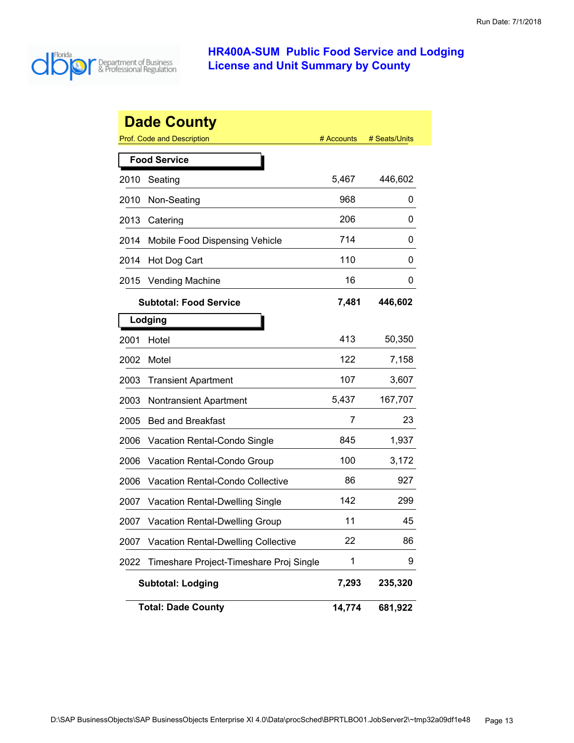Run Date: 7/1/2018

# HR400A-SUM Public Food Service and Lodging License and Unit Summary by County

## Dade County

| Prof. Code and Description | | # Accounts | # Seats/Units |
|---|---|---|---|
| **Food Service** | | | |
| 2010 | Seating | 5,467 | 446,602 |
| 2010 | Non-Seating | 968 | 0 |
| 2013 | Catering | 206 | 0 |
| 2014 | Mobile Food Dispensing Vehicle | 714 | 0 |
| 2014 | Hot Dog Cart | 110 | 0 |
| 2015 | Vending Machine | 16 | 0 |
| | **Subtotal: Food Service** | **7,481** | **446,602** |
| **Lodging** | | | |
| 2001 | Hotel | 413 | 50,350 |
| 2002 | Motel | 122 | 7,158 |
| 2003 | Transient Apartment | 107 | 3,607 |
| 2003 | Nontransient Apartment | 5,437 | 167,707 |
| 2005 | Bed and Breakfast | 7 | 23 |
| 2006 | Vacation Rental-Condo Single | 845 | 1,937 |
| 2006 | Vacation Rental-Condo Group | 100 | 3,172 |
| 2006 | Vacation Rental-Condo Collective | 86 | 927 |
| 2007 | Vacation Rental-Dwelling Single | 142 | 299 |
| 2007 | Vacation Rental-Dwelling Group | 11 | 45 |
| 2007 | Vacation Rental-Dwelling Collective | 22 | 86 |
| 2022 | Timeshare Project-Timeshare Proj Single | 1 | 9 |
| | **Subtotal: Lodging** | **7,293** | **235,320** |
| | **Total: Dade County** | **14,774** | **681,922** |

D:\SAP BusinessObjects\SAP BusinessObjects Enterprise XI 4.0\Data\procSched\BPRTLBO01.JobServer2\~tmp32a09df1e48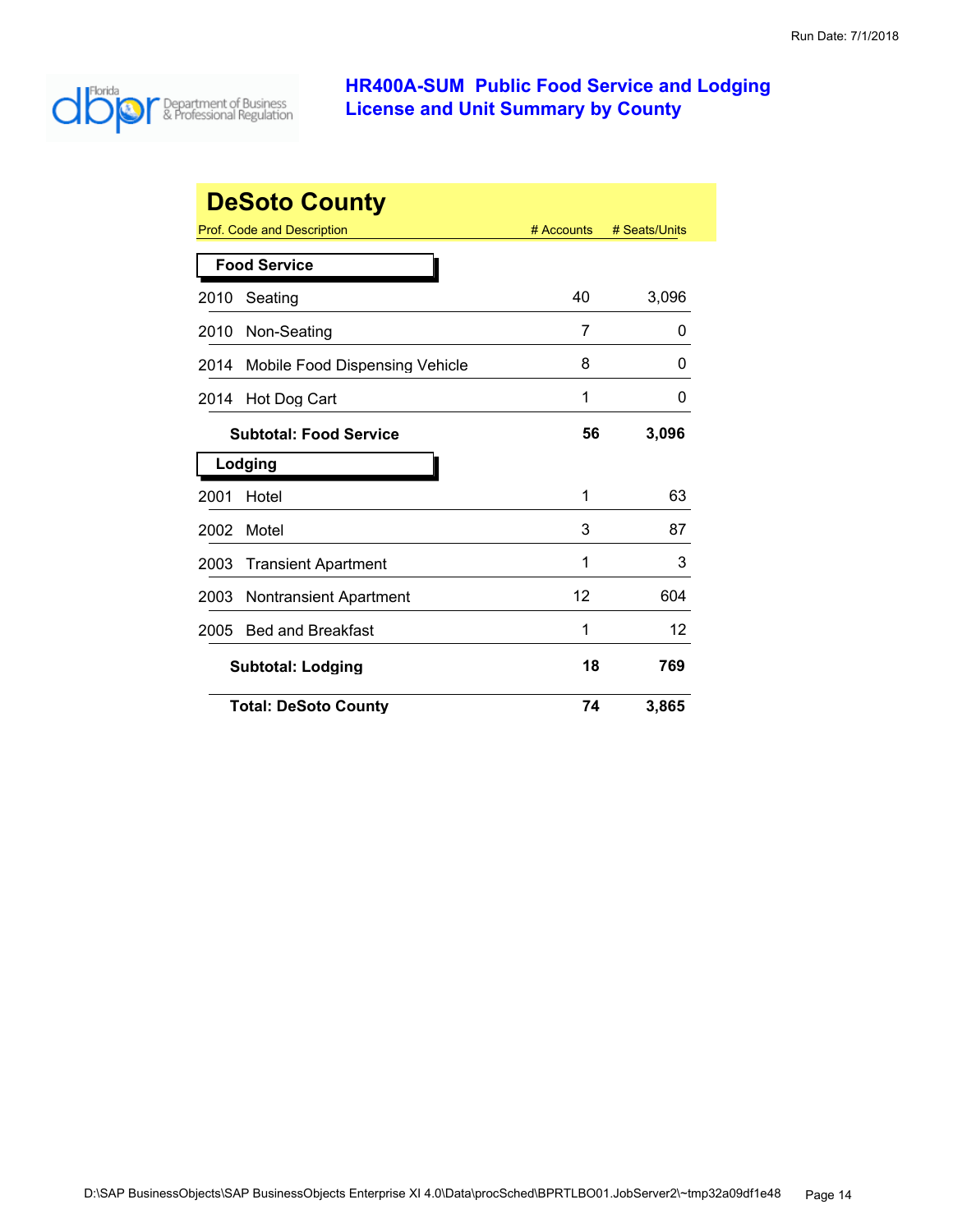# HR400A-SUM Public Food Service and Lodging License and Unit Summary by County

## DeSoto County

| Prof. Code and Description | # Accounts | # Seats/Units |
|---|---|---|
| **Food Service** | | |
| 2010 Seating | 40 | 3,096 |
| 2010 Non-Seating | 7 | 0 |
| 2014 Mobile Food Dispensing Vehicle | 8 | 0 |
| 2014 Hot Dog Cart | 1 | 0 |
| **Subtotal: Food Service** | **56** | **3,096** |
| **Lodging** | | |
| 2001 Hotel | 1 | 63 |
| 2002 Motel | 3 | 87 |
| 2003 Transient Apartment | 1 | 3 |
| 2003 Nontransient Apartment | 12 | 604 |
| 2005 Bed and Breakfast | 1 | 12 |
| **Subtotal: Lodging** | **18** | **769** |
| **Total: DeSoto County** | **74** | **3,865** |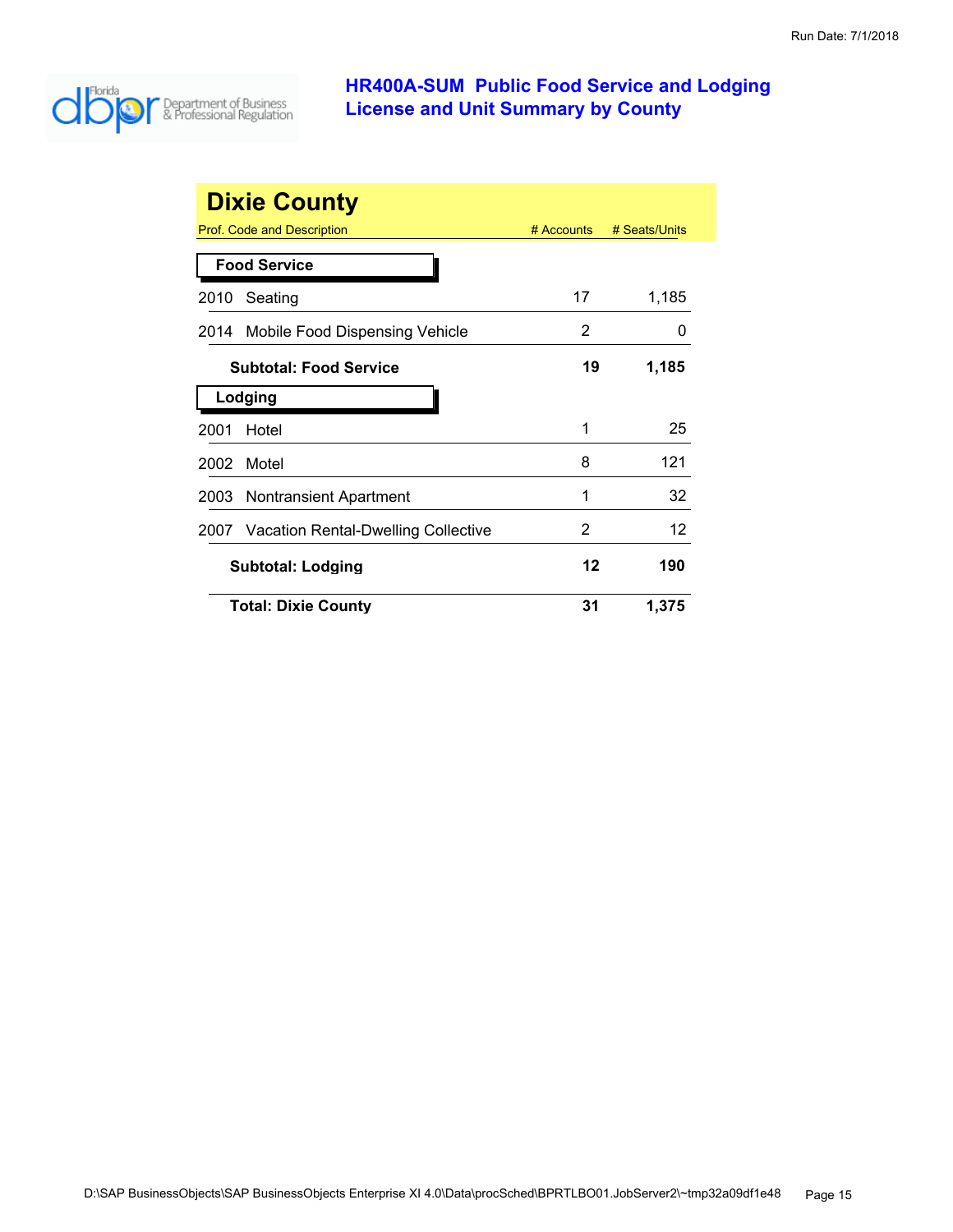# HR400A-SUM Public Food Service and Lodging License and Unit Summary by County

## Dixie County

| Prof. Code and Description | # Accounts | # Seats/Units |
|---|---|---|
| **Food Service** | | |
| 2010 Seating | 17 | 1,185 |
| 2014 Mobile Food Dispensing Vehicle | 2 | 0 |
| **Subtotal: Food Service** | **19** | **1,185** |
| **Lodging** | | |
| 2001 Hotel | 1 | 25 |
| 2002 Motel | 8 | 121 |
| 2003 Nontransient Apartment | 1 | 32 |
| 2007 Vacation Rental-Dwelling Collective | 2 | 12 |
| **Subtotal: Lodging** | **12** | **190** |
| **Total: Dixie County** | **31** | **1,375** |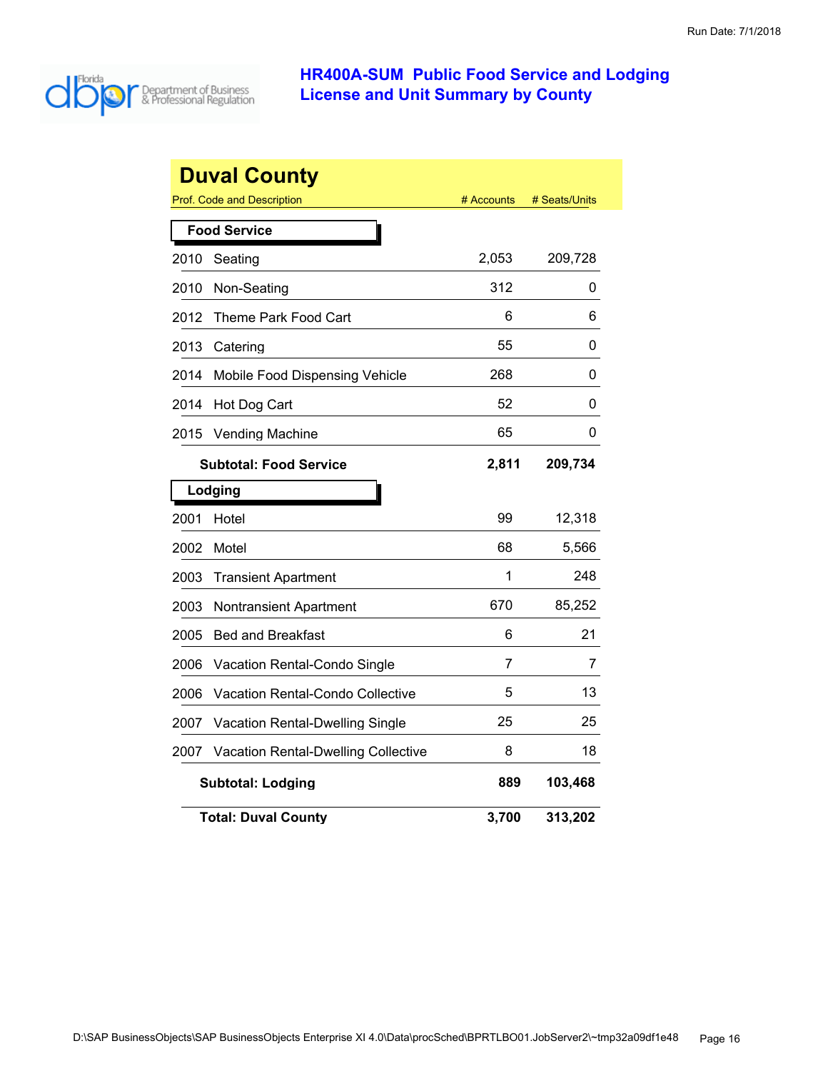Run Date: 7/1/2018

# HR400A-SUM Public Food Service and Lodging License and Unit Summary by County

## Duval County

| Prof. Code and Description | | # Accounts | # Seats/Units |
|---|---|---|---|
| **Food Service** | | | |
| 2010 | Seating | 2,053 | 209,728 |
| 2010 | Non-Seating | 312 | 0 |
| 2012 | Theme Park Food Cart | 6 | 6 |
| 2013 | Catering | 55 | 0 |
| 2014 | Mobile Food Dispensing Vehicle | 268 | 0 |
| 2014 | Hot Dog Cart | 52 | 0 |
| 2015 | Vending Machine | 65 | 0 |
| | **Subtotal: Food Service** | **2,811** | **209,734** |
| **Lodging** | | | |
| 2001 | Hotel | 99 | 12,318 |
| 2002 | Motel | 68 | 5,566 |
| 2003 | Transient Apartment | 1 | 248 |
| 2003 | Nontransient Apartment | 670 | 85,252 |
| 2005 | Bed and Breakfast | 6 | 21 |
| 2006 | Vacation Rental-Condo Single | 7 | 7 |
| 2006 | Vacation Rental-Condo Collective | 5 | 13 |
| 2007 | Vacation Rental-Dwelling Single | 25 | 25 |
| 2007 | Vacation Rental-Dwelling Collective | 8 | 18 |
| | **Subtotal: Lodging** | **889** | **103,468** |
| | **Total: Duval County** | **3,700** | **313,202** |

D:\SAP BusinessObjects\SAP BusinessObjects Enterprise XI 4.0\Data\procSched\BPRTLBO01.JobServer2\~tmp32a09df1e48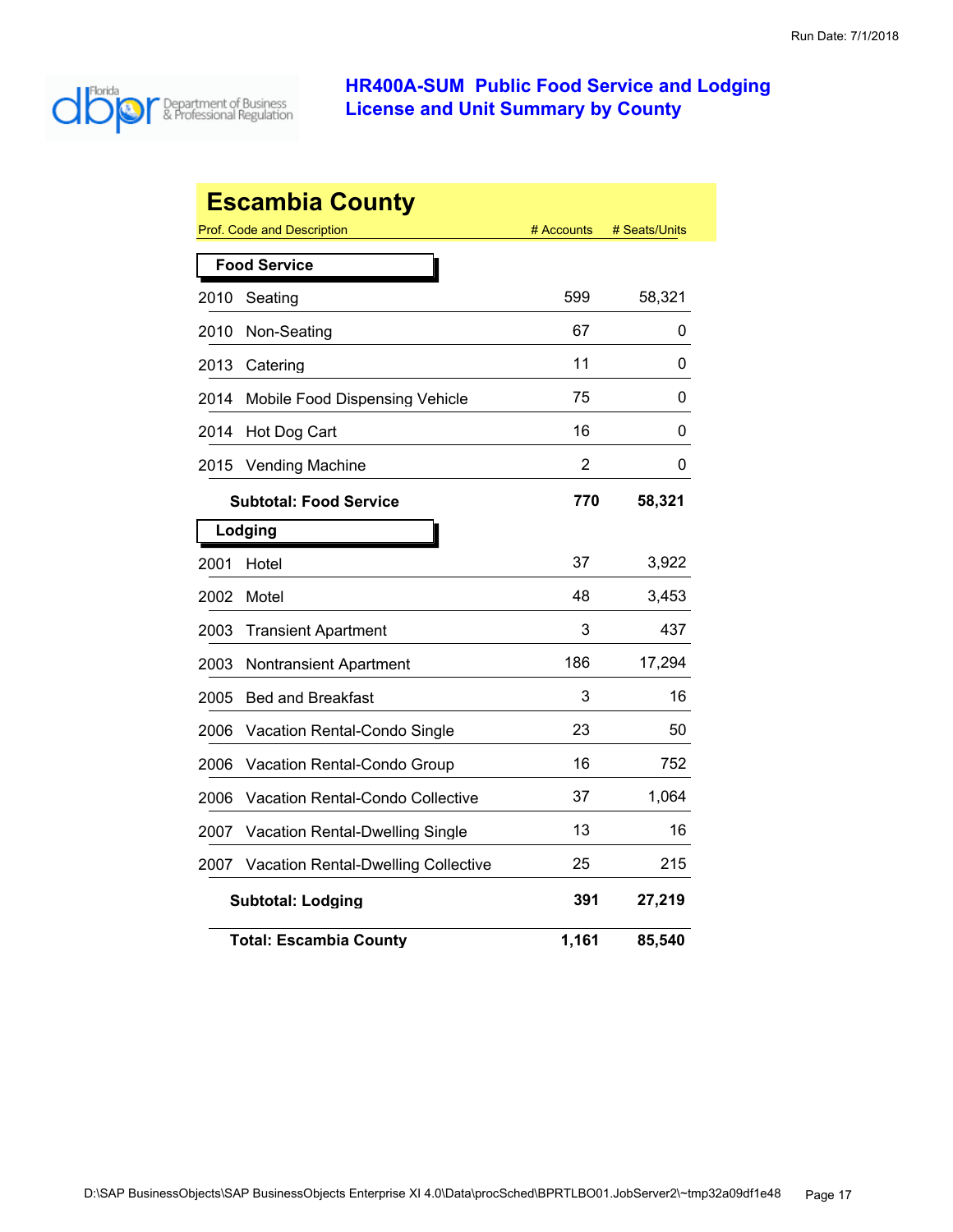# HR400A-SUM Public Food Service and Lodging License and Unit Summary by County

## Escambia County

| Prof. Code and Description | # Accounts | # Seats/Units |
|---|---|---|
| **Food Service** | | |
| 2010 Seating | 599 | 58,321 |
| 2010 Non-Seating | 67 | 0 |
| 2013 Catering | 11 | 0 |
| 2014 Mobile Food Dispensing Vehicle | 75 | 0 |
| 2014 Hot Dog Cart | 16 | 0 |
| 2015 Vending Machine | 2 | 0 |
| **Subtotal: Food Service** | **770** | **58,321** |
| **Lodging** | | |
| 2001 Hotel | 37 | 3,922 |
| 2002 Motel | 48 | 3,453 |
| 2003 Transient Apartment | 3 | 437 |
| 2003 Nontransient Apartment | 186 | 17,294 |
| 2005 Bed and Breakfast | 3 | 16 |
| 2006 Vacation Rental-Condo Single | 23 | 50 |
| 2006 Vacation Rental-Condo Group | 16 | 752 |
| 2006 Vacation Rental-Condo Collective | 37 | 1,064 |
| 2007 Vacation Rental-Dwelling Single | 13 | 16 |
| 2007 Vacation Rental-Dwelling Collective | 25 | 215 |
| **Subtotal: Lodging** | **391** | **27,219** |
| **Total: Escambia County** | **1,161** | **85,540** |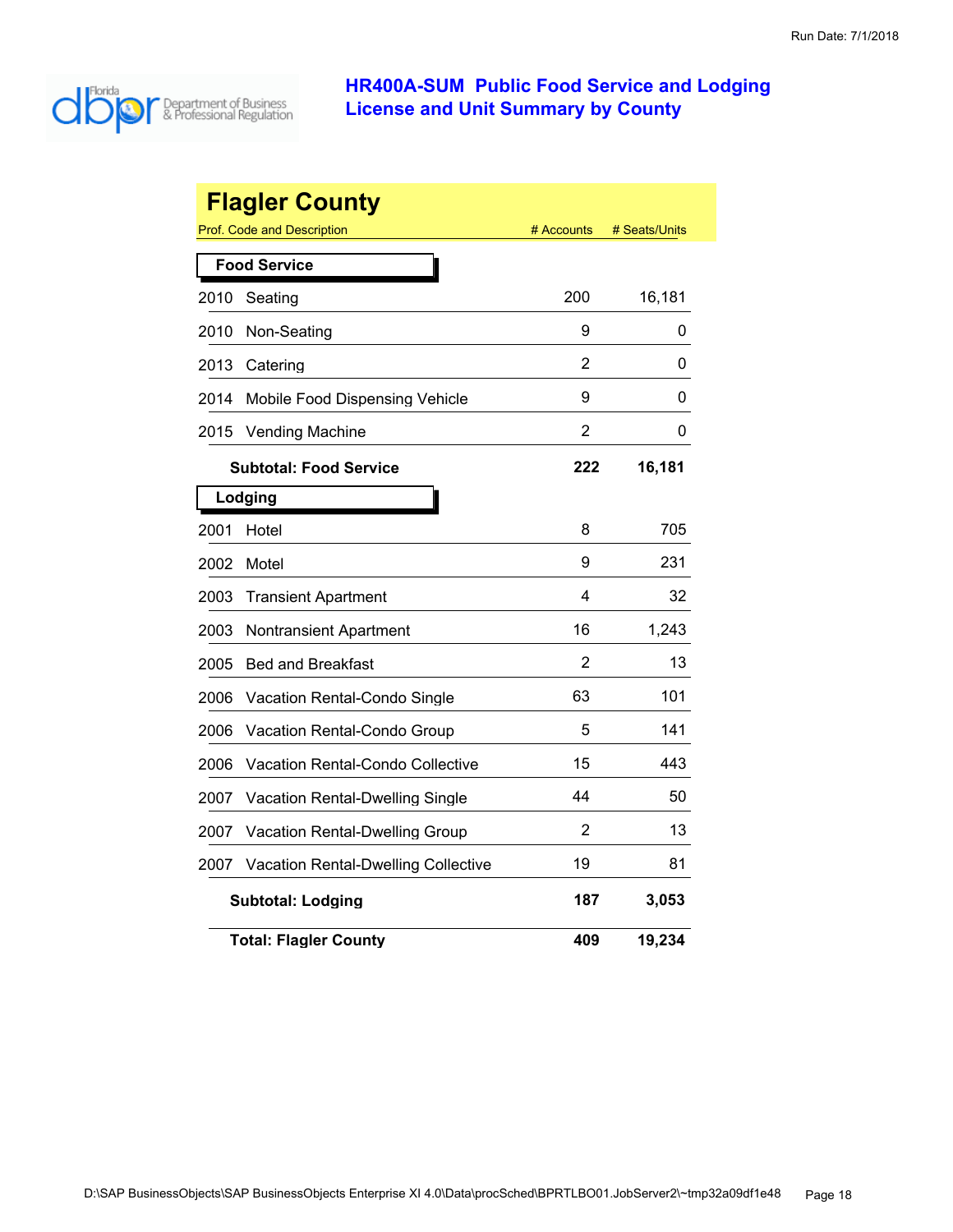# HR400A-SUM Public Food Service and Lodging License and Unit Summary by County

## Flagler County

| Prof. Code and Description | | # Accounts | # Seats/Units |
|---|---|---|---|
| **Food Service** | | | |
| 2010 | Seating | 200 | 16,181 |
| 2010 | Non-Seating | 9 | 0 |
| 2013 | Catering | 2 | 0 |
| 2014 | Mobile Food Dispensing Vehicle | 9 | 0 |
| 2015 | Vending Machine | 2 | 0 |
| | **Subtotal: Food Service** | **222** | **16,181** |
| **Lodging** | | | |
| 2001 | Hotel | 8 | 705 |
| 2002 | Motel | 9 | 231 |
| 2003 | Transient Apartment | 4 | 32 |
| 2003 | Nontransient Apartment | 16 | 1,243 |
| 2005 | Bed and Breakfast | 2 | 13 |
| 2006 | Vacation Rental-Condo Single | 63 | 101 |
| 2006 | Vacation Rental-Condo Group | 5 | 141 |
| 2006 | Vacation Rental-Condo Collective | 15 | 443 |
| 2007 | Vacation Rental-Dwelling Single | 44 | 50 |
| 2007 | Vacation Rental-Dwelling Group | 2 | 13 |
| 2007 | Vacation Rental-Dwelling Collective | 19 | 81 |
| | **Subtotal: Lodging** | **187** | **3,053** |
| | **Total: Flagler County** | **409** | **19,234** |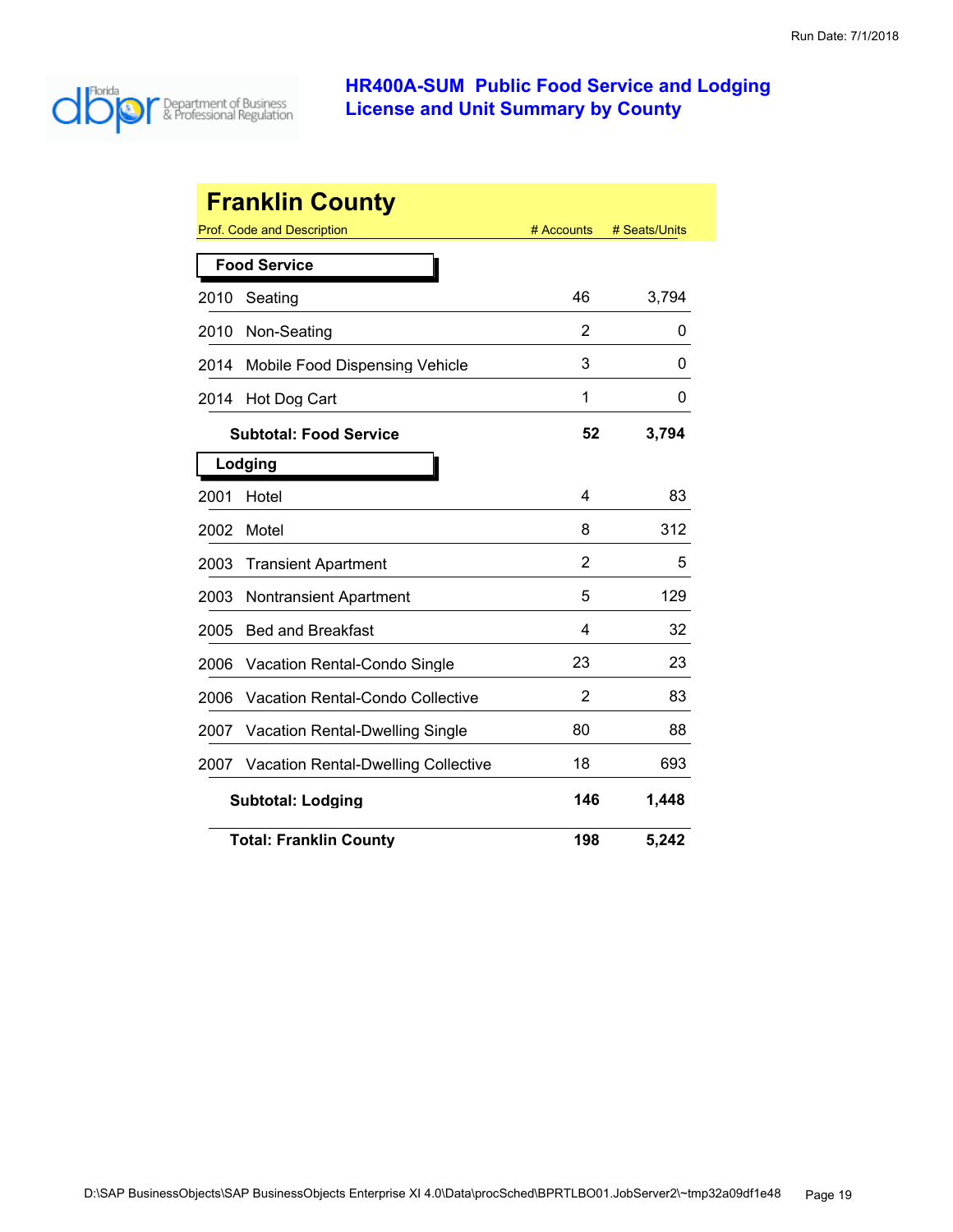# HR400A-SUM Public Food Service and Lodging License and Unit Summary by County

## Franklin County

| Prof. Code and Description | # Accounts | # Seats/Units |
|---|---|---|
| **Food Service** | | |
| 2010 Seating | 46 | 3,794 |
| 2010 Non-Seating | 2 | 0 |
| 2014 Mobile Food Dispensing Vehicle | 3 | 0 |
| 2014 Hot Dog Cart | 1 | 0 |
| **Subtotal: Food Service** | **52** | **3,794** |
| **Lodging** | | |
| 2001 Hotel | 4 | 83 |
| 2002 Motel | 8 | 312 |
| 2003 Transient Apartment | 2 | 5 |
| 2003 Nontransient Apartment | 5 | 129 |
| 2005 Bed and Breakfast | 4 | 32 |
| 2006 Vacation Rental-Condo Single | 23 | 23 |
| 2006 Vacation Rental-Condo Collective | 2 | 83 |
| 2007 Vacation Rental-Dwelling Single | 80 | 88 |
| 2007 Vacation Rental-Dwelling Collective | 18 | 693 |
| **Subtotal: Lodging** | **146** | **1,448** |
| **Total: Franklin County** | **198** | **5,242** |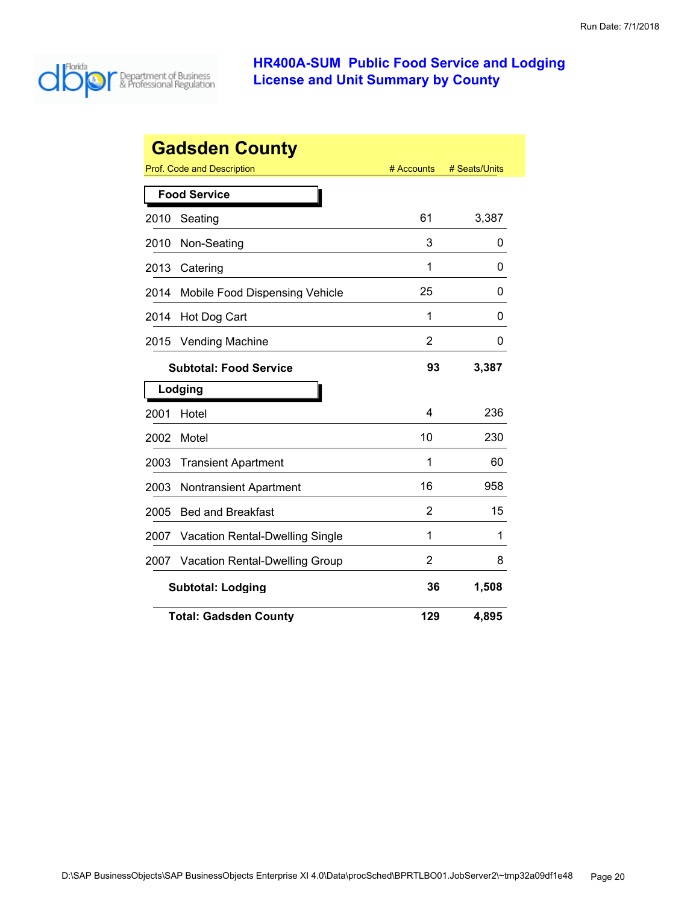# HR400A-SUM Public Food Service and Lodging License and Unit Summary by County

## Gadsden County

| Prof. Code and Description | | # Accounts | # Seats/Units |
|---|---|---|---|
| **Food Service** | | | |
| 2010 | Seating | 61 | 3,387 |
| 2010 | Non-Seating | 3 | 0 |
| 2013 | Catering | 1 | 0 |
| 2014 | Mobile Food Dispensing Vehicle | 25 | 0 |
| 2014 | Hot Dog Cart | 1 | 0 |
| 2015 | Vending Machine | 2 | 0 |
| **Subtotal: Food Service** | | **93** | **3,387** |
| **Lodging** | | | |
| 2001 | Hotel | 4 | 236 |
| 2002 | Motel | 10 | 230 |
| 2003 | Transient Apartment | 1 | 60 |
| 2003 | Nontransient Apartment | 16 | 958 |
| 2005 | Bed and Breakfast | 2 | 15 |
| 2007 | Vacation Rental-Dwelling Single | 1 | 1 |
| 2007 | Vacation Rental-Dwelling Group | 2 | 8 |
| **Subtotal: Lodging** | | **36** | **1,508** |
| **Total: Gadsden County** | | **129** | **4,895** |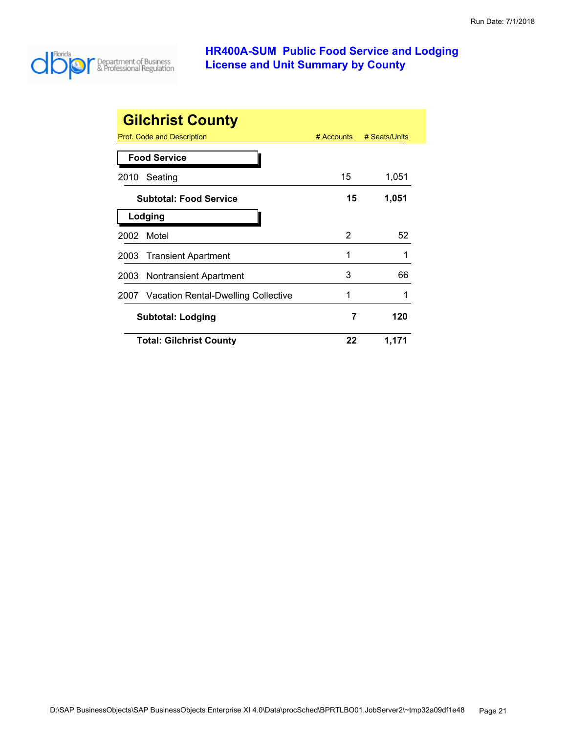# HR400A-SUM Public Food Service and Lodging License and Unit Summary by County

## Gilchrist County

| Prof. Code and Description | # Accounts | # Seats/Units |
|---|---|---|
| **Food Service** | | |
| 2010 Seating | 15 | 1,051 |
| **Subtotal: Food Service** | **15** | **1,051** |
| **Lodging** | | |
| 2002 Motel | 2 | 52 |
| 2003 Transient Apartment | 1 | 1 |
| 2003 Nontransient Apartment | 3 | 66 |
| 2007 Vacation Rental-Dwelling Collective | 1 | 1 |
| **Subtotal: Lodging** | **7** | **120** |
| **Total: Gilchrist County** | **22** | **1,171** |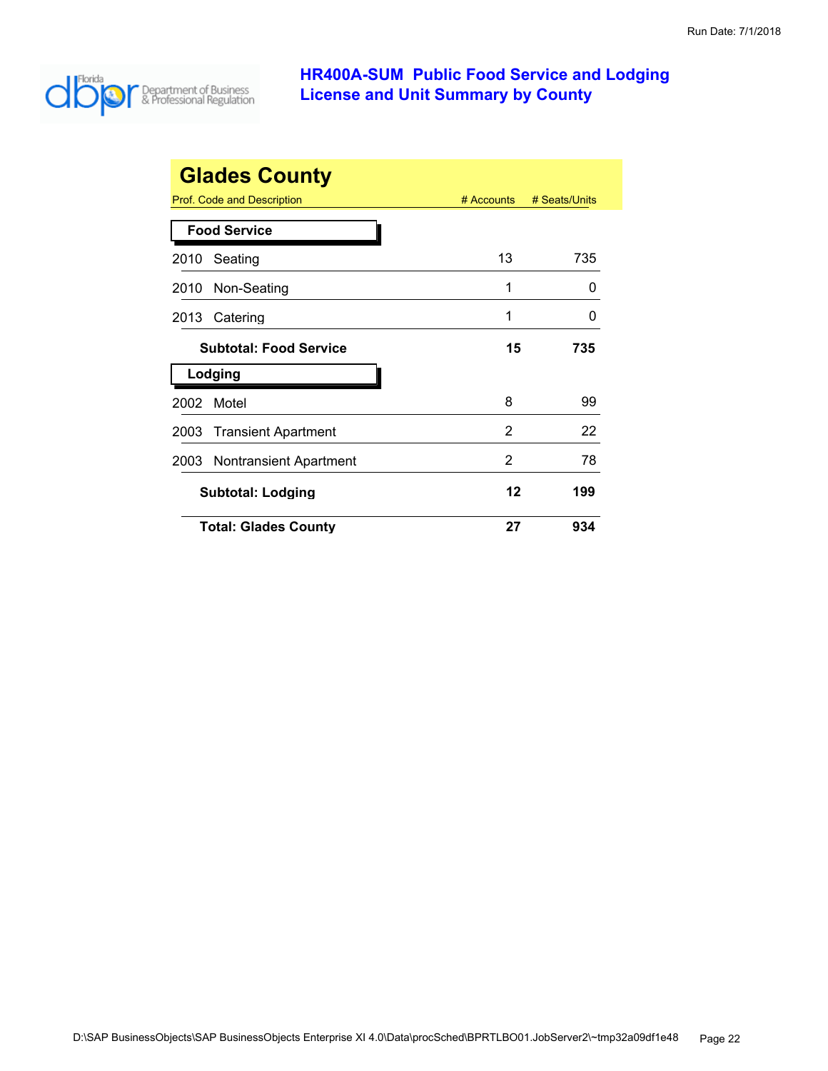# HR400A-SUM Public Food Service and Lodging License and Unit Summary by County

Run Date: 7/1/2018

## Glades County

| Prof. Code and Description | # Accounts | # Seats/Units |
|---|---|---|
| **Food Service** | | |
| 2010 Seating | 13 | 735 |
| 2010 Non-Seating | 1 | 0 |
| 2013 Catering | 1 | 0 |
| **Subtotal: Food Service** | **15** | **735** |
| **Lodging** | | |
| 2002 Motel | 8 | 99 |
| 2003 Transient Apartment | 2 | 22 |
| 2003 Nontransient Apartment | 2 | 78 |
| **Subtotal: Lodging** | **12** | **199** |
| **Total: Glades County** | **27** | **934** |

D:\SAP BusinessObjects\SAP BusinessObjects Enterprise XI 4.0\Data\procSched\BPRTLBO01.JobServer2\~tmp32a09df1e48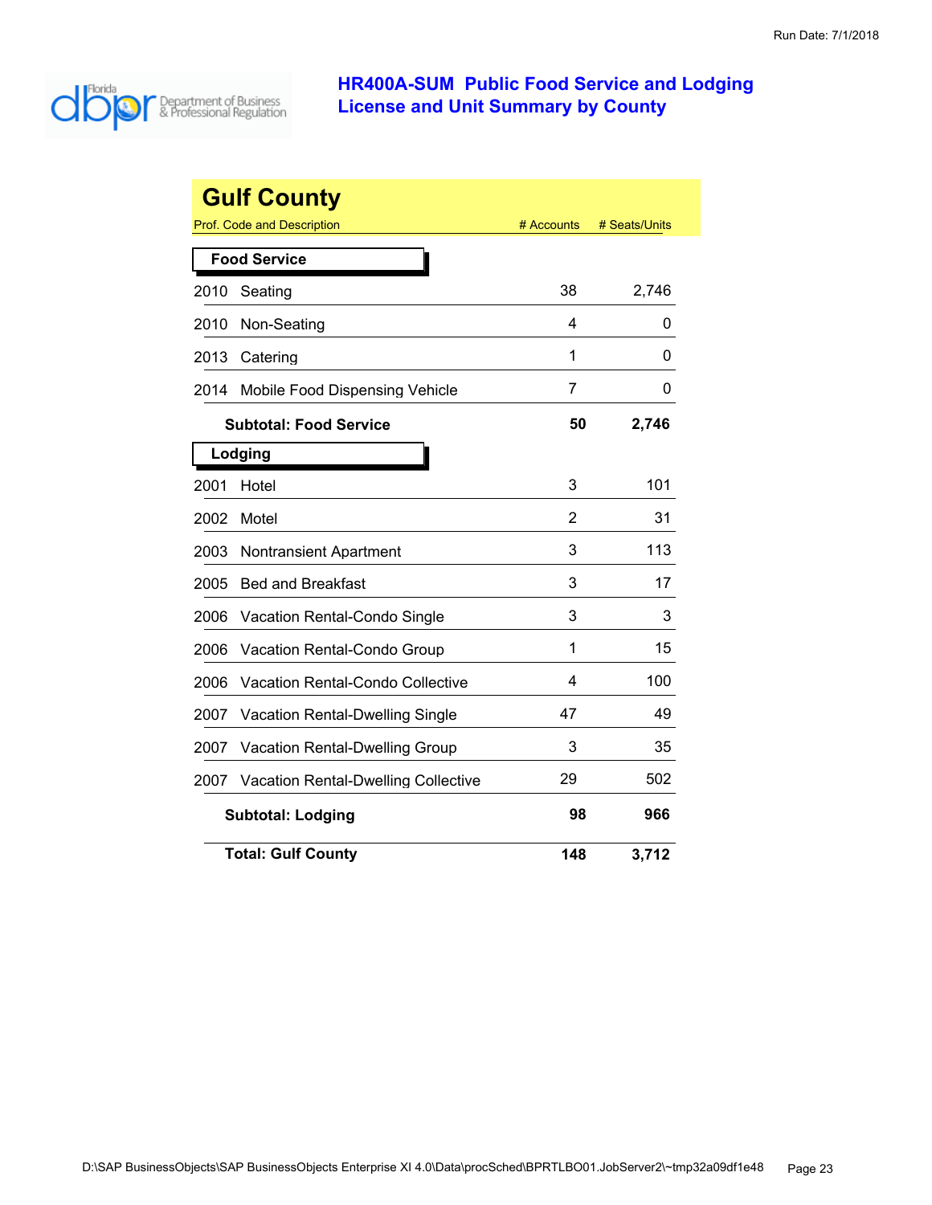# HR400A-SUM Public Food Service and Lodging License and Unit Summary by County

## Gulf County

| Prof. Code and Description | # Accounts | # Seats/Units |
|---|---|---|
| **Food Service** | | |
| 2010 Seating | 38 | 2,746 |
| 2010 Non-Seating | 4 | 0 |
| 2013 Catering | 1 | 0 |
| 2014 Mobile Food Dispensing Vehicle | 7 | 0 |
| **Subtotal: Food Service** | **50** | **2,746** |
| **Lodging** | | |
| 2001 Hotel | 3 | 101 |
| 2002 Motel | 2 | 31 |
| 2003 Nontransient Apartment | 3 | 113 |
| 2005 Bed and Breakfast | 3 | 17 |
| 2006 Vacation Rental-Condo Single | 3 | 3 |
| 2006 Vacation Rental-Condo Group | 1 | 15 |
| 2006 Vacation Rental-Condo Collective | 4 | 100 |
| 2007 Vacation Rental-Dwelling Single | 47 | 49 |
| 2007 Vacation Rental-Dwelling Group | 3 | 35 |
| 2007 Vacation Rental-Dwelling Collective | 29 | 502 |
| **Subtotal: Lodging** | **98** | **966** |
| **Total: Gulf County** | **148** | **3,712** |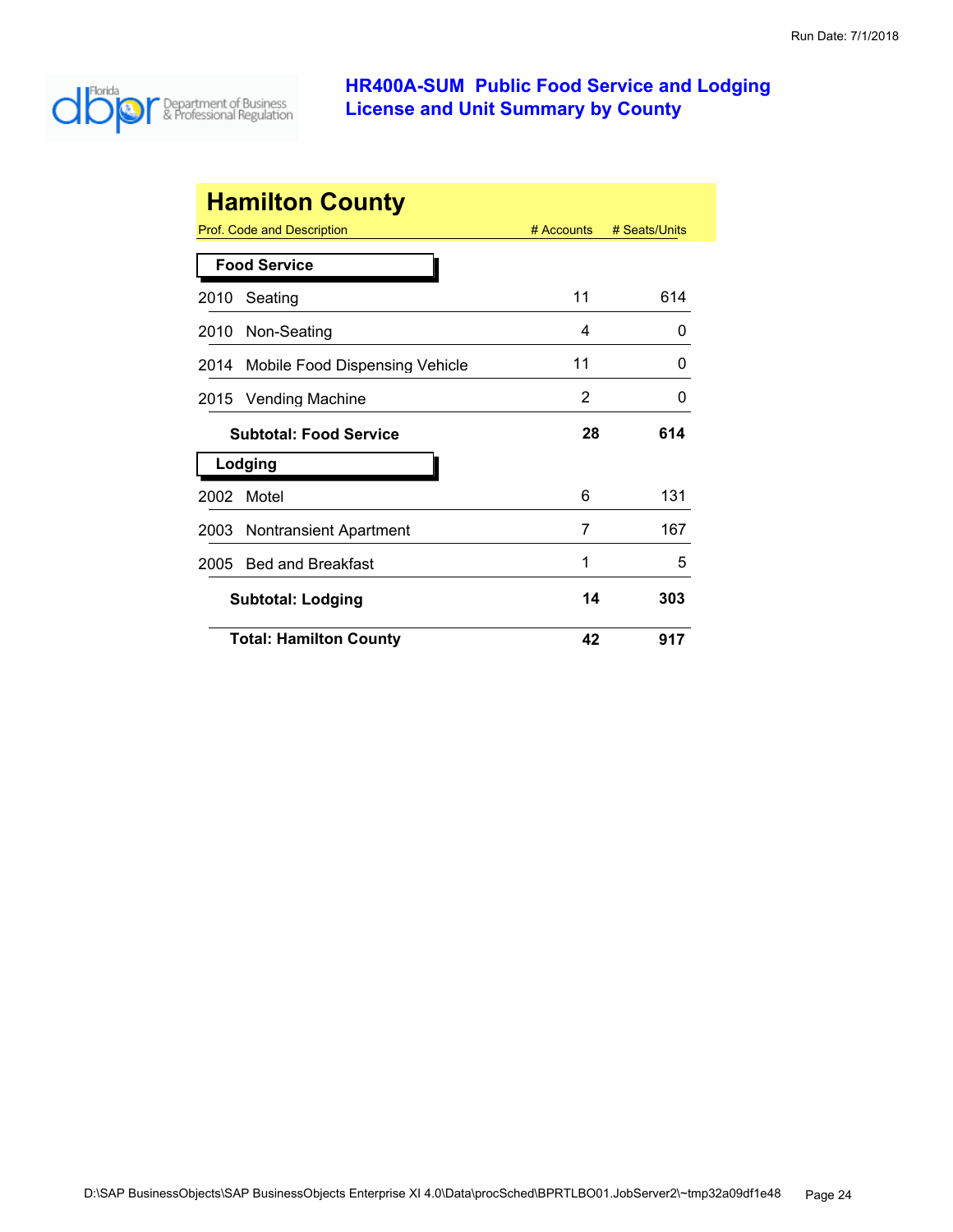Run Date: 7/1/2018

# HR400A-SUM Public Food Service and Lodging License and Unit Summary by County

## Hamilton County

| Prof. Code and Description | # Accounts | # Seats/Units |
|---|---|---|
| **Food Service** | | |
| 2010 Seating | 11 | 614 |
| 2010 Non-Seating | 4 | 0 |
| 2014 Mobile Food Dispensing Vehicle | 11 | 0 |
| 2015 Vending Machine | 2 | 0 |
| **Subtotal: Food Service** | **28** | **614** |
| **Lodging** | | |
| 2002 Motel | 6 | 131 |
| 2003 Nontransient Apartment | 7 | 167 |
| 2005 Bed and Breakfast | 1 | 5 |
| **Subtotal: Lodging** | **14** | **303** |
| **Total: Hamilton County** | **42** | **917** |

D:\SAP BusinessObjects\SAP BusinessObjects Enterprise XI 4.0\Data\procSched\BPRTLBO01.JobServer2\~tmp32a09df1e48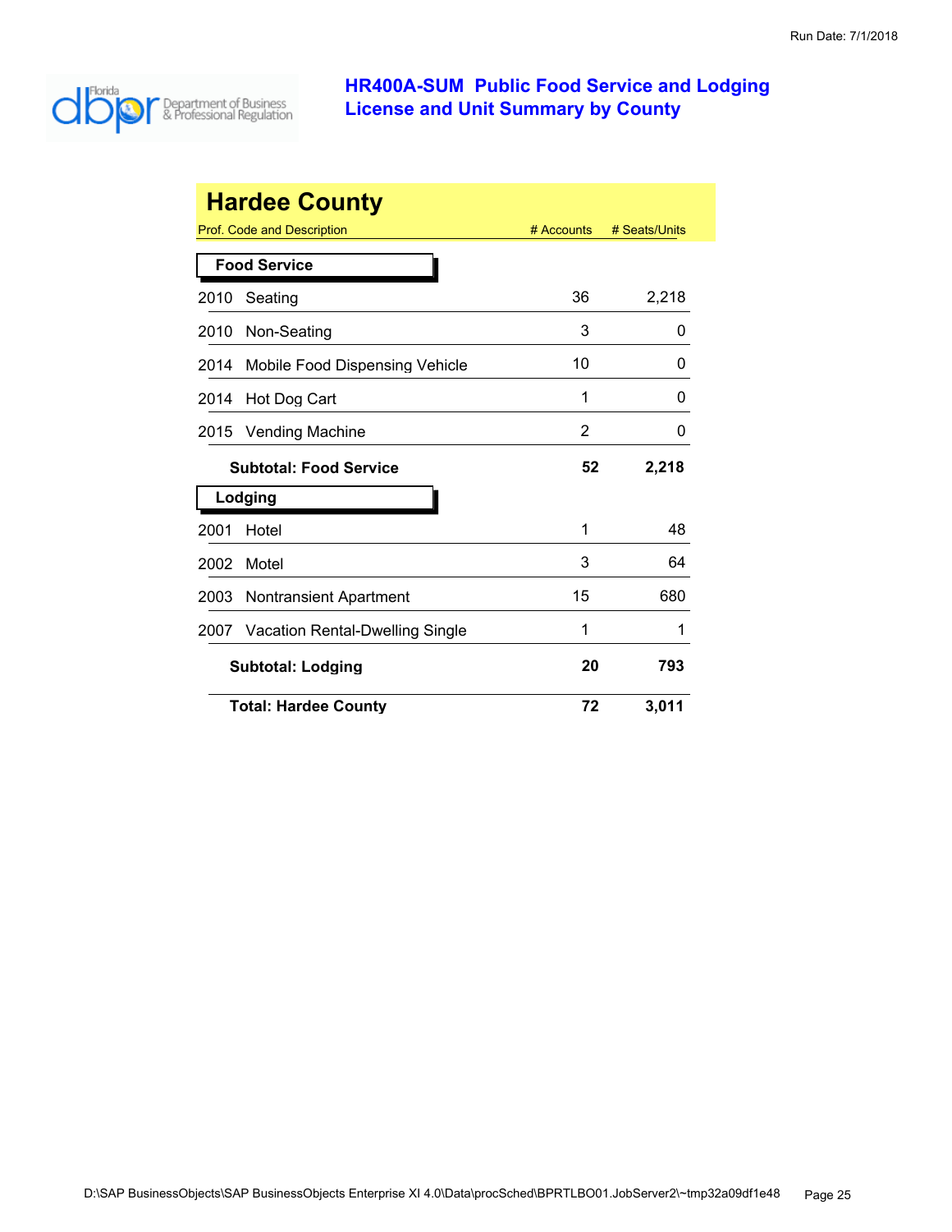# HR400A-SUM Public Food Service and Lodging License and Unit Summary by County

## Hardee County

| Prof. Code and Description | # Accounts | # Seats/Units |
|---|---|---|
| **Food Service** | | |
| 2010 Seating | 36 | 2,218 |
| 2010 Non-Seating | 3 | 0 |
| 2014 Mobile Food Dispensing Vehicle | 10 | 0 |
| 2014 Hot Dog Cart | 1 | 0 |
| 2015 Vending Machine | 2 | 0 |
| **Subtotal: Food Service** | **52** | **2,218** |
| **Lodging** | | |
| 2001 Hotel | 1 | 48 |
| 2002 Motel | 3 | 64 |
| 2003 Nontransient Apartment | 15 | 680 |
| 2007 Vacation Rental-Dwelling Single | 1 | 1 |
| **Subtotal: Lodging** | **20** | **793** |
| **Total: Hardee County** | **72** | **3,011** |

D:\SAP BusinessObjects\SAP BusinessObjects Enterprise XI 4.0\Data\procSched\BPRTLBO01.JobServer2\~tmp32a09df1e48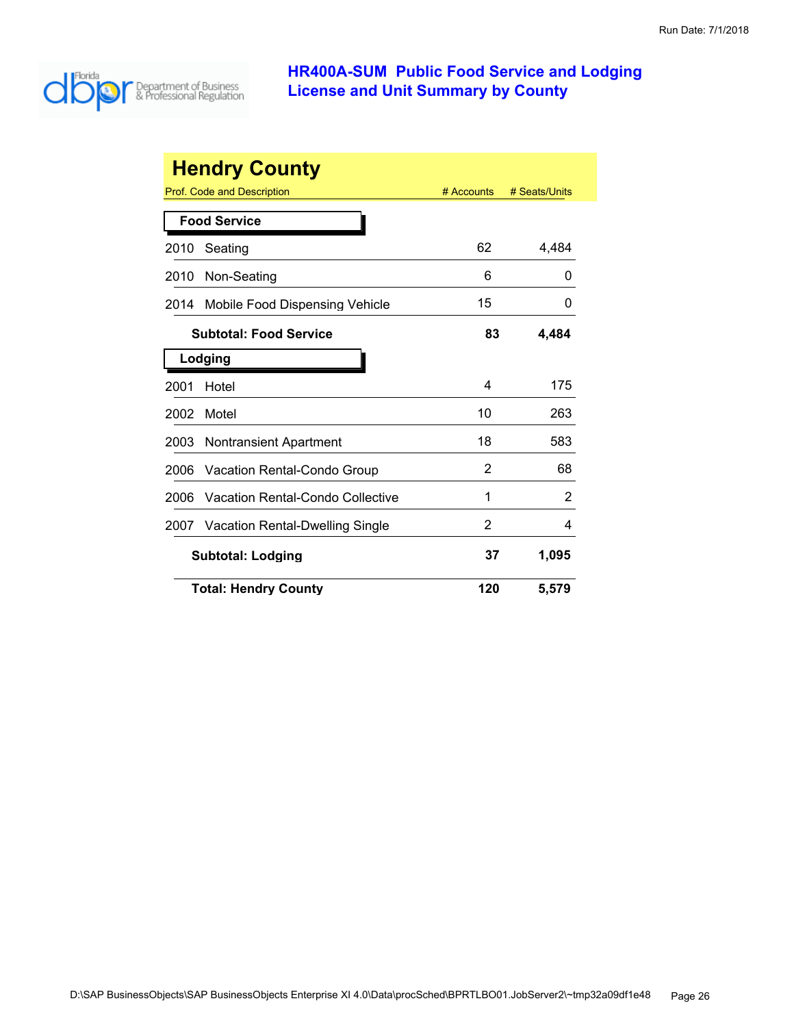# HR400A-SUM Public Food Service and Lodging License and Unit Summary by County

## Hendry County

| Prof. Code and Description | # Accounts | # Seats/Units |
|---|---|---|
| **Food Service** | | |
| 2010 Seating | 62 | 4,484 |
| 2010 Non-Seating | 6 | 0 |
| 2014 Mobile Food Dispensing Vehicle | 15 | 0 |
| **Subtotal: Food Service** | **83** | **4,484** |
| **Lodging** | | |
| 2001 Hotel | 4 | 175 |
| 2002 Motel | 10 | 263 |
| 2003 Nontransient Apartment | 18 | 583 |
| 2006 Vacation Rental-Condo Group | 2 | 68 |
| 2006 Vacation Rental-Condo Collective | 1 | 2 |
| 2007 Vacation Rental-Dwelling Single | 2 | 4 |
| **Subtotal: Lodging** | **37** | **1,095** |
| **Total: Hendry County** | **120** | **5,579** |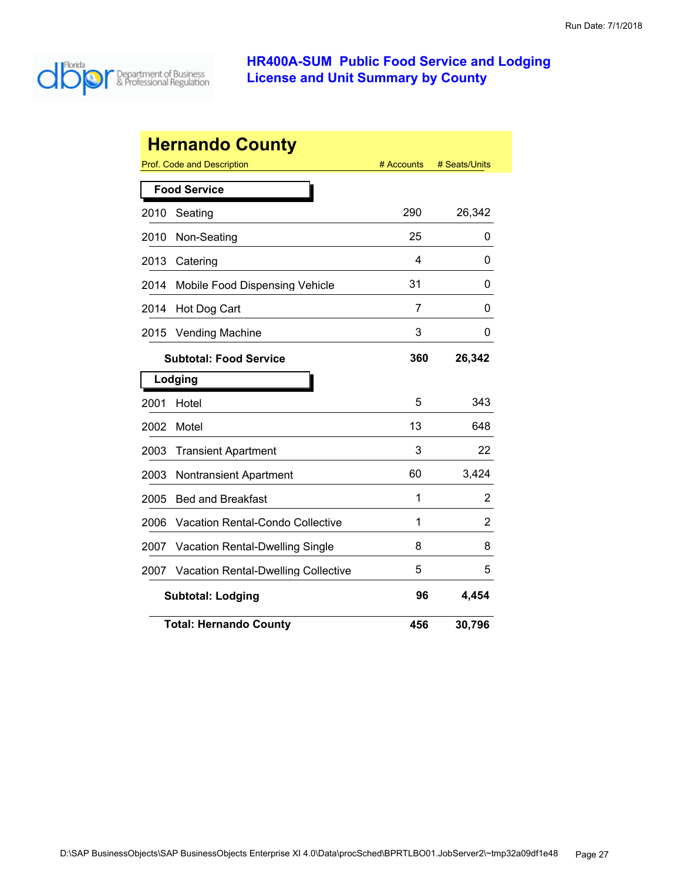# HR400A-SUM Public Food Service and Lodging License and Unit Summary by County

## Hernando County

| Prof. Code and Description | # Accounts | # Seats/Units |
|---|---|---|
| **Food Service** | | |
| 2010 Seating | 290 | 26,342 |
| 2010 Non-Seating | 25 | 0 |
| 2013 Catering | 4 | 0 |
| 2014 Mobile Food Dispensing Vehicle | 31 | 0 |
| 2014 Hot Dog Cart | 7 | 0 |
| 2015 Vending Machine | 3 | 0 |
| **Subtotal: Food Service** | **360** | **26,342** |
| **Lodging** | | |
| 2001 Hotel | 5 | 343 |
| 2002 Motel | 13 | 648 |
| 2003 Transient Apartment | 3 | 22 |
| 2003 Nontransient Apartment | 60 | 3,424 |
| 2005 Bed and Breakfast | 1 | 2 |
| 2006 Vacation Rental-Condo Collective | 1 | 2 |
| 2007 Vacation Rental-Dwelling Single | 8 | 8 |
| 2007 Vacation Rental-Dwelling Collective | 5 | 5 |
| **Subtotal: Lodging** | **96** | **4,454** |
| **Total: Hernando County** | **456** | **30,796** |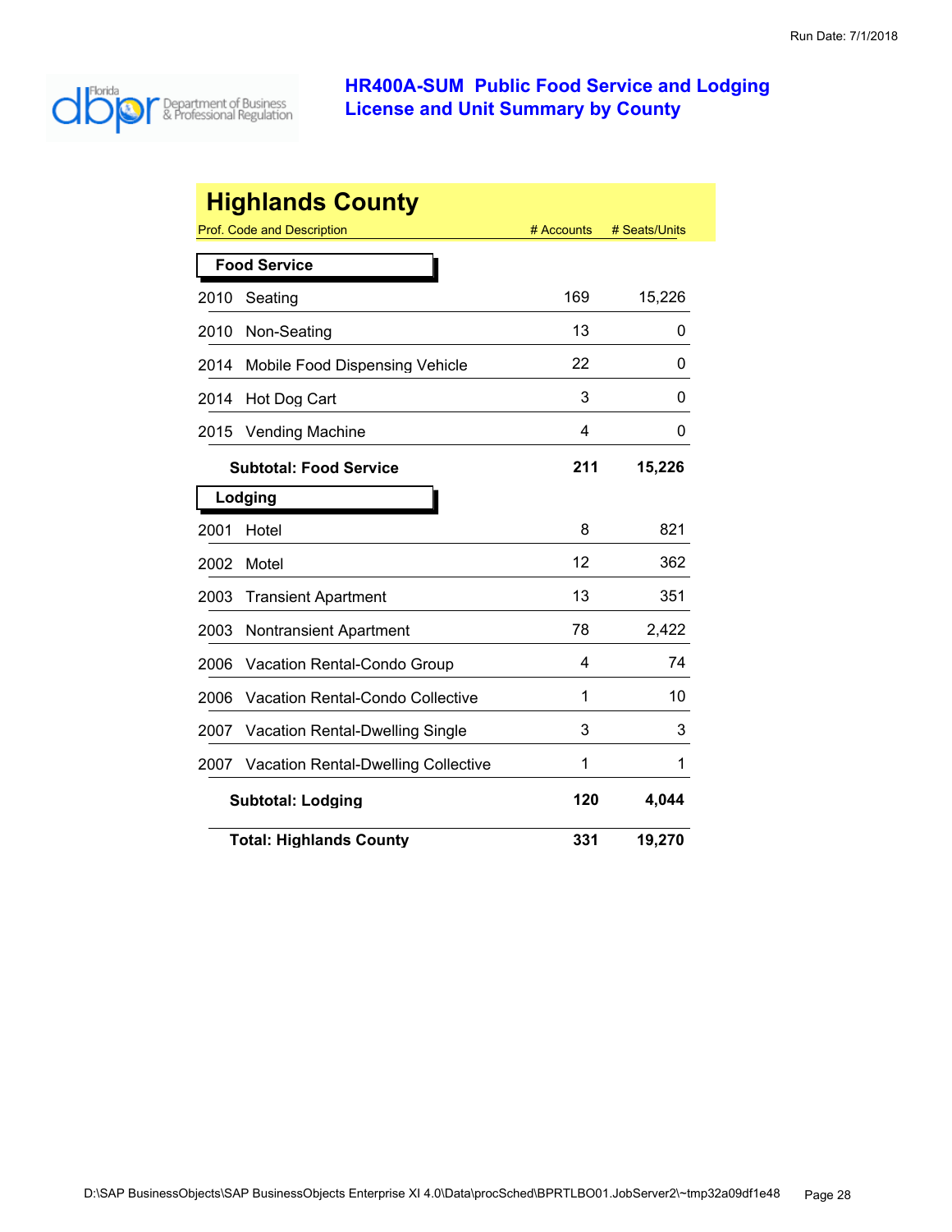# HR400A-SUM Public Food Service and Lodging License and Unit Summary by County

## Highlands County

| Prof. Code and Description | # Accounts | # Seats/Units |
|---|---|---|
| **Food Service** | | |
| 2010 Seating | 169 | 15,226 |
| 2010 Non-Seating | 13 | 0 |
| 2014 Mobile Food Dispensing Vehicle | 22 | 0 |
| 2014 Hot Dog Cart | 3 | 0 |
| 2015 Vending Machine | 4 | 0 |
| **Subtotal: Food Service** | **211** | **15,226** |
| **Lodging** | | |
| 2001 Hotel | 8 | 821 |
| 2002 Motel | 12 | 362 |
| 2003 Transient Apartment | 13 | 351 |
| 2003 Nontransient Apartment | 78 | 2,422 |
| 2006 Vacation Rental-Condo Group | 4 | 74 |
| 2006 Vacation Rental-Condo Collective | 1 | 10 |
| 2007 Vacation Rental-Dwelling Single | 3 | 3 |
| 2007 Vacation Rental-Dwelling Collective | 1 | 1 |
| **Subtotal: Lodging** | **120** | **4,044** |
| **Total: Highlands County** | **331** | **19,270** |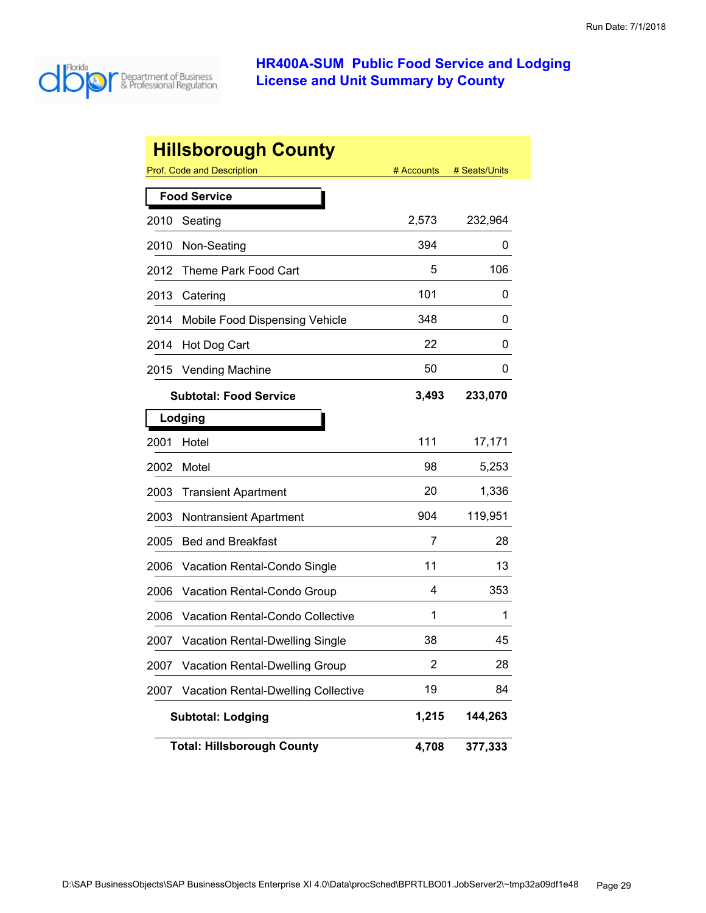# HR400A-SUM Public Food Service and Lodging License and Unit Summary by County

## Hillsborough County

| Prof. Code and Description | # Accounts | # Seats/Units |
|---|---|---|
| **Food Service** | | |
| 2010 Seating | 2,573 | 232,964 |
| 2010 Non-Seating | 394 | 0 |
| 2012 Theme Park Food Cart | 5 | 106 |
| 2013 Catering | 101 | 0 |
| 2014 Mobile Food Dispensing Vehicle | 348 | 0 |
| 2014 Hot Dog Cart | 22 | 0 |
| 2015 Vending Machine | 50 | 0 |
| **Subtotal: Food Service** | **3,493** | **233,070** |
| **Lodging** | | |
| 2001 Hotel | 111 | 17,171 |
| 2002 Motel | 98 | 5,253 |
| 2003 Transient Apartment | 20 | 1,336 |
| 2003 Nontransient Apartment | 904 | 119,951 |
| 2005 Bed and Breakfast | 7 | 28 |
| 2006 Vacation Rental-Condo Single | 11 | 13 |
| 2006 Vacation Rental-Condo Group | 4 | 353 |
| 2006 Vacation Rental-Condo Collective | 1 | 1 |
| 2007 Vacation Rental-Dwelling Single | 38 | 45 |
| 2007 Vacation Rental-Dwelling Group | 2 | 28 |
| 2007 Vacation Rental-Dwelling Collective | 19 | 84 |
| **Subtotal: Lodging** | **1,215** | **144,263** |
| **Total: Hillsborough County** | **4,708** | **377,333** |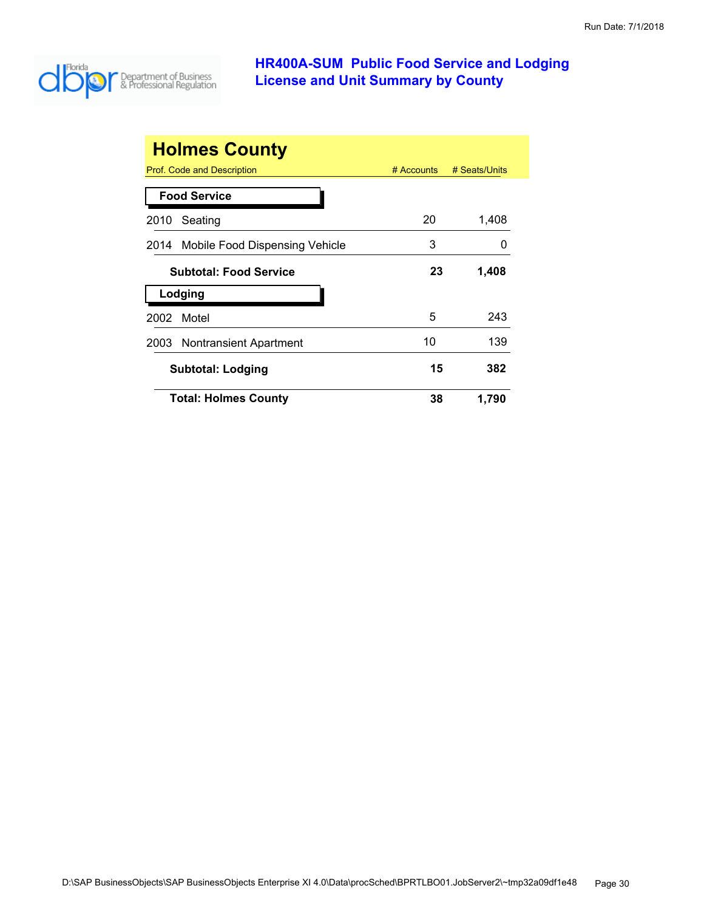# HR400A-SUM Public Food Service and Lodging License and Unit Summary by County

## Holmes County

| Prof. Code and Description | # Accounts | # Seats/Units |
|---|---|---|
| **Food Service** | | |
| 2010 Seating | 20 | 1,408 |
| 2014 Mobile Food Dispensing Vehicle | 3 | 0 |
| **Subtotal: Food Service** | **23** | **1,408** |
| **Lodging** | | |
| 2002 Motel | 5 | 243 |
| 2003 Nontransient Apartment | 10 | 139 |
| **Subtotal: Lodging** | **15** | **382** |
| **Total: Holmes County** | **38** | **1,790** |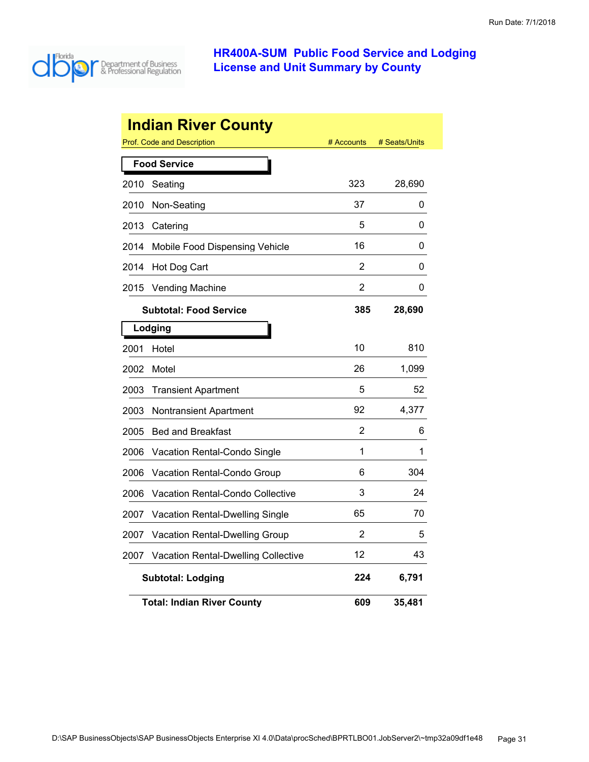# HR400A-SUM Public Food Service and Lodging License and Unit Summary by County

## Indian River County

| Prof. Code and Description | | # Accounts | # Seats/Units |
|---|---|---|---|
| **Food Service** | | | |
| 2010 | Seating | 323 | 28,690 |
| 2010 | Non-Seating | 37 | 0 |
| 2013 | Catering | 5 | 0 |
| 2014 | Mobile Food Dispensing Vehicle | 16 | 0 |
| 2014 | Hot Dog Cart | 2 | 0 |
| 2015 | Vending Machine | 2 | 0 |
| | **Subtotal: Food Service** | **385** | **28,690** |
| **Lodging** | | | |
| 2001 | Hotel | 10 | 810 |
| 2002 | Motel | 26 | 1,099 |
| 2003 | Transient Apartment | 5 | 52 |
| 2003 | Nontransient Apartment | 92 | 4,377 |
| 2005 | Bed and Breakfast | 2 | 6 |
| 2006 | Vacation Rental-Condo Single | 1 | 1 |
| 2006 | Vacation Rental-Condo Group | 6 | 304 |
| 2006 | Vacation Rental-Condo Collective | 3 | 24 |
| 2007 | Vacation Rental-Dwelling Single | 65 | 70 |
| 2007 | Vacation Rental-Dwelling Group | 2 | 5 |
| 2007 | Vacation Rental-Dwelling Collective | 12 | 43 |
| | **Subtotal: Lodging** | **224** | **6,791** |
| | **Total: Indian River County** | **609** | **35,481** |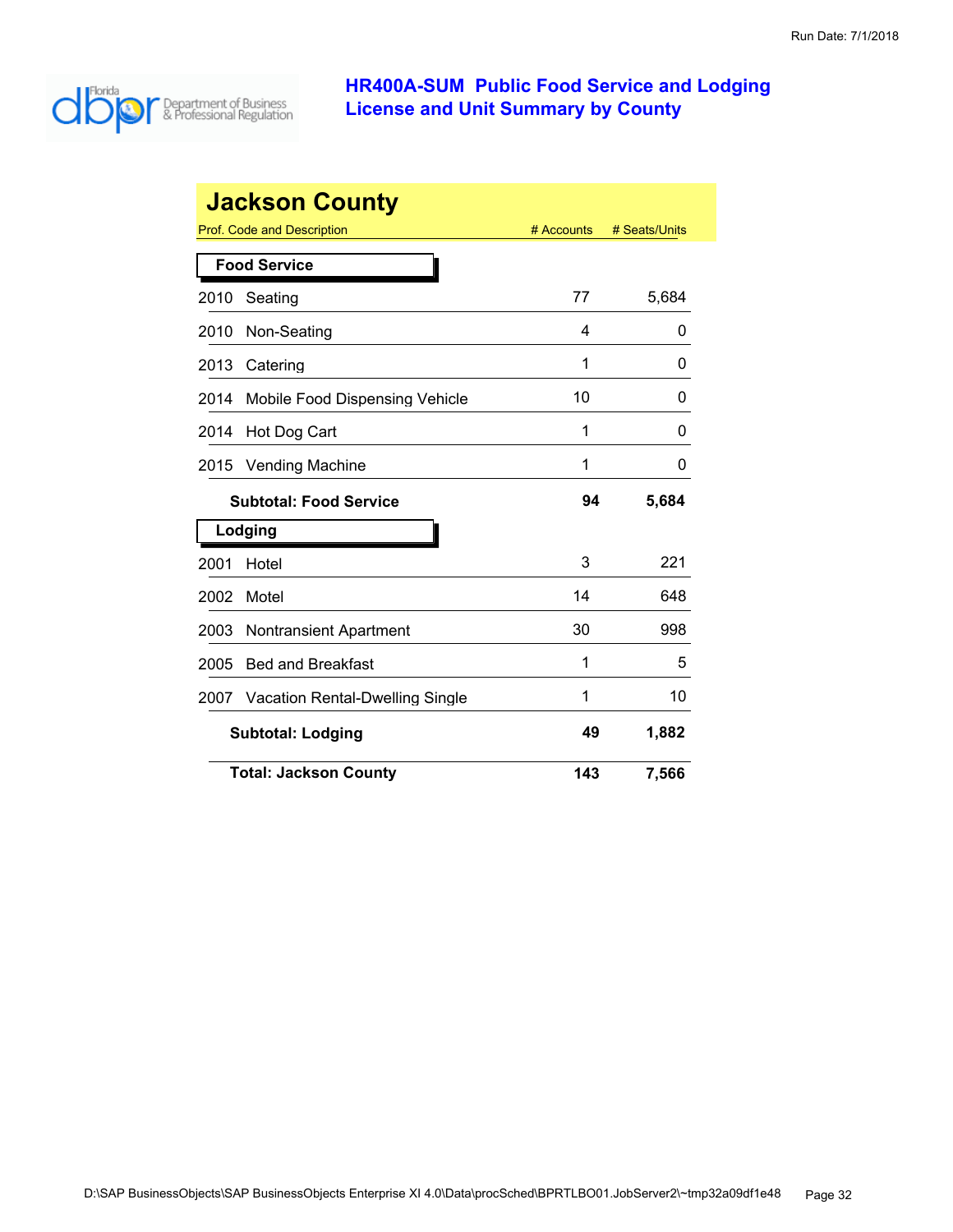# HR400A-SUM Public Food Service and Lodging License and Unit Summary by County

## Jackson County

| Prof. Code and Description | # Accounts | # Seats/Units |
|---|---|---|
| **Food Service** | | |
| 2010 Seating | 77 | 5,684 |
| 2010 Non-Seating | 4 | 0 |
| 2013 Catering | 1 | 0 |
| 2014 Mobile Food Dispensing Vehicle | 10 | 0 |
| 2014 Hot Dog Cart | 1 | 0 |
| 2015 Vending Machine | 1 | 0 |
| **Subtotal: Food Service** | **94** | **5,684** |
| **Lodging** | | |
| 2001 Hotel | 3 | 221 |
| 2002 Motel | 14 | 648 |
| 2003 Nontransient Apartment | 30 | 998 |
| 2005 Bed and Breakfast | 1 | 5 |
| 2007 Vacation Rental-Dwelling Single | 1 | 10 |
| **Subtotal: Lodging** | **49** | **1,882** |
| **Total: Jackson County** | **143** | **7,566** |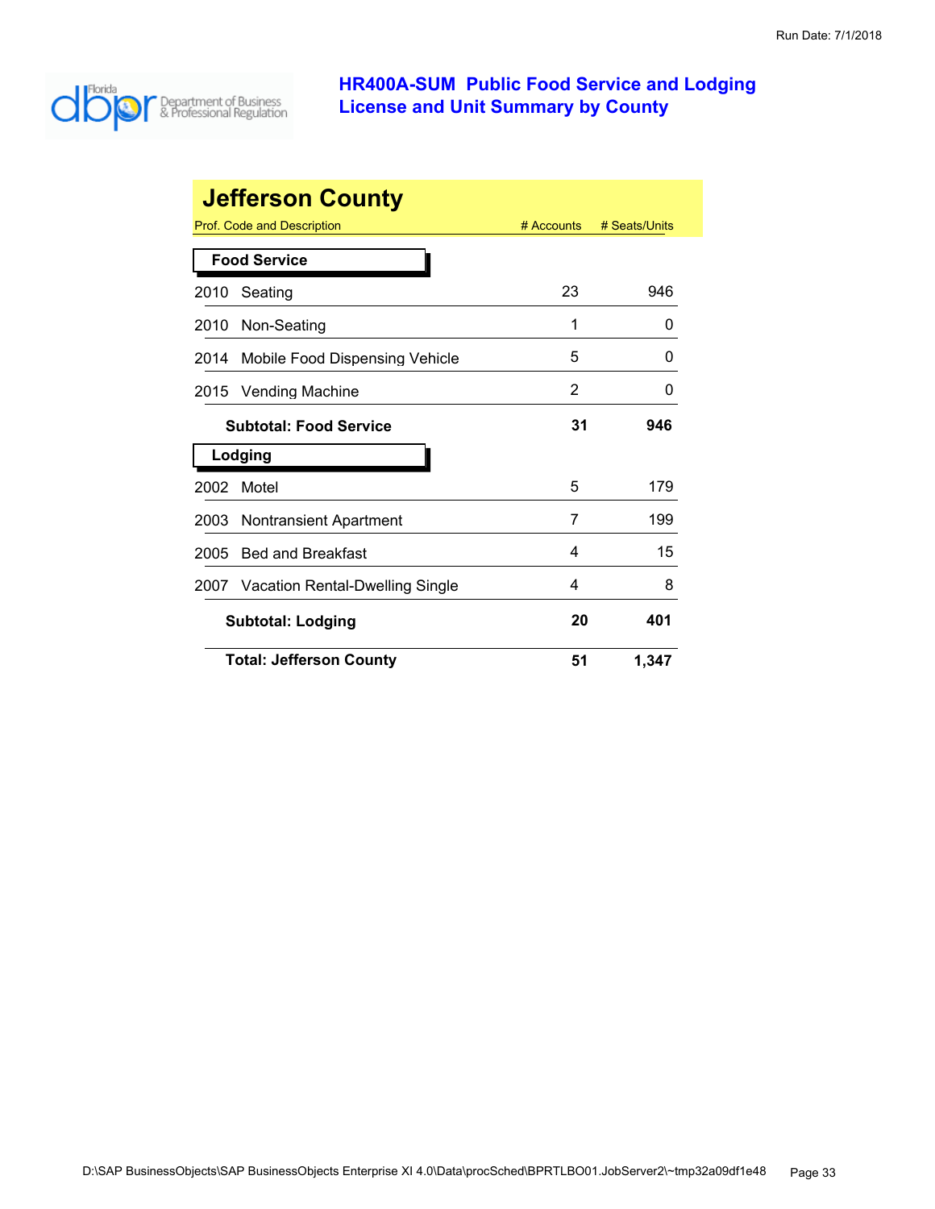# HR400A-SUM Public Food Service and Lodging License and Unit Summary by County

## Jefferson County

| Prof. Code and Description | # Accounts | # Seats/Units |
|---|---|---|
| **Food Service** | | |
| 2010 Seating | 23 | 946 |
| 2010 Non-Seating | 1 | 0 |
| 2014 Mobile Food Dispensing Vehicle | 5 | 0 |
| 2015 Vending Machine | 2 | 0 |
| **Subtotal: Food Service** | **31** | **946** |
| **Lodging** | | |
| 2002 Motel | 5 | 179 |
| 2003 Nontransient Apartment | 7 | 199 |
| 2005 Bed and Breakfast | 4 | 15 |
| 2007 Vacation Rental-Dwelling Single | 4 | 8 |
| **Subtotal: Lodging** | **20** | **401** |
| **Total: Jefferson County** | **51** | **1,347** |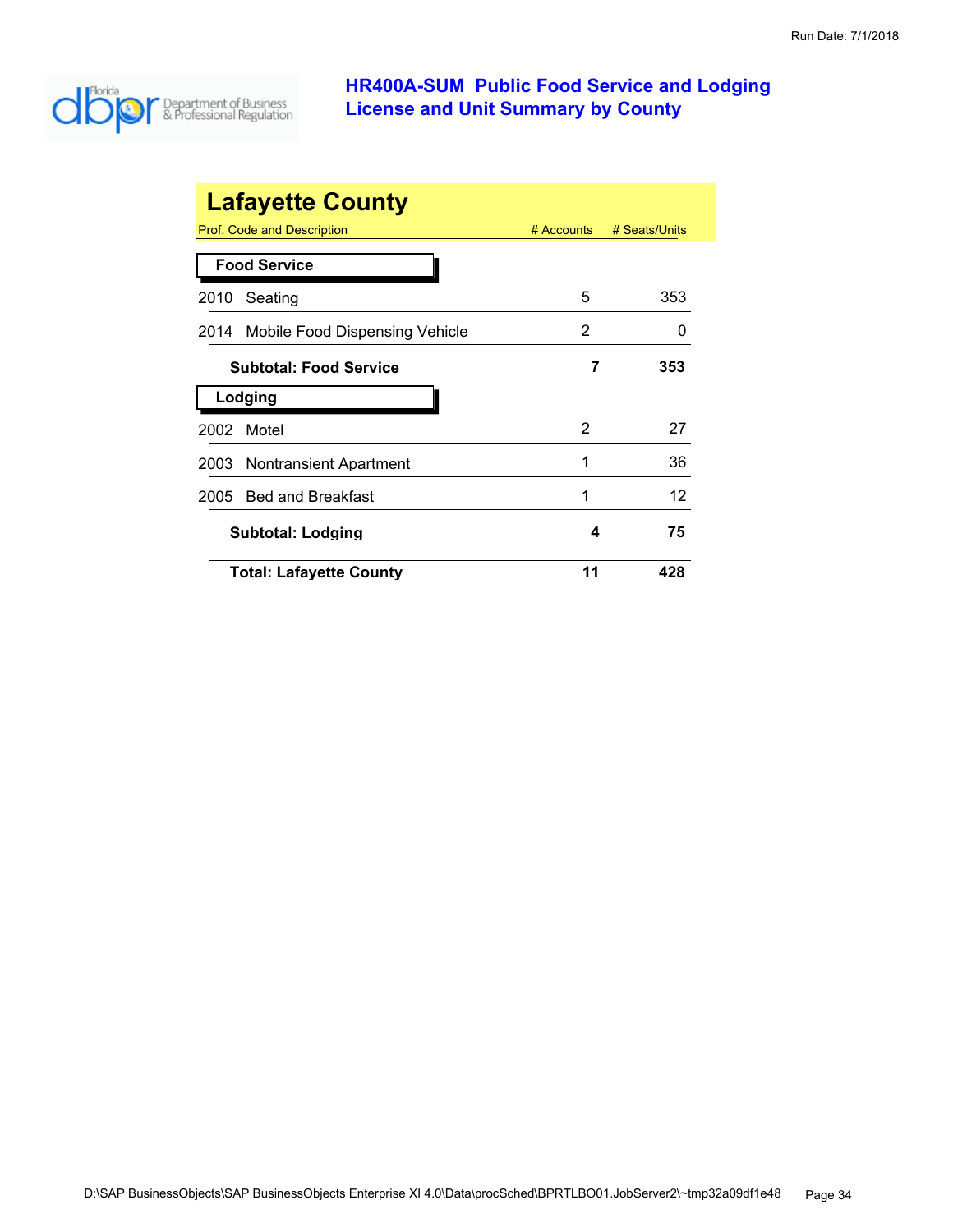# HR400A-SUM Public Food Service and Lodging License and Unit Summary by County

Run Date: 7/1/2018

## Lafayette County

| Prof. Code and Description | # Accounts | # Seats/Units |
|---|---|---|
| **Food Service** | | |
| 2010 Seating | 5 | 353 |
| 2014 Mobile Food Dispensing Vehicle | 2 | 0 |
| **Subtotal: Food Service** | **7** | **353** |
| **Lodging** | | |
| 2002 Motel | 2 | 27 |
| 2003 Nontransient Apartment | 1 | 36 |
| 2005 Bed and Breakfast | 1 | 12 |
| **Subtotal: Lodging** | **4** | **75** |
| **Total: Lafayette County** | **11** | **428** |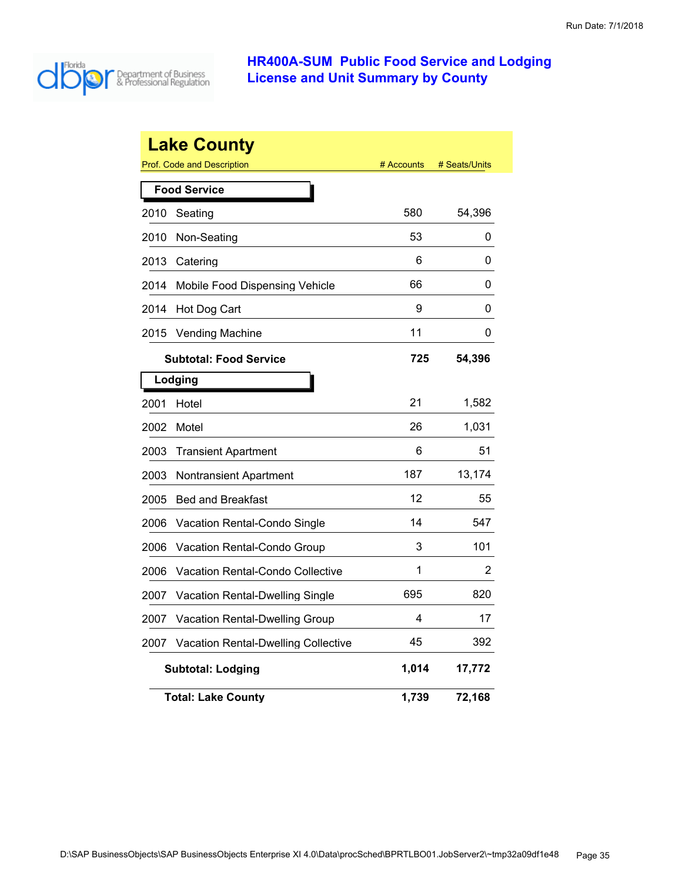Run Date: 7/1/2018

# HR400A-SUM Public Food Service and Lodging License and Unit Summary by County

## Lake County

| Prof. Code and Description | | # Accounts | # Seats/Units |
|---|---|---|---|
| **Food Service** | | | |
| 2010 | Seating | 580 | 54,396 |
| 2010 | Non-Seating | 53 | 0 |
| 2013 | Catering | 6 | 0 |
| 2014 | Mobile Food Dispensing Vehicle | 66 | 0 |
| 2014 | Hot Dog Cart | 9 | 0 |
| 2015 | Vending Machine | 11 | 0 |
| | **Subtotal: Food Service** | **725** | **54,396** |
| **Lodging** | | | |
| 2001 | Hotel | 21 | 1,582 |
| 2002 | Motel | 26 | 1,031 |
| 2003 | Transient Apartment | 6 | 51 |
| 2003 | Nontransient Apartment | 187 | 13,174 |
| 2005 | Bed and Breakfast | 12 | 55 |
| 2006 | Vacation Rental-Condo Single | 14 | 547 |
| 2006 | Vacation Rental-Condo Group | 3 | 101 |
| 2006 | Vacation Rental-Condo Collective | 1 | 2 |
| 2007 | Vacation Rental-Dwelling Single | 695 | 820 |
| 2007 | Vacation Rental-Dwelling Group | 4 | 17 |
| 2007 | Vacation Rental-Dwelling Collective | 45 | 392 |
| | **Subtotal: Lodging** | **1,014** | **17,772** |
| | **Total: Lake County** | **1,739** | **72,168** |

D:\SAP BusinessObjects\SAP BusinessObjects Enterprise XI 4.0\Data\procSched\BPRTLBO01.JobServer2\~tmp32a09df1e48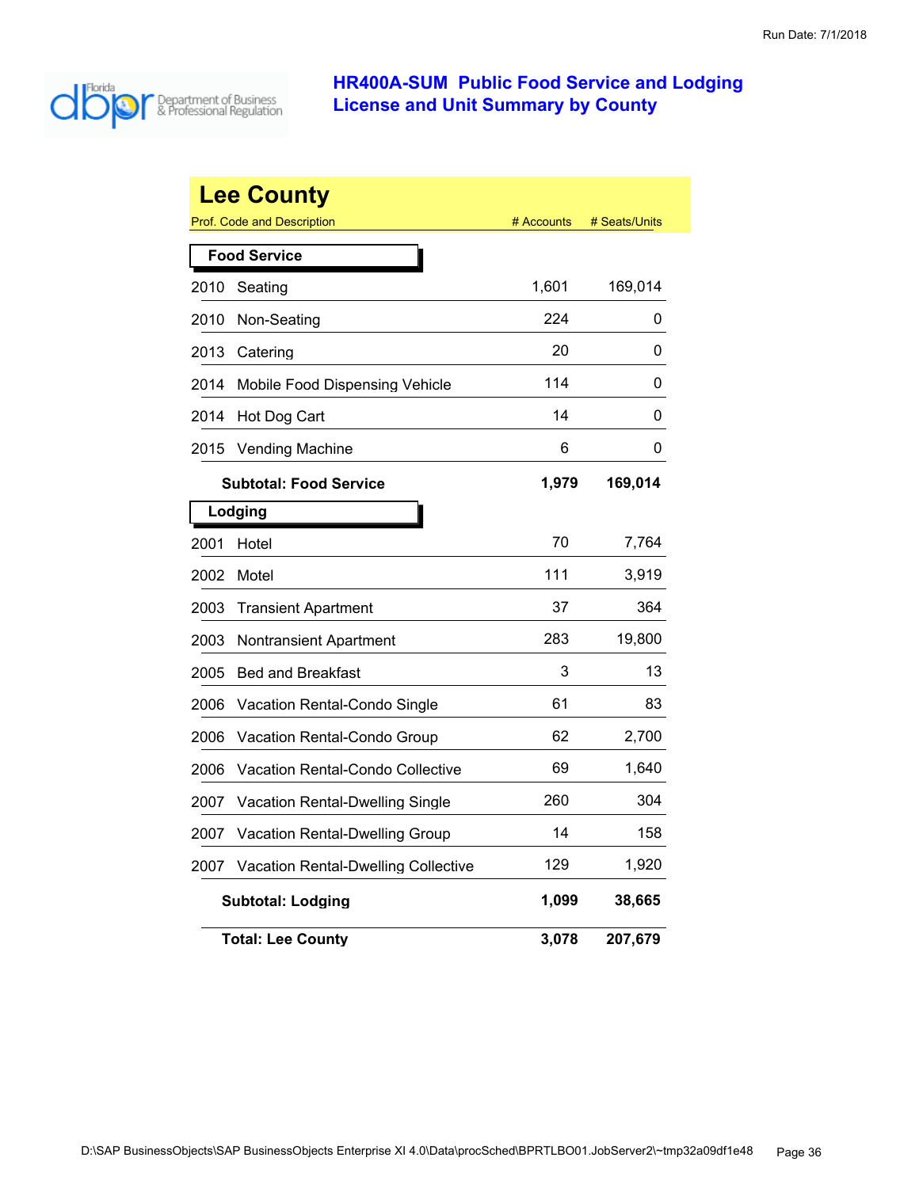Run Date: 7/1/2018

# HR400A-SUM Public Food Service and Lodging License and Unit Summary by County

## Lee County

| Prof. Code and Description | | # Accounts | # Seats/Units |
|---|---|---|---|
| **Food Service** | | | |
| 2010 | Seating | 1,601 | 169,014 |
| 2010 | Non-Seating | 224 | 0 |
| 2013 | Catering | 20 | 0 |
| 2014 | Mobile Food Dispensing Vehicle | 114 | 0 |
| 2014 | Hot Dog Cart | 14 | 0 |
| 2015 | Vending Machine | 6 | 0 |
| **Subtotal: Food Service** | | **1,979** | **169,014** |
| **Lodging** | | | |
| 2001 | Hotel | 70 | 7,764 |
| 2002 | Motel | 111 | 3,919 |
| 2003 | Transient Apartment | 37 | 364 |
| 2003 | Nontransient Apartment | 283 | 19,800 |
| 2005 | Bed and Breakfast | 3 | 13 |
| 2006 | Vacation Rental-Condo Single | 61 | 83 |
| 2006 | Vacation Rental-Condo Group | 62 | 2,700 |
| 2006 | Vacation Rental-Condo Collective | 69 | 1,640 |
| 2007 | Vacation Rental-Dwelling Single | 260 | 304 |
| 2007 | Vacation Rental-Dwelling Group | 14 | 158 |
| 2007 | Vacation Rental-Dwelling Collective | 129 | 1,920 |
| **Subtotal: Lodging** | | **1,099** | **38,665** |
| **Total: Lee County** | | **3,078** | **207,679** |

D:\SAP BusinessObjects\SAP BusinessObjects Enterprise XI 4.0\Data\procSched\BPRTLBO01.JobServer2\~tmp32a09df1e48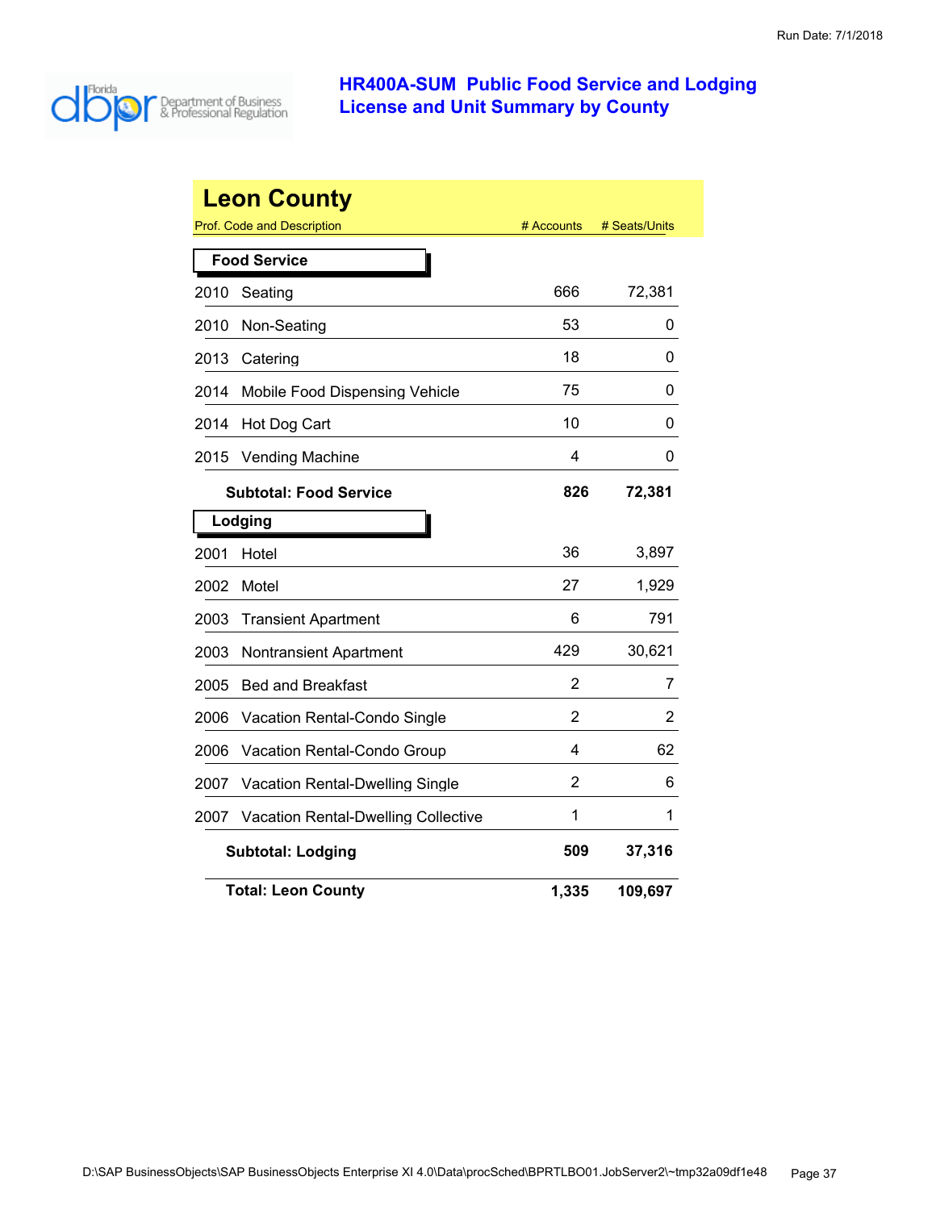Run Date: 7/1/2018

# HR400A-SUM Public Food Service and Lodging License and Unit Summary by County

## Leon County

| Prof. Code and Description | # Accounts | # Seats/Units |
|---|---|---|
| **Food Service** | | |
| 2010 Seating | 666 | 72,381 |
| 2010 Non-Seating | 53 | 0 |
| 2013 Catering | 18 | 0 |
| 2014 Mobile Food Dispensing Vehicle | 75 | 0 |
| 2014 Hot Dog Cart | 10 | 0 |
| 2015 Vending Machine | 4 | 0 |
| **Subtotal: Food Service** | **826** | **72,381** |
| **Lodging** | | |
| 2001 Hotel | 36 | 3,897 |
| 2002 Motel | 27 | 1,929 |
| 2003 Transient Apartment | 6 | 791 |
| 2003 Nontransient Apartment | 429 | 30,621 |
| 2005 Bed and Breakfast | 2 | 7 |
| 2006 Vacation Rental-Condo Single | 2 | 2 |
| 2006 Vacation Rental-Condo Group | 4 | 62 |
| 2007 Vacation Rental-Dwelling Single | 2 | 6 |
| 2007 Vacation Rental-Dwelling Collective | 1 | 1 |
| **Subtotal: Lodging** | **509** | **37,316** |
| **Total: Leon County** | **1,335** | **109,697** |

D:\SAP BusinessObjects\SAP BusinessObjects Enterprise XI 4.0\Data\procSched\BPRTLBO01.JobServer2\~tmp32a09df1e48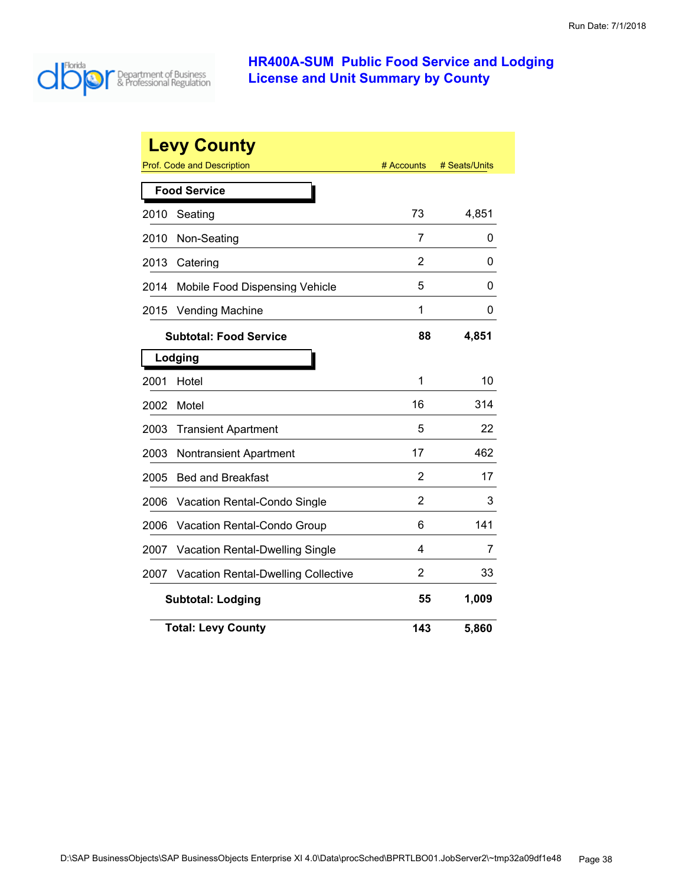# HR400A-SUM Public Food Service and Lodging License and Unit Summary by County

## Levy County

| Prof. Code and Description | # Accounts | # Seats/Units |
|---|---|---|
| **Food Service** | | |
| 2010 Seating | 73 | 4,851 |
| 2010 Non-Seating | 7 | 0 |
| 2013 Catering | 2 | 0 |
| 2014 Mobile Food Dispensing Vehicle | 5 | 0 |
| 2015 Vending Machine | 1 | 0 |
| **Subtotal: Food Service** | **88** | **4,851** |
| **Lodging** | | |
| 2001 Hotel | 1 | 10 |
| 2002 Motel | 16 | 314 |
| 2003 Transient Apartment | 5 | 22 |
| 2003 Nontransient Apartment | 17 | 462 |
| 2005 Bed and Breakfast | 2 | 17 |
| 2006 Vacation Rental-Condo Single | 2 | 3 |
| 2006 Vacation Rental-Condo Group | 6 | 141 |
| 2007 Vacation Rental-Dwelling Single | 4 | 7 |
| 2007 Vacation Rental-Dwelling Collective | 2 | 33 |
| **Subtotal: Lodging** | **55** | **1,009** |
| **Total: Levy County** | **143** | **5,860** |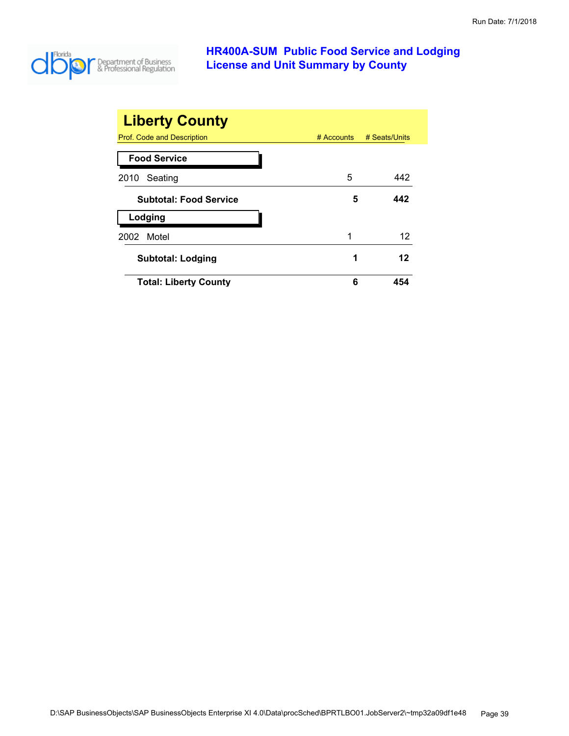# HR400A-SUM Public Food Service and Lodging License and Unit Summary by County

## Liberty County

| Prof. Code and Description | # Accounts | # Seats/Units |
|---|---|---|
| **Food Service** | | |
| 2010 Seating | 5 | 442 |
| **Subtotal: Food Service** | **5** | **442** |
| **Lodging** | | |
| 2002 Motel | 1 | 12 |
| **Subtotal: Lodging** | **1** | **12** |
| **Total: Liberty County** | **6** | **454** |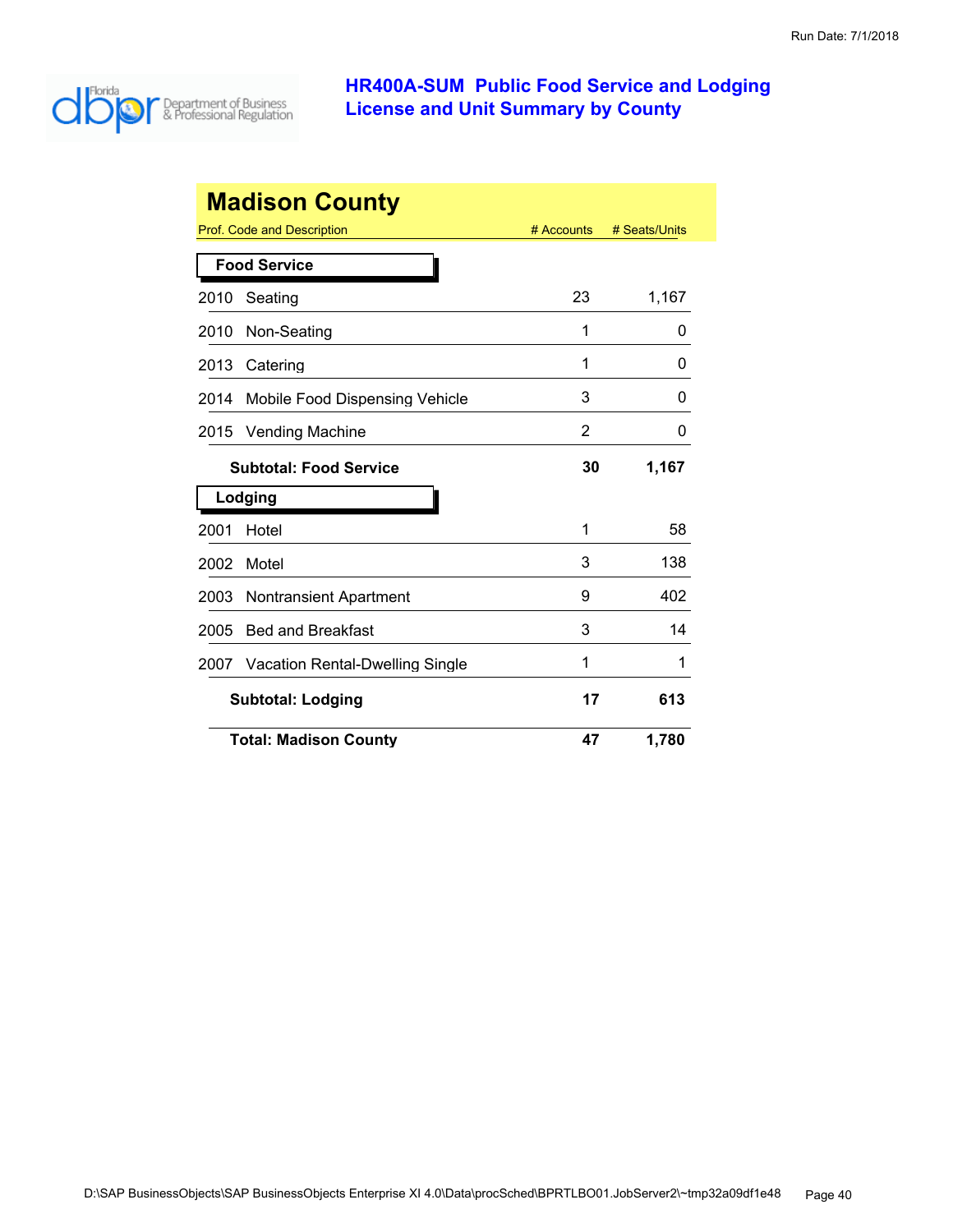Run Date: 7/1/2018

# HR400A-SUM Public Food Service and Lodging License and Unit Summary by County

## Madison County

| Prof. Code and Description | # Accounts | # Seats/Units |
|---|---|---|
| **Food Service** | | |
| 2010 Seating | 23 | 1,167 |
| 2010 Non-Seating | 1 | 0 |
| 2013 Catering | 1 | 0 |
| 2014 Mobile Food Dispensing Vehicle | 3 | 0 |
| 2015 Vending Machine | 2 | 0 |
| **Subtotal: Food Service** | **30** | **1,167** |
| **Lodging** | | |
| 2001 Hotel | 1 | 58 |
| 2002 Motel | 3 | 138 |
| 2003 Nontransient Apartment | 9 | 402 |
| 2005 Bed and Breakfast | 3 | 14 |
| 2007 Vacation Rental-Dwelling Single | 1 | 1 |
| **Subtotal: Lodging** | **17** | **613** |
| **Total: Madison County** | **47** | **1,780** |

D:\SAP BusinessObjects\SAP BusinessObjects Enterprise XI 4.0\Data\procSched\BPRTLBO01.JobServer2\~tmp32a09df1e48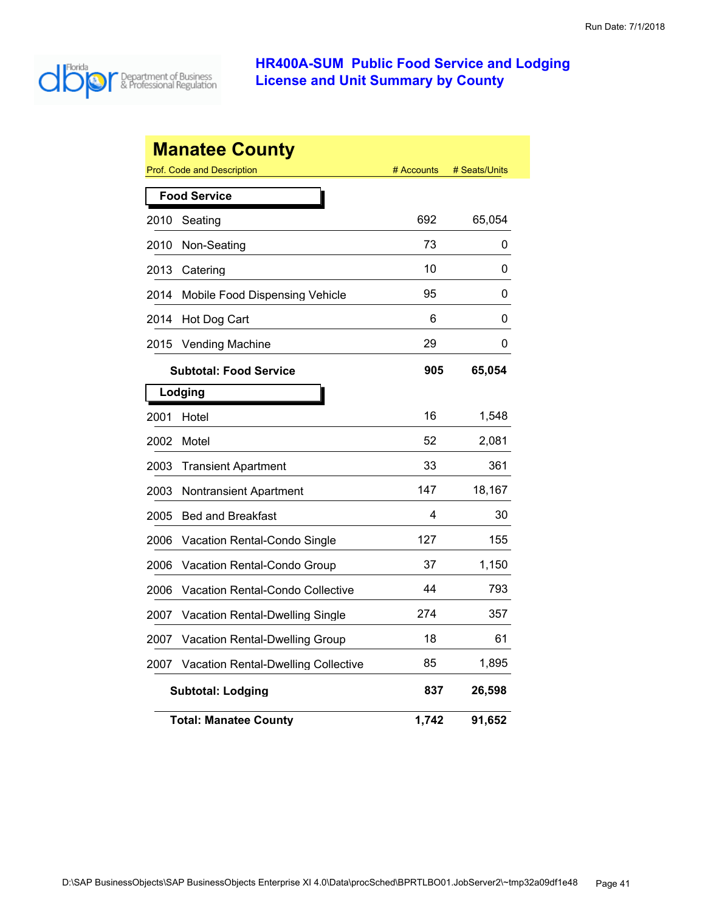# HR400A-SUM Public Food Service and Lodging License and Unit Summary by County

## Manatee County

| Prof. Code and Description | # Accounts | # Seats/Units |
|---|---|---|
| **Food Service** | | |
| 2010 Seating | 692 | 65,054 |
| 2010 Non-Seating | 73 | 0 |
| 2013 Catering | 10 | 0 |
| 2014 Mobile Food Dispensing Vehicle | 95 | 0 |
| 2014 Hot Dog Cart | 6 | 0 |
| 2015 Vending Machine | 29 | 0 |
| **Subtotal: Food Service** | **905** | **65,054** |
| **Lodging** | | |
| 2001 Hotel | 16 | 1,548 |
| 2002 Motel | 52 | 2,081 |
| 2003 Transient Apartment | 33 | 361 |
| 2003 Nontransient Apartment | 147 | 18,167 |
| 2005 Bed and Breakfast | 4 | 30 |
| 2006 Vacation Rental-Condo Single | 127 | 155 |
| 2006 Vacation Rental-Condo Group | 37 | 1,150 |
| 2006 Vacation Rental-Condo Collective | 44 | 793 |
| 2007 Vacation Rental-Dwelling Single | 274 | 357 |
| 2007 Vacation Rental-Dwelling Group | 18 | 61 |
| 2007 Vacation Rental-Dwelling Collective | 85 | 1,895 |
| **Subtotal: Lodging** | **837** | **26,598** |
| **Total: Manatee County** | **1,742** | **91,652** |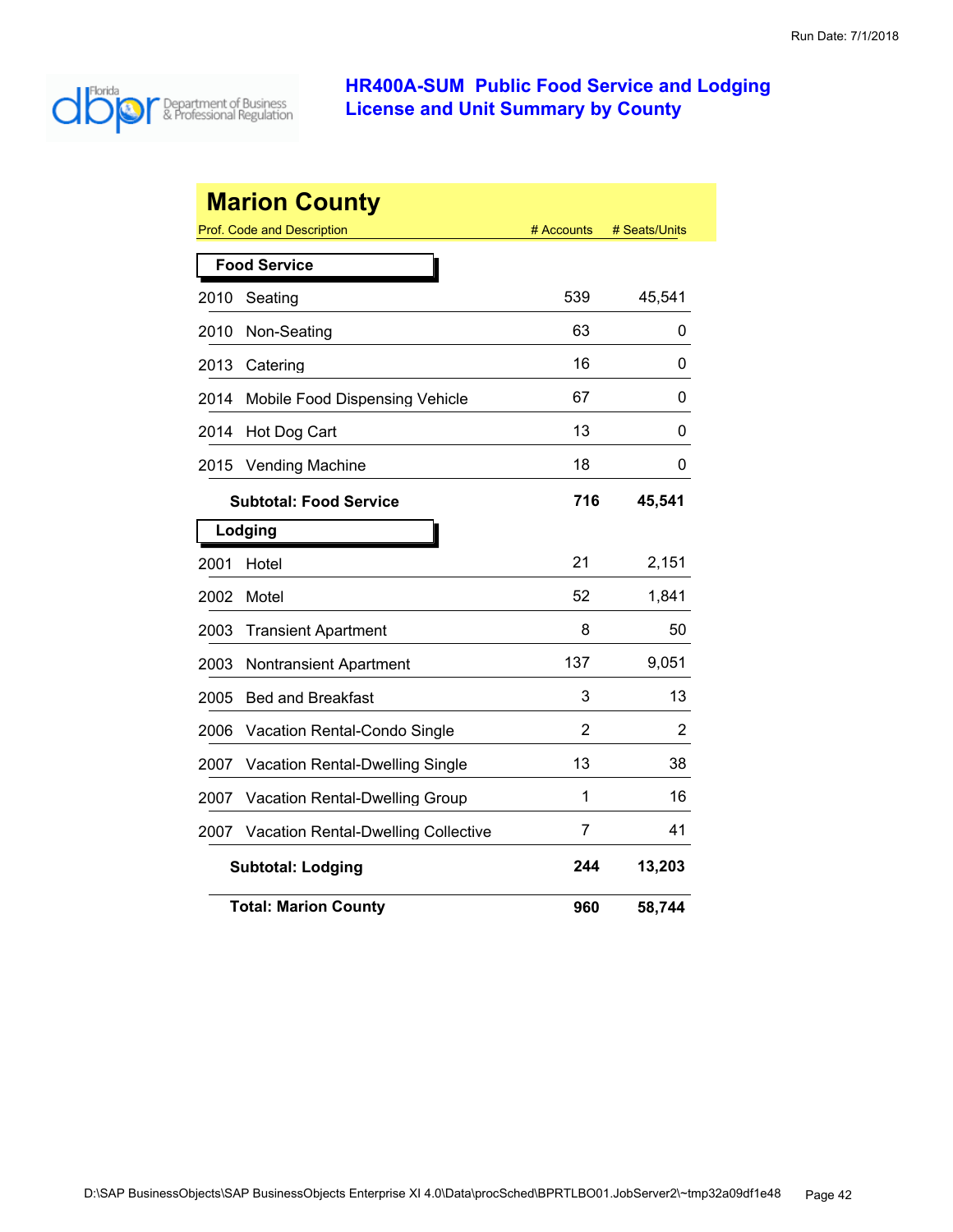# HR400A-SUM Public Food Service and Lodging License and Unit Summary by County

## Marion County

| Prof. Code and Description | | # Accounts | # Seats/Units |
|---|---|---|---|
| **Food Service** | | | |
| 2010 | Seating | 539 | 45,541 |
| 2010 | Non-Seating | 63 | 0 |
| 2013 | Catering | 16 | 0 |
| 2014 | Mobile Food Dispensing Vehicle | 67 | 0 |
| 2014 | Hot Dog Cart | 13 | 0 |
| 2015 | Vending Machine | 18 | 0 |
| | **Subtotal: Food Service** | **716** | **45,541** |
| **Lodging** | | | |
| 2001 | Hotel | 21 | 2,151 |
| 2002 | Motel | 52 | 1,841 |
| 2003 | Transient Apartment | 8 | 50 |
| 2003 | Nontransient Apartment | 137 | 9,051 |
| 2005 | Bed and Breakfast | 3 | 13 |
| 2006 | Vacation Rental-Condo Single | 2 | 2 |
| 2007 | Vacation Rental-Dwelling Single | 13 | 38 |
| 2007 | Vacation Rental-Dwelling Group | 1 | 16 |
| 2007 | Vacation Rental-Dwelling Collective | 7 | 41 |
| | **Subtotal: Lodging** | **244** | **13,203** |
| | **Total: Marion County** | **960** | **58,744** |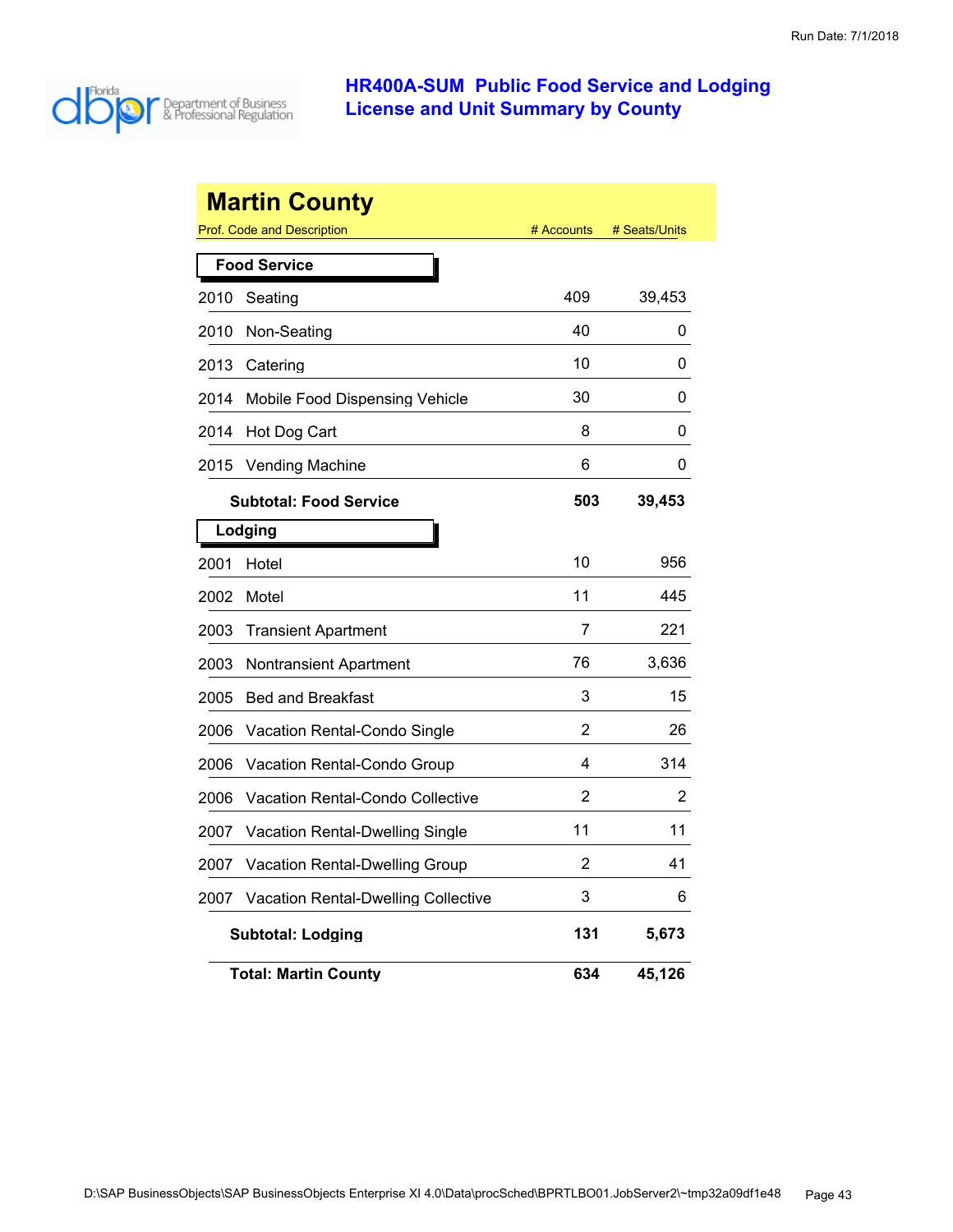# HR400A-SUM Public Food Service and Lodging License and Unit Summary by County

Run Date: 7/1/2018

## Martin County

| Prof. Code and Description | | # Accounts | # Seats/Units |
|---|---|---|---|
| **Food Service** | | | |
| 2010 | Seating | 409 | 39,453 |
| 2010 | Non-Seating | 40 | 0 |
| 2013 | Catering | 10 | 0 |
| 2014 | Mobile Food Dispensing Vehicle | 30 | 0 |
| 2014 | Hot Dog Cart | 8 | 0 |
| 2015 | Vending Machine | 6 | 0 |
| | **Subtotal: Food Service** | **503** | **39,453** |
| **Lodging** | | | |
| 2001 | Hotel | 10 | 956 |
| 2002 | Motel | 11 | 445 |
| 2003 | Transient Apartment | 7 | 221 |
| 2003 | Nontransient Apartment | 76 | 3,636 |
| 2005 | Bed and Breakfast | 3 | 15 |
| 2006 | Vacation Rental-Condo Single | 2 | 26 |
| 2006 | Vacation Rental-Condo Group | 4 | 314 |
| 2006 | Vacation Rental-Condo Collective | 2 | 2 |
| 2007 | Vacation Rental-Dwelling Single | 11 | 11 |
| 2007 | Vacation Rental-Dwelling Group | 2 | 41 |
| 2007 | Vacation Rental-Dwelling Collective | 3 | 6 |
| | **Subtotal: Lodging** | **131** | **5,673** |
| | **Total: Martin County** | **634** | **45,126** |

D:\SAP BusinessObjects\SAP BusinessObjects Enterprise XI 4.0\Data\procSched\BPRTLBO01.JobServer2\~tmp32a09df1e48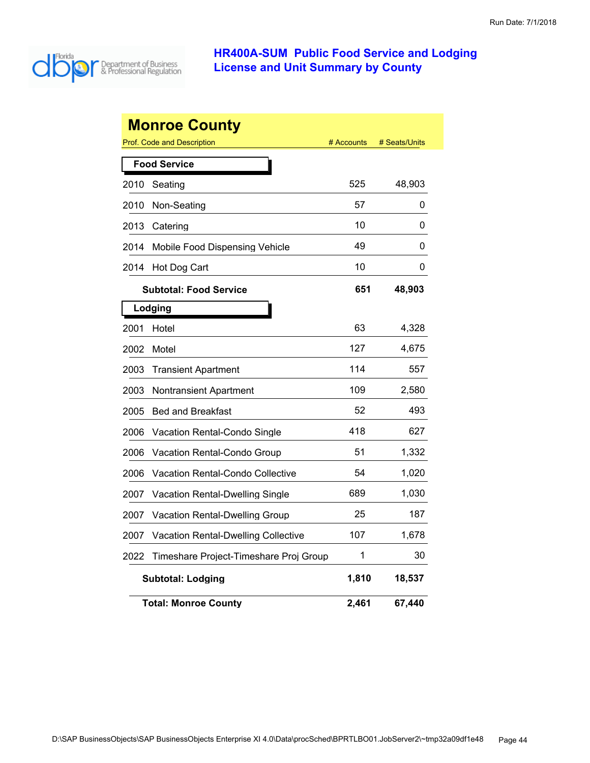# HR400A-SUM Public Food Service and Lodging License and Unit Summary by County

Run Date: 7/1/2018

## Monroe County

| Prof. Code and Description | # Accounts | # Seats/Units |
|---|---|---|
| **Food Service** | | |
| 2010 Seating | 525 | 48,903 |
| 2010 Non-Seating | 57 | 0 |
| 2013 Catering | 10 | 0 |
| 2014 Mobile Food Dispensing Vehicle | 49 | 0 |
| 2014 Hot Dog Cart | 10 | 0 |
| **Subtotal: Food Service** | **651** | **48,903** |
| **Lodging** | | |
| 2001 Hotel | 63 | 4,328 |
| 2002 Motel | 127 | 4,675 |
| 2003 Transient Apartment | 114 | 557 |
| 2003 Nontransient Apartment | 109 | 2,580 |
| 2005 Bed and Breakfast | 52 | 493 |
| 2006 Vacation Rental-Condo Single | 418 | 627 |
| 2006 Vacation Rental-Condo Group | 51 | 1,332 |
| 2006 Vacation Rental-Condo Collective | 54 | 1,020 |
| 2007 Vacation Rental-Dwelling Single | 689 | 1,030 |
| 2007 Vacation Rental-Dwelling Group | 25 | 187 |
| 2007 Vacation Rental-Dwelling Collective | 107 | 1,678 |
| 2022 Timeshare Project-Timeshare Proj Group | 1 | 30 |
| **Subtotal: Lodging** | **1,810** | **18,537** |
| **Total: Monroe County** | **2,461** | **67,440** |

D:\SAP BusinessObjects\SAP BusinessObjects Enterprise XI 4.0\Data\procSched\BPRTLBO01.JobServer2\~tmp32a09df1e48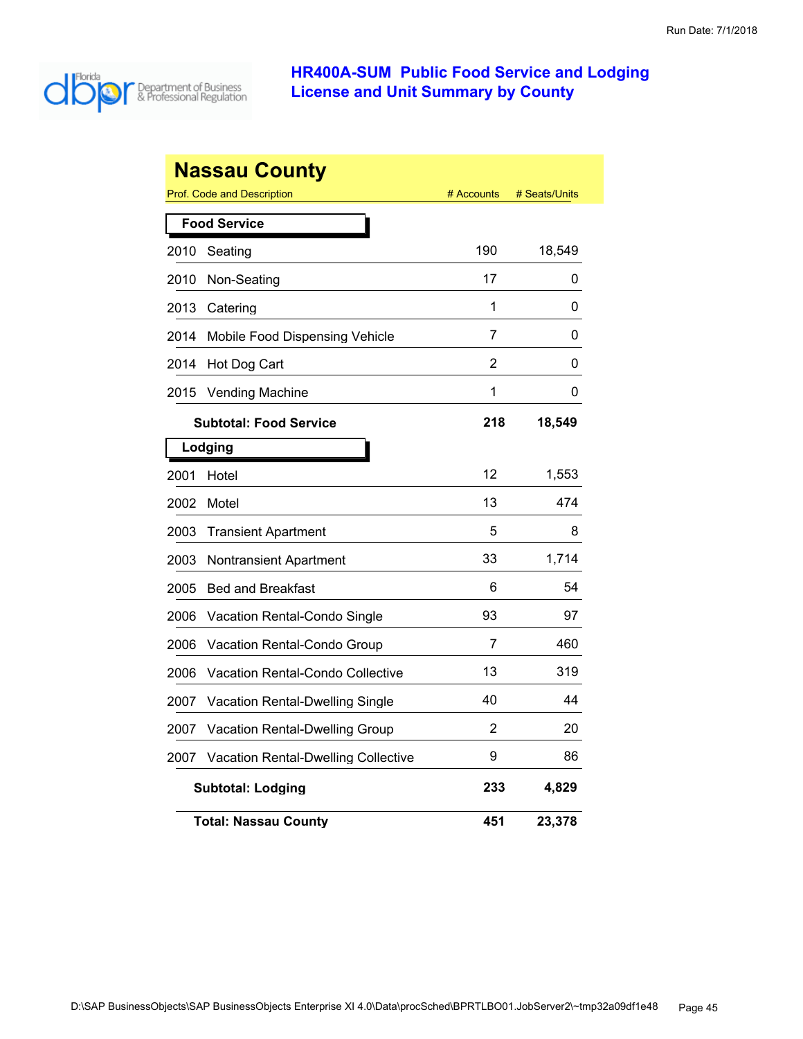# HR400A-SUM Public Food Service and Lodging License and Unit Summary by County

Run Date: 7/1/2018

## Nassau County

| Prof. Code and Description | # Accounts | # Seats/Units |
|---|---|---|
| **Food Service** | | |
| 2010 Seating | 190 | 18,549 |
| 2010 Non-Seating | 17 | 0 |
| 2013 Catering | 1 | 0 |
| 2014 Mobile Food Dispensing Vehicle | 7 | 0 |
| 2014 Hot Dog Cart | 2 | 0 |
| 2015 Vending Machine | 1 | 0 |
| **Subtotal: Food Service** | **218** | **18,549** |
| **Lodging** | | |
| 2001 Hotel | 12 | 1,553 |
| 2002 Motel | 13 | 474 |
| 2003 Transient Apartment | 5 | 8 |
| 2003 Nontransient Apartment | 33 | 1,714 |
| 2005 Bed and Breakfast | 6 | 54 |
| 2006 Vacation Rental-Condo Single | 93 | 97 |
| 2006 Vacation Rental-Condo Group | 7 | 460 |
| 2006 Vacation Rental-Condo Collective | 13 | 319 |
| 2007 Vacation Rental-Dwelling Single | 40 | 44 |
| 2007 Vacation Rental-Dwelling Group | 2 | 20 |
| 2007 Vacation Rental-Dwelling Collective | 9 | 86 |
| **Subtotal: Lodging** | **233** | **4,829** |
| **Total: Nassau County** | **451** | **23,378** |

D:\SAP BusinessObjects\SAP BusinessObjects Enterprise XI 4.0\Data\procSched\BPRTLBO01.JobServer2\~tmp32a09df1e48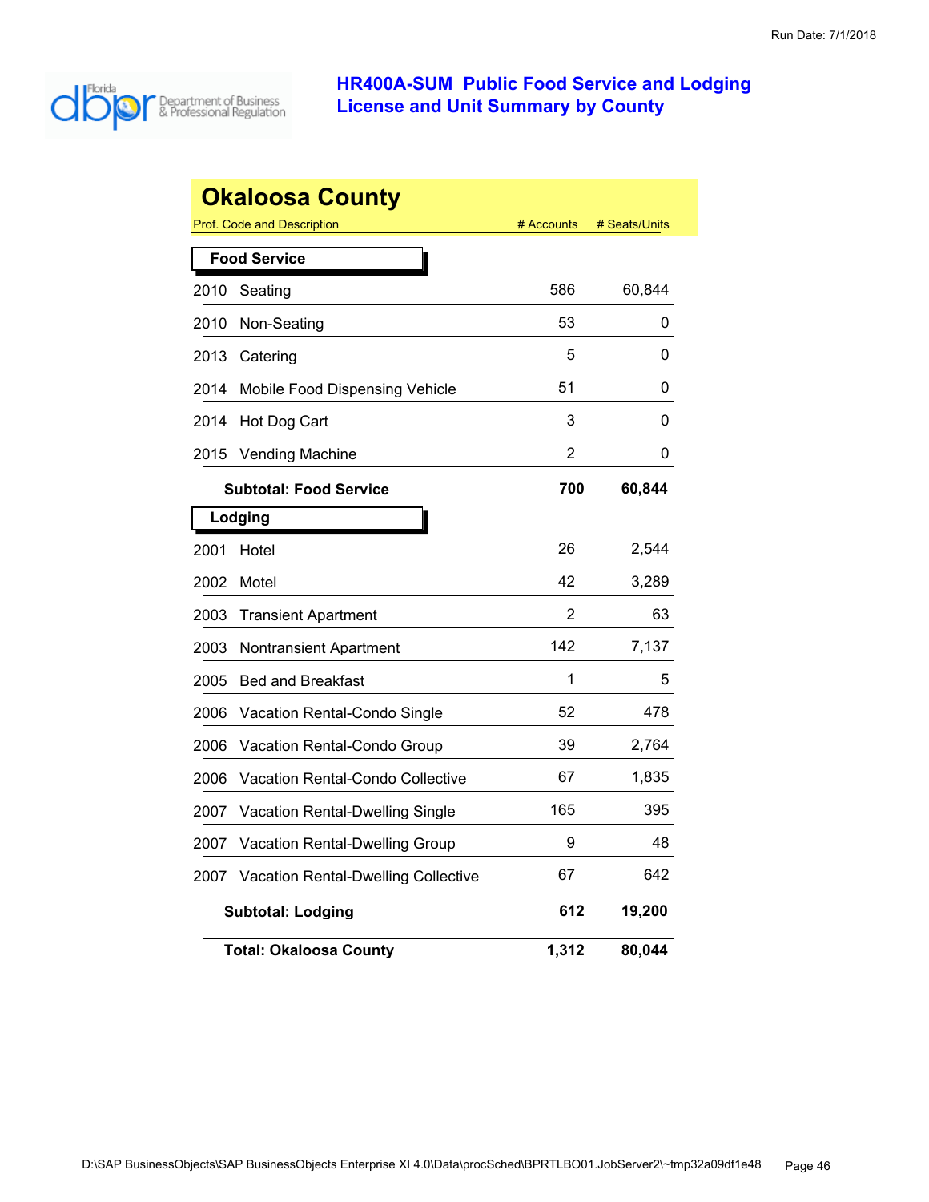# HR400A-SUM Public Food Service and Lodging License and Unit Summary by County

## Okaloosa County

| Prof. Code and Description | # Accounts | # Seats/Units |
|---|---|---|
| **Food Service** | | |
| 2010 Seating | 586 | 60,844 |
| 2010 Non-Seating | 53 | 0 |
| 2013 Catering | 5 | 0 |
| 2014 Mobile Food Dispensing Vehicle | 51 | 0 |
| 2014 Hot Dog Cart | 3 | 0 |
| 2015 Vending Machine | 2 | 0 |
| **Subtotal: Food Service** | **700** | **60,844** |
| **Lodging** | | |
| 2001 Hotel | 26 | 2,544 |
| 2002 Motel | 42 | 3,289 |
| 2003 Transient Apartment | 2 | 63 |
| 2003 Nontransient Apartment | 142 | 7,137 |
| 2005 Bed and Breakfast | 1 | 5 |
| 2006 Vacation Rental-Condo Single | 52 | 478 |
| 2006 Vacation Rental-Condo Group | 39 | 2,764 |
| 2006 Vacation Rental-Condo Collective | 67 | 1,835 |
| 2007 Vacation Rental-Dwelling Single | 165 | 395 |
| 2007 Vacation Rental-Dwelling Group | 9 | 48 |
| 2007 Vacation Rental-Dwelling Collective | 67 | 642 |
| **Subtotal: Lodging** | **612** | **19,200** |
| **Total: Okaloosa County** | **1,312** | **80,044** |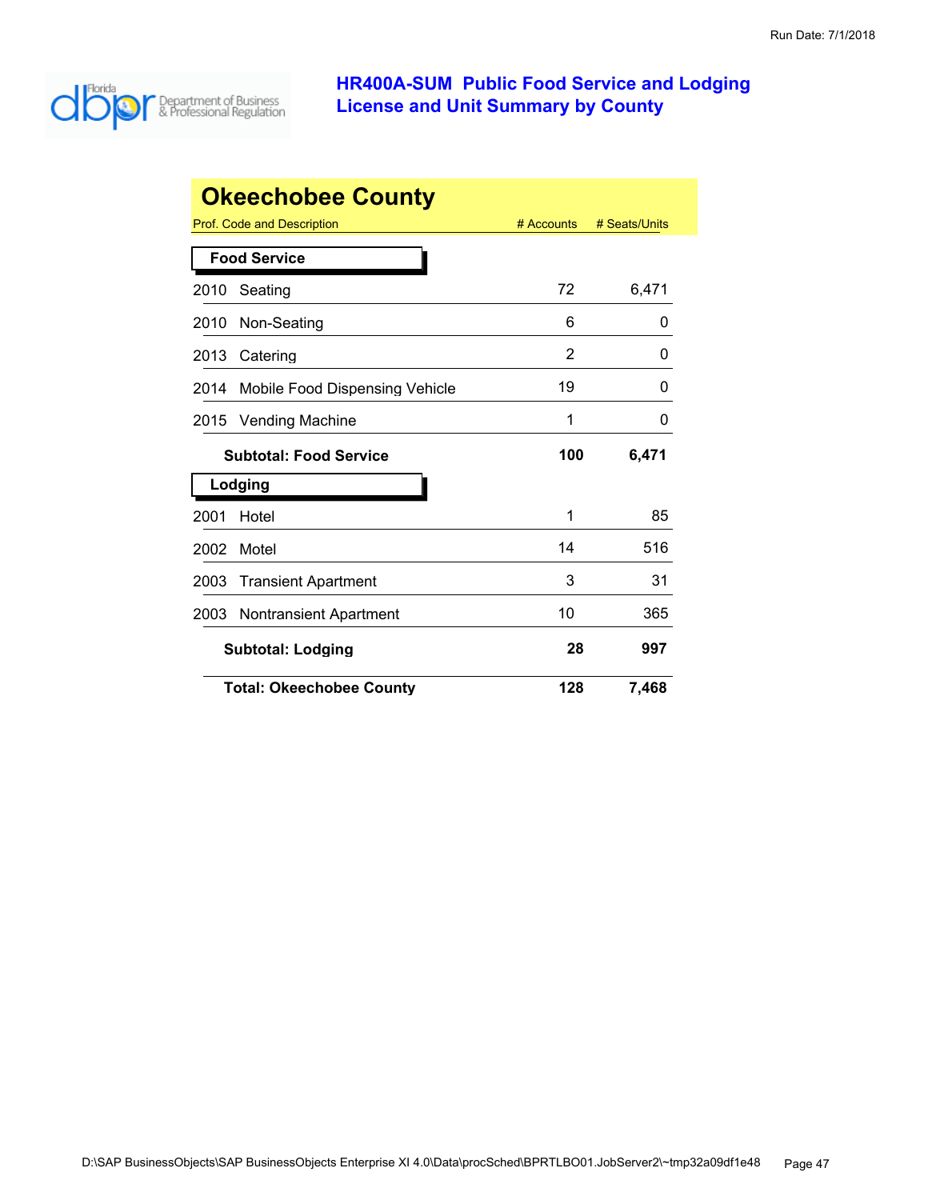# HR400A-SUM Public Food Service and Lodging License and Unit Summary by County

## Okeechobee County

| Prof. Code and Description | # Accounts | # Seats/Units |
|---|---|---|
| **Food Service** | | |
| 2010 Seating | 72 | 6,471 |
| 2010 Non-Seating | 6 | 0 |
| 2013 Catering | 2 | 0 |
| 2014 Mobile Food Dispensing Vehicle | 19 | 0 |
| 2015 Vending Machine | 1 | 0 |
| **Subtotal: Food Service** | **100** | **6,471** |
| **Lodging** | | |
| 2001 Hotel | 1 | 85 |
| 2002 Motel | 14 | 516 |
| 2003 Transient Apartment | 3 | 31 |
| 2003 Nontransient Apartment | 10 | 365 |
| **Subtotal: Lodging** | **28** | **997** |
| **Total: Okeechobee County** | **128** | **7,468** |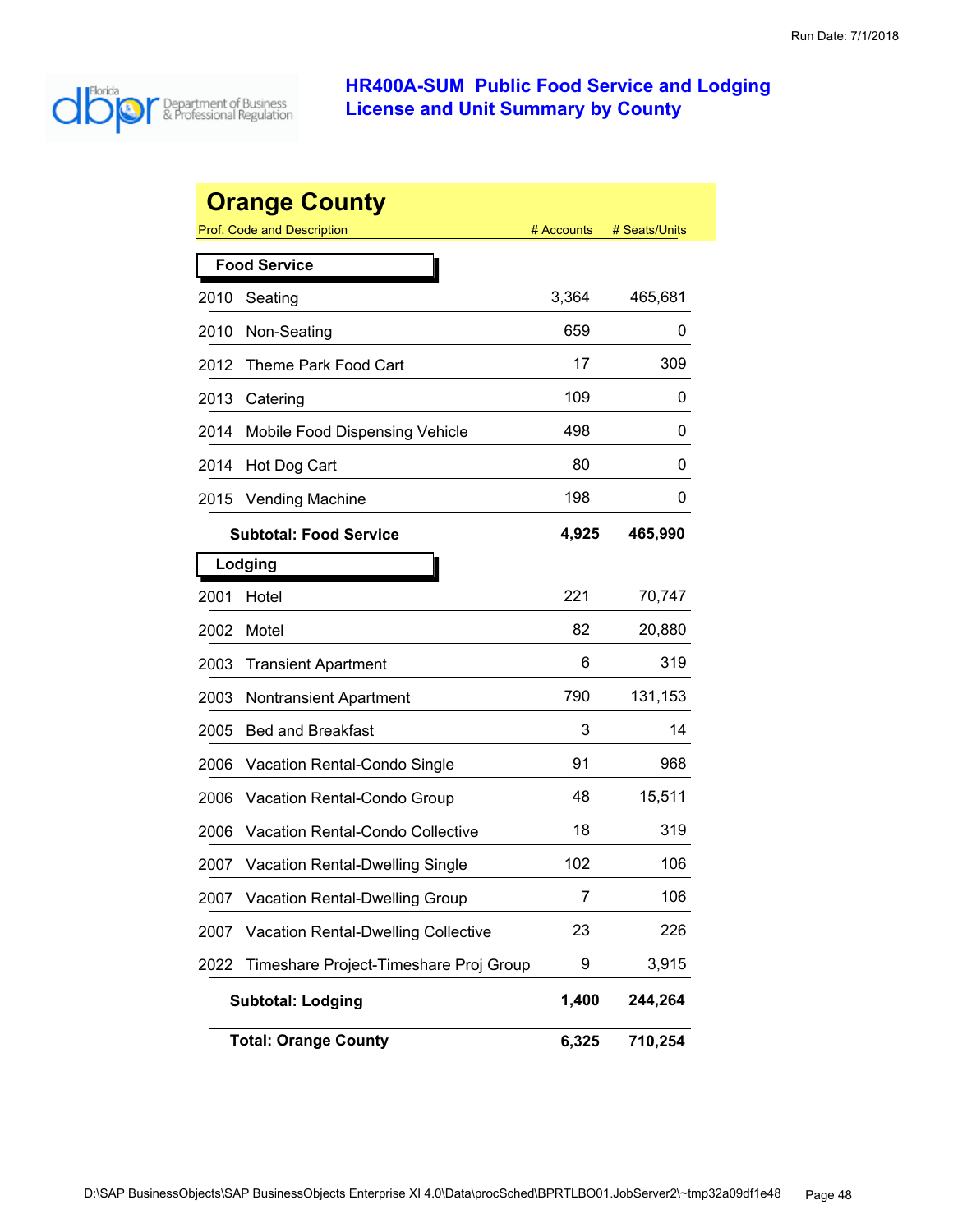# HR400A-SUM Public Food Service and Lodging License and Unit Summary by County

## Orange County

| Prof. Code and Description | # Accounts | # Seats/Units |
|---|---|---|
| **Food Service** | | |
| 2010 Seating | 3,364 | 465,681 |
| 2010 Non-Seating | 659 | 0 |
| 2012 Theme Park Food Cart | 17 | 309 |
| 2013 Catering | 109 | 0 |
| 2014 Mobile Food Dispensing Vehicle | 498 | 0 |
| 2014 Hot Dog Cart | 80 | 0 |
| 2015 Vending Machine | 198 | 0 |
| **Subtotal: Food Service** | **4,925** | **465,990** |
| **Lodging** | | |
| 2001 Hotel | 221 | 70,747 |
| 2002 Motel | 82 | 20,880 |
| 2003 Transient Apartment | 6 | 319 |
| 2003 Nontransient Apartment | 790 | 131,153 |
| 2005 Bed and Breakfast | 3 | 14 |
| 2006 Vacation Rental-Condo Single | 91 | 968 |
| 2006 Vacation Rental-Condo Group | 48 | 15,511 |
| 2006 Vacation Rental-Condo Collective | 18 | 319 |
| 2007 Vacation Rental-Dwelling Single | 102 | 106 |
| 2007 Vacation Rental-Dwelling Group | 7 | 106 |
| 2007 Vacation Rental-Dwelling Collective | 23 | 226 |
| 2022 Timeshare Project-Timeshare Proj Group | 9 | 3,915 |
| **Subtotal: Lodging** | **1,400** | **244,264** |
| **Total: Orange County** | **6,325** | **710,254** |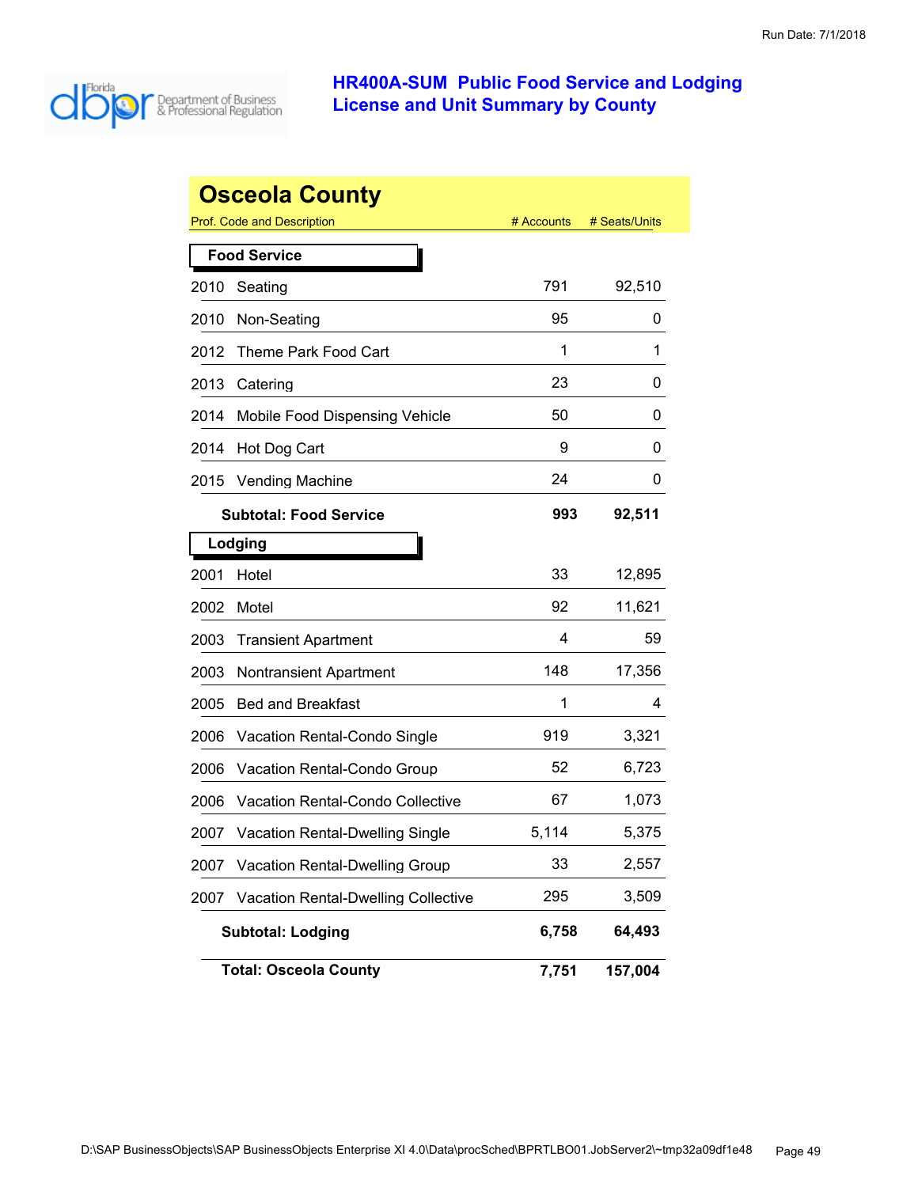# HR400A-SUM Public Food Service and Lodging License and Unit Summary by County

## Osceola County

| Prof. Code and Description | | # Accounts | # Seats/Units |
|---|---|---|---|
| **Food Service** | | | |
| 2010 | Seating | 791 | 92,510 |
| 2010 | Non-Seating | 95 | 0 |
| 2012 | Theme Park Food Cart | 1 | 1 |
| 2013 | Catering | 23 | 0 |
| 2014 | Mobile Food Dispensing Vehicle | 50 | 0 |
| 2014 | Hot Dog Cart | 9 | 0 |
| 2015 | Vending Machine | 24 | 0 |
| | **Subtotal: Food Service** | **993** | **92,511** |
| **Lodging** | | | |
| 2001 | Hotel | 33 | 12,895 |
| 2002 | Motel | 92 | 11,621 |
| 2003 | Transient Apartment | 4 | 59 |
| 2003 | Nontransient Apartment | 148 | 17,356 |
| 2005 | Bed and Breakfast | 1 | 4 |
| 2006 | Vacation Rental-Condo Single | 919 | 3,321 |
| 2006 | Vacation Rental-Condo Group | 52 | 6,723 |
| 2006 | Vacation Rental-Condo Collective | 67 | 1,073 |
| 2007 | Vacation Rental-Dwelling Single | 5,114 | 5,375 |
| 2007 | Vacation Rental-Dwelling Group | 33 | 2,557 |
| 2007 | Vacation Rental-Dwelling Collective | 295 | 3,509 |
| | **Subtotal: Lodging** | **6,758** | **64,493** |
| | **Total: Osceola County** | **7,751** | **157,004** |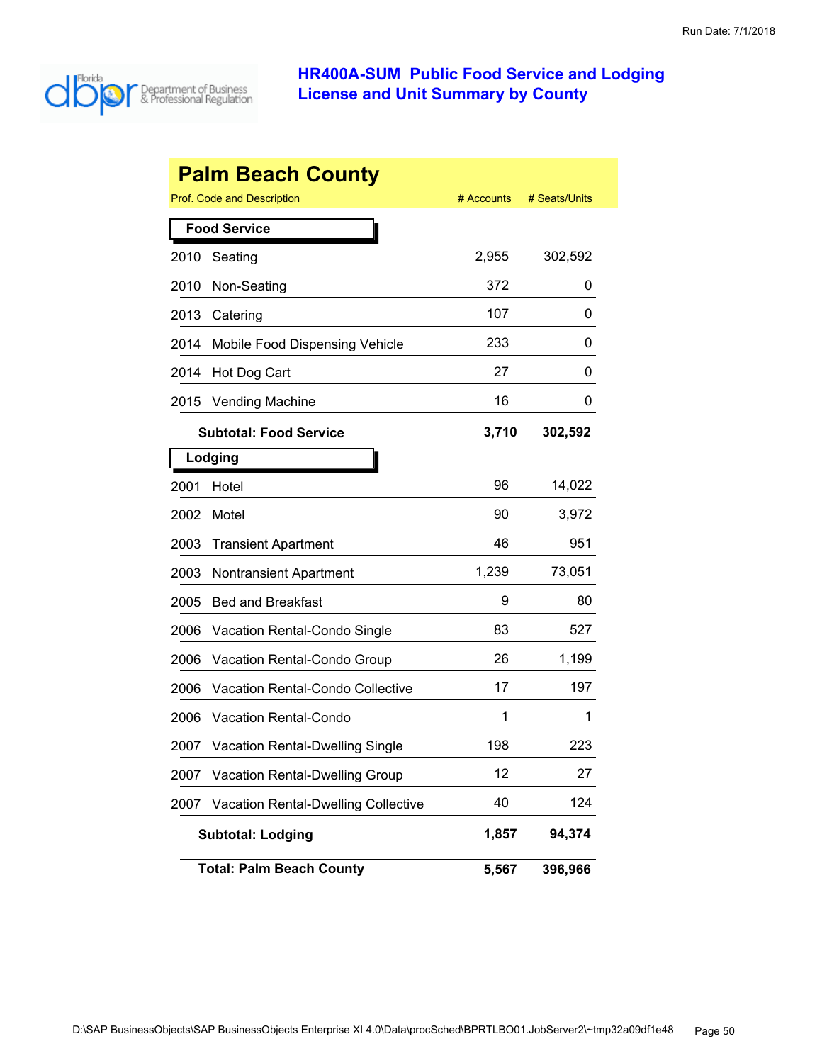# HR400A-SUM Public Food Service and Lodging License and Unit Summary by County

## Palm Beach County

| Prof. Code and Description | # Accounts | # Seats/Units |
|---|---|---|
| **Food Service** | | |
| 2010 Seating | 2,955 | 302,592 |
| 2010 Non-Seating | 372 | 0 |
| 2013 Catering | 107 | 0 |
| 2014 Mobile Food Dispensing Vehicle | 233 | 0 |
| 2014 Hot Dog Cart | 27 | 0 |
| 2015 Vending Machine | 16 | 0 |
| **Subtotal: Food Service** | **3,710** | **302,592** |
| **Lodging** | | |
| 2001 Hotel | 96 | 14,022 |
| 2002 Motel | 90 | 3,972 |
| 2003 Transient Apartment | 46 | 951 |
| 2003 Nontransient Apartment | 1,239 | 73,051 |
| 2005 Bed and Breakfast | 9 | 80 |
| 2006 Vacation Rental-Condo Single | 83 | 527 |
| 2006 Vacation Rental-Condo Group | 26 | 1,199 |
| 2006 Vacation Rental-Condo Collective | 17 | 197 |
| 2006 Vacation Rental-Condo | 1 | 1 |
| 2007 Vacation Rental-Dwelling Single | 198 | 223 |
| 2007 Vacation Rental-Dwelling Group | 12 | 27 |
| 2007 Vacation Rental-Dwelling Collective | 40 | 124 |
| **Subtotal: Lodging** | **1,857** | **94,374** |
| **Total: Palm Beach County** | **5,567** | **396,966** |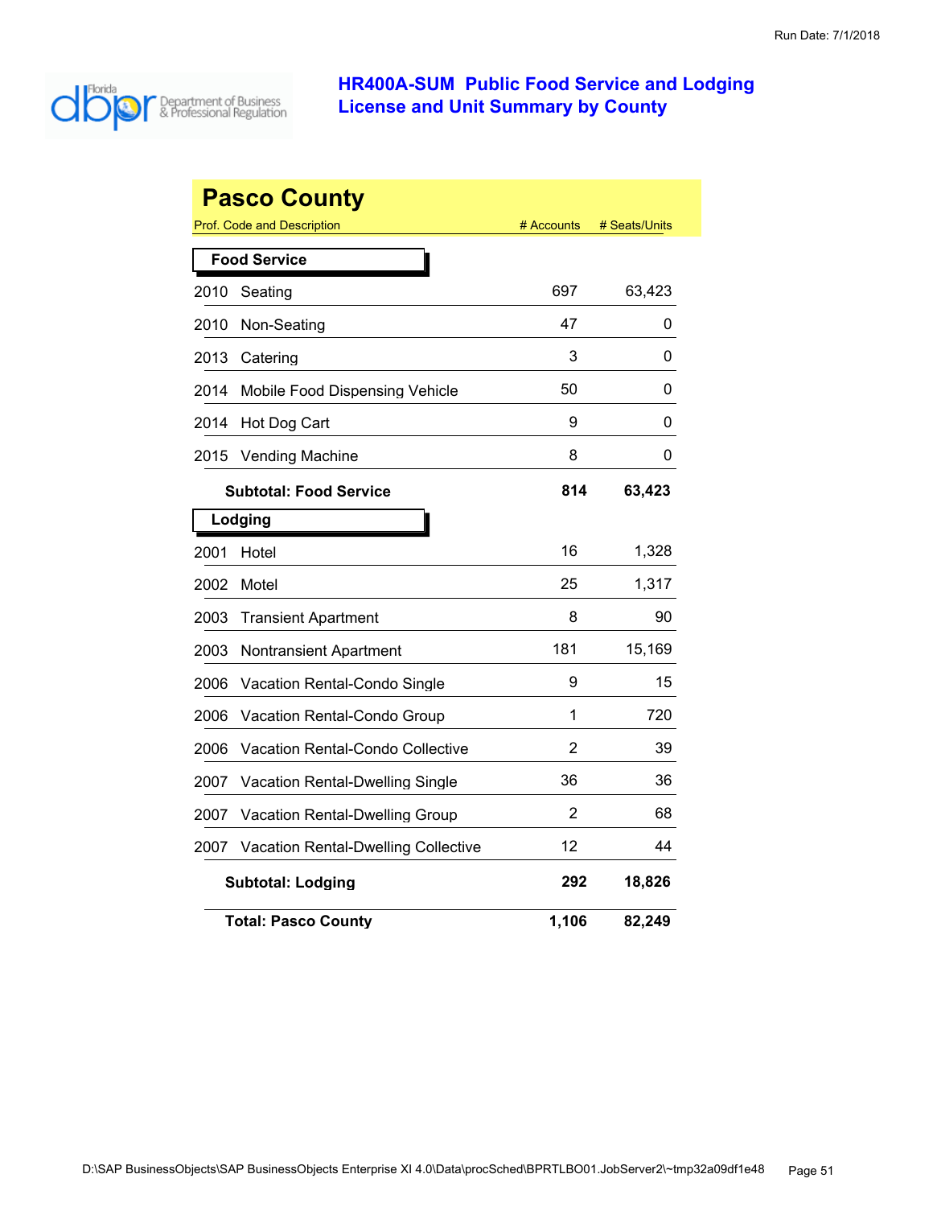# HR400A-SUM Public Food Service and Lodging License and Unit Summary by County

Run Date: 7/1/2018

## Pasco County

| Prof. Code and Description | | # Accounts | # Seats/Units |
|---|---|---|---|
| **Food Service** | | | |
| 2010 | Seating | 697 | 63,423 |
| 2010 | Non-Seating | 47 | 0 |
| 2013 | Catering | 3 | 0 |
| 2014 | Mobile Food Dispensing Vehicle | 50 | 0 |
| 2014 | Hot Dog Cart | 9 | 0 |
| 2015 | Vending Machine | 8 | 0 |
| | **Subtotal: Food Service** | **814** | **63,423** |
| **Lodging** | | | |
| 2001 | Hotel | 16 | 1,328 |
| 2002 | Motel | 25 | 1,317 |
| 2003 | Transient Apartment | 8 | 90 |
| 2003 | Nontransient Apartment | 181 | 15,169 |
| 2006 | Vacation Rental-Condo Single | 9 | 15 |
| 2006 | Vacation Rental-Condo Group | 1 | 720 |
| 2006 | Vacation Rental-Condo Collective | 2 | 39 |
| 2007 | Vacation Rental-Dwelling Single | 36 | 36 |
| 2007 | Vacation Rental-Dwelling Group | 2 | 68 |
| 2007 | Vacation Rental-Dwelling Collective | 12 | 44 |
| | **Subtotal: Lodging** | **292** | **18,826** |
| | **Total: Pasco County** | **1,106** | **82,249** |

D:\SAP BusinessObjects\SAP BusinessObjects Enterprise XI 4.0\Data\procSched\BPRTLBO01.JobServer2\~tmp32a09df1e48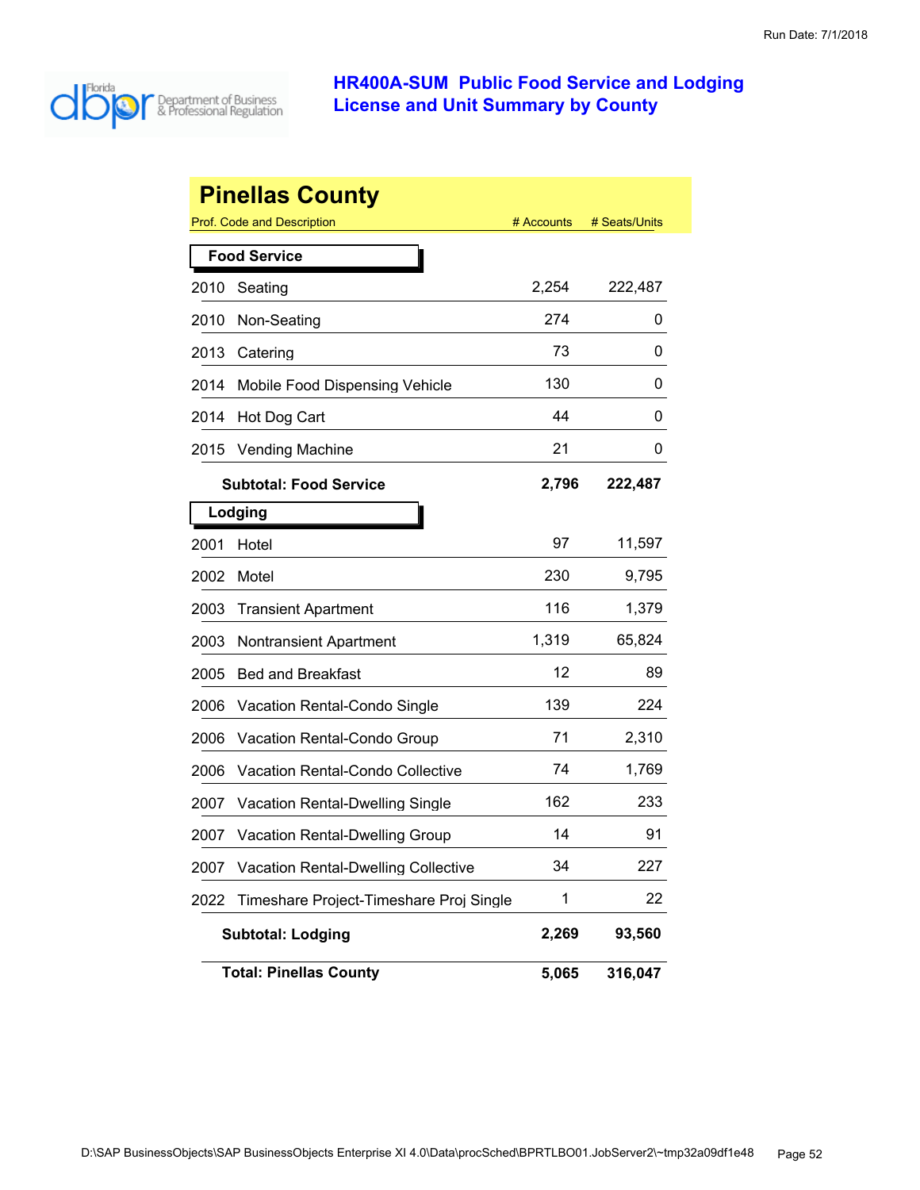## HR400A-SUM Public Food Service and Lodging License and Unit Summary by County

Run Date: 7/1/2018

# Pinellas County

| Prof. Code and Description | | # Accounts | # Seats/Units |
|---|---|---|---|
| **Food Service** | | | |
| 2010 | Seating | 2,254 | 222,487 |
| 2010 | Non-Seating | 274 | 0 |
| 2013 | Catering | 73 | 0 |
| 2014 | Mobile Food Dispensing Vehicle | 130 | 0 |
| 2014 | Hot Dog Cart | 44 | 0 |
| 2015 | Vending Machine | 21 | 0 |
| | **Subtotal: Food Service** | **2,796** | **222,487** |
| **Lodging** | | | |
| 2001 | Hotel | 97 | 11,597 |
| 2002 | Motel | 230 | 9,795 |
| 2003 | Transient Apartment | 116 | 1,379 |
| 2003 | Nontransient Apartment | 1,319 | 65,824 |
| 2005 | Bed and Breakfast | 12 | 89 |
| 2006 | Vacation Rental-Condo Single | 139 | 224 |
| 2006 | Vacation Rental-Condo Group | 71 | 2,310 |
| 2006 | Vacation Rental-Condo Collective | 74 | 1,769 |
| 2007 | Vacation Rental-Dwelling Single | 162 | 233 |
| 2007 | Vacation Rental-Dwelling Group | 14 | 91 |
| 2007 | Vacation Rental-Dwelling Collective | 34 | 227 |
| 2022 | Timeshare Project-Timeshare Proj Single | 1 | 22 |
| | **Subtotal: Lodging** | **2,269** | **93,560** |
| | **Total: Pinellas County** | **5,065** | **316,047** |

D:\SAP BusinessObjects\SAP BusinessObjects Enterprise XI 4.0\Data\procSched\BPRTLBO01.JobServer2\~tmp32a09df1e48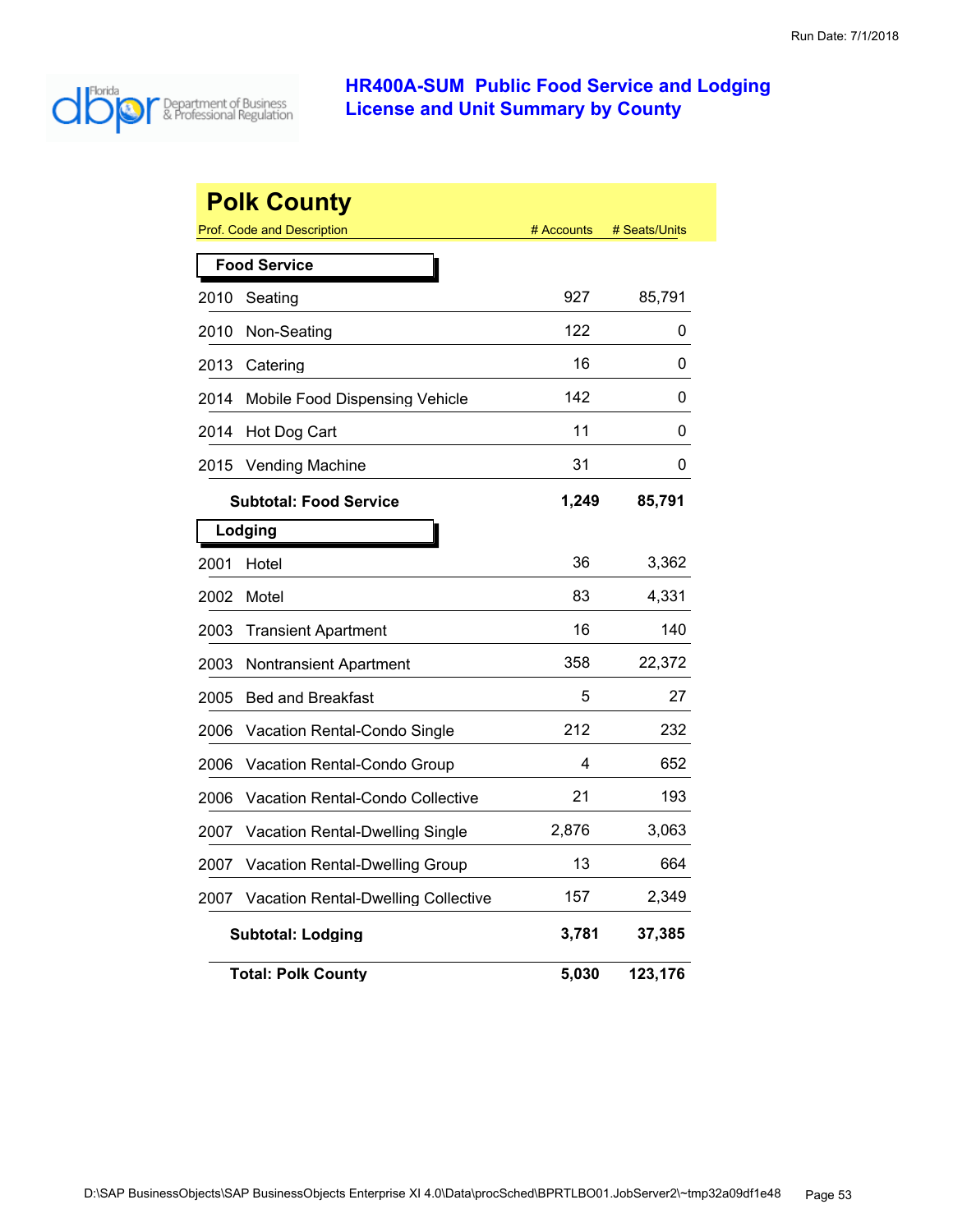Run Date: 7/1/2018

# HR400A-SUM Public Food Service and Lodging License and Unit Summary by County

## Polk County

| Prof. Code and Description | # Accounts | # Seats/Units |
|---|---|---|
| **Food Service** | | |
| 2010 Seating | 927 | 85,791 |
| 2010 Non-Seating | 122 | 0 |
| 2013 Catering | 16 | 0 |
| 2014 Mobile Food Dispensing Vehicle | 142 | 0 |
| 2014 Hot Dog Cart | 11 | 0 |
| 2015 Vending Machine | 31 | 0 |
| **Subtotal: Food Service** | **1,249** | **85,791** |
| **Lodging** | | |
| 2001 Hotel | 36 | 3,362 |
| 2002 Motel | 83 | 4,331 |
| 2003 Transient Apartment | 16 | 140 |
| 2003 Nontransient Apartment | 358 | 22,372 |
| 2005 Bed and Breakfast | 5 | 27 |
| 2006 Vacation Rental-Condo Single | 212 | 232 |
| 2006 Vacation Rental-Condo Group | 4 | 652 |
| 2006 Vacation Rental-Condo Collective | 21 | 193 |
| 2007 Vacation Rental-Dwelling Single | 2,876 | 3,063 |
| 2007 Vacation Rental-Dwelling Group | 13 | 664 |
| 2007 Vacation Rental-Dwelling Collective | 157 | 2,349 |
| **Subtotal: Lodging** | **3,781** | **37,385** |
| **Total: Polk County** | **5,030** | **123,176** |

D:\SAP BusinessObjects\SAP BusinessObjects Enterprise XI 4.0\Data\procSched\BPRTLBO01.JobServer2\~tmp32a09df1e48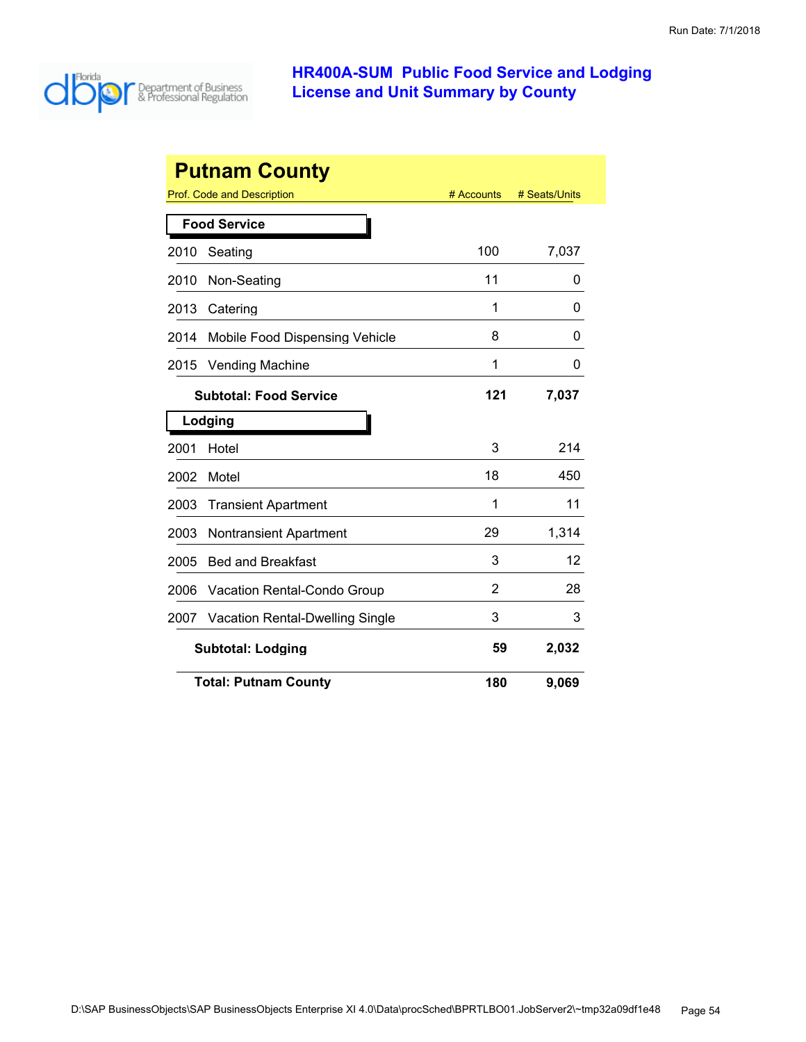# HR400A-SUM Public Food Service and Lodging License and Unit Summary by County

## Putnam County

| Prof. Code and Description | # Accounts | # Seats/Units |
|---|---|---|
| **Food Service** | | |
| 2010 Seating | 100 | 7,037 |
| 2010 Non-Seating | 11 | 0 |
| 2013 Catering | 1 | 0 |
| 2014 Mobile Food Dispensing Vehicle | 8 | 0 |
| 2015 Vending Machine | 1 | 0 |
| **Subtotal: Food Service** | **121** | **7,037** |
| **Lodging** | | |
| 2001 Hotel | 3 | 214 |
| 2002 Motel | 18 | 450 |
| 2003 Transient Apartment | 1 | 11 |
| 2003 Nontransient Apartment | 29 | 1,314 |
| 2005 Bed and Breakfast | 3 | 12 |
| 2006 Vacation Rental-Condo Group | 2 | 28 |
| 2007 Vacation Rental-Dwelling Single | 3 | 3 |
| **Subtotal: Lodging** | **59** | **2,032** |
| **Total: Putnam County** | **180** | **9,069** |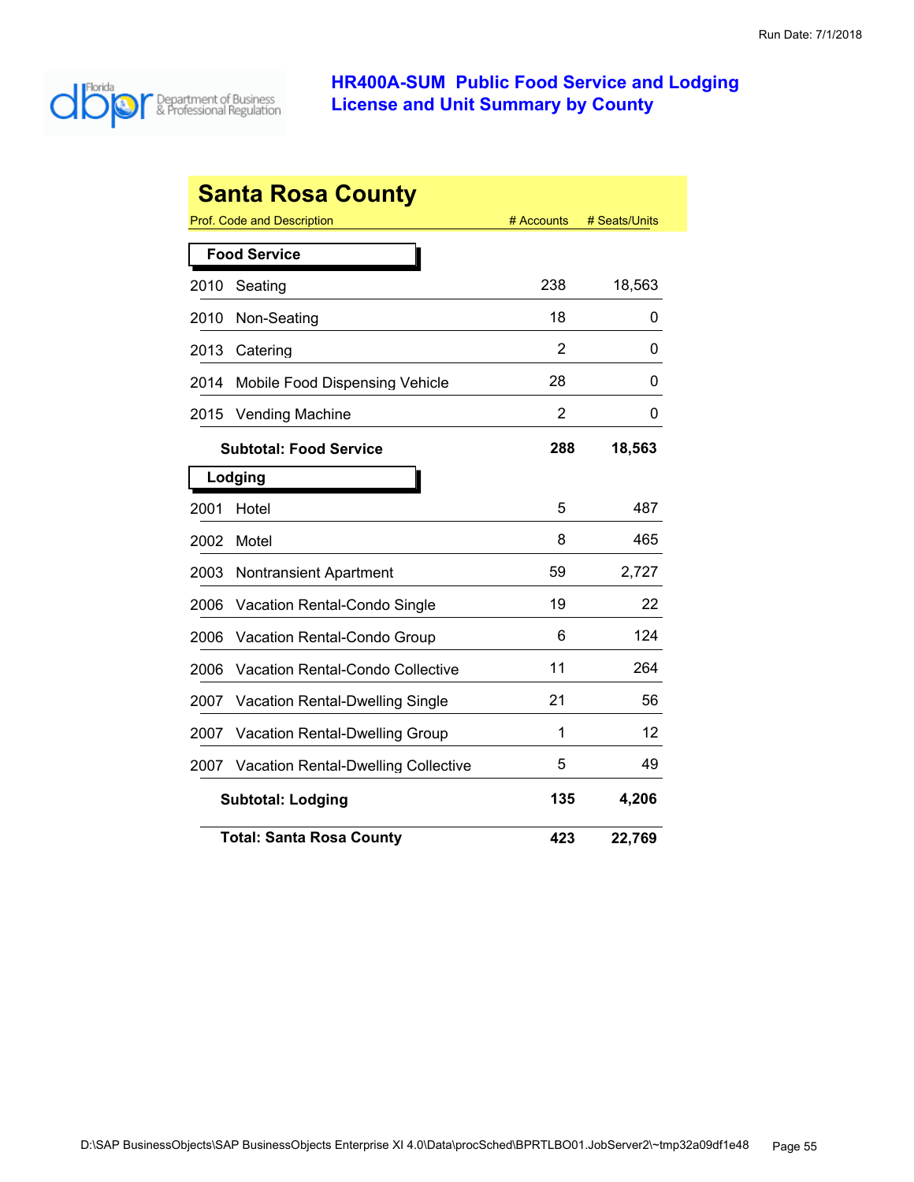# HR400A-SUM Public Food Service and Lodging License and Unit Summary by County

Run Date: 7/1/2018

## Santa Rosa County

| Prof. Code and Description | | # Accounts | # Seats/Units |
|---|---|---|---|
| **Food Service** | | | |
| 2010 | Seating | 238 | 18,563 |
| 2010 | Non-Seating | 18 | 0 |
| 2013 | Catering | 2 | 0 |
| 2014 | Mobile Food Dispensing Vehicle | 28 | 0 |
| 2015 | Vending Machine | 2 | 0 |
| | **Subtotal: Food Service** | **288** | **18,563** |
| **Lodging** | | | |
| 2001 | Hotel | 5 | 487 |
| 2002 | Motel | 8 | 465 |
| 2003 | Nontransient Apartment | 59 | 2,727 |
| 2006 | Vacation Rental-Condo Single | 19 | 22 |
| 2006 | Vacation Rental-Condo Group | 6 | 124 |
| 2006 | Vacation Rental-Condo Collective | 11 | 264 |
| 2007 | Vacation Rental-Dwelling Single | 21 | 56 |
| 2007 | Vacation Rental-Dwelling Group | 1 | 12 |
| 2007 | Vacation Rental-Dwelling Collective | 5 | 49 |
| | **Subtotal: Lodging** | **135** | **4,206** |
| | **Total: Santa Rosa County** | **423** | **22,769** |

D:\SAP BusinessObjects\SAP BusinessObjects Enterprise XI 4.0\Data\procSched\BPRTLBO01.JobServer2\~tmp32a09df1e48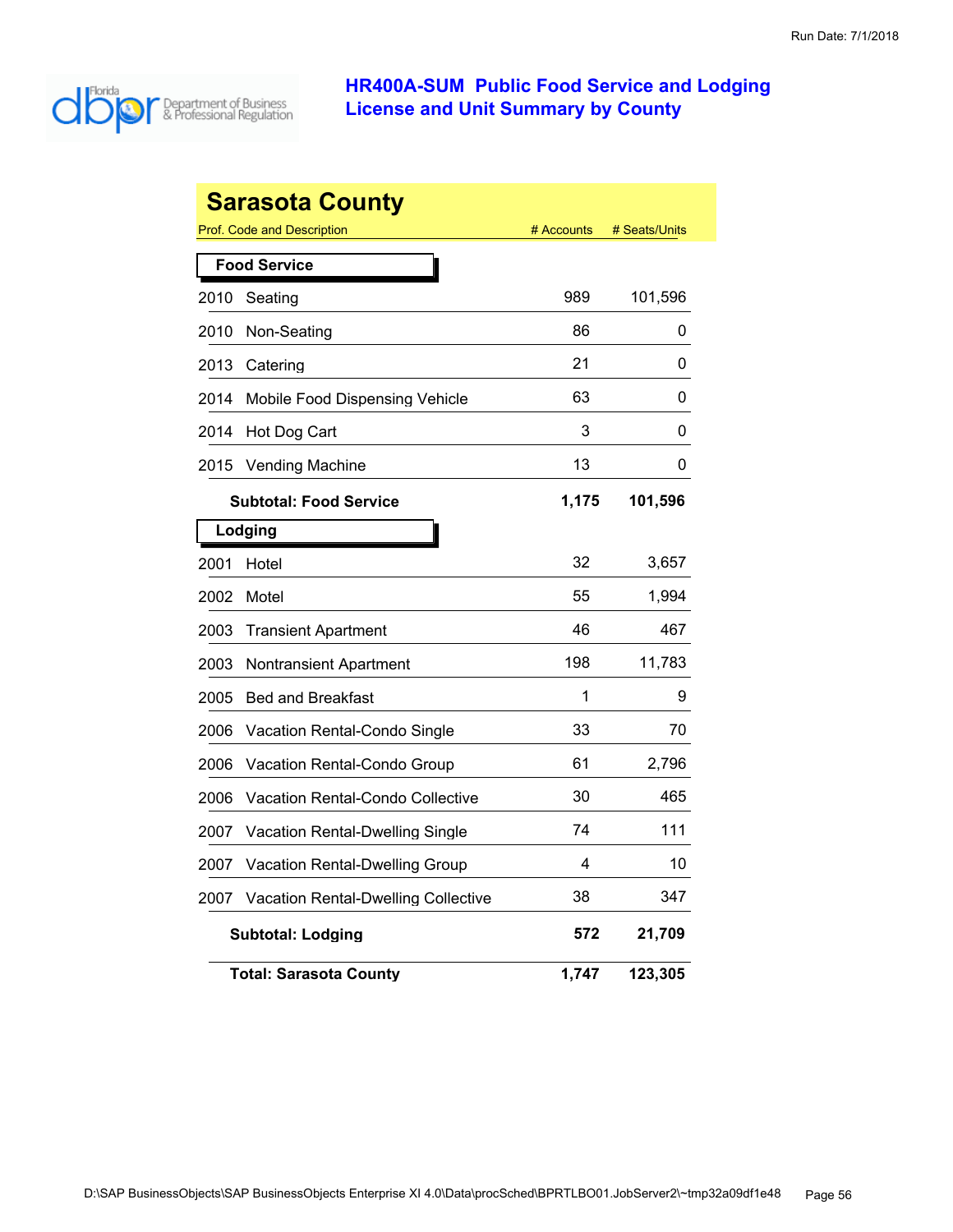# HR400A-SUM Public Food Service and Lodging License and Unit Summary by County

Run Date: 7/1/2018

## Sarasota County

| Prof. Code and Description | | # Accounts | # Seats/Units |
|---|---|---|---|
| **Food Service** | | | |
| 2010 | Seating | 989 | 101,596 |
| 2010 | Non-Seating | 86 | 0 |
| 2013 | Catering | 21 | 0 |
| 2014 | Mobile Food Dispensing Vehicle | 63 | 0 |
| 2014 | Hot Dog Cart | 3 | 0 |
| 2015 | Vending Machine | 13 | 0 |
| | **Subtotal: Food Service** | **1,175** | **101,596** |
| **Lodging** | | | |
| 2001 | Hotel | 32 | 3,657 |
| 2002 | Motel | 55 | 1,994 |
| 2003 | Transient Apartment | 46 | 467 |
| 2003 | Nontransient Apartment | 198 | 11,783 |
| 2005 | Bed and Breakfast | 1 | 9 |
| 2006 | Vacation Rental-Condo Single | 33 | 70 |
| 2006 | Vacation Rental-Condo Group | 61 | 2,796 |
| 2006 | Vacation Rental-Condo Collective | 30 | 465 |
| 2007 | Vacation Rental-Dwelling Single | 74 | 111 |
| 2007 | Vacation Rental-Dwelling Group | 4 | 10 |
| 2007 | Vacation Rental-Dwelling Collective | 38 | 347 |
| | **Subtotal: Lodging** | **572** | **21,709** |
| | **Total: Sarasota County** | **1,747** | **123,305** |

D:\SAP BusinessObjects\SAP BusinessObjects Enterprise XI 4.0\Data\procSched\BPRTLBO01.JobServer2\~tmp32a09df1e48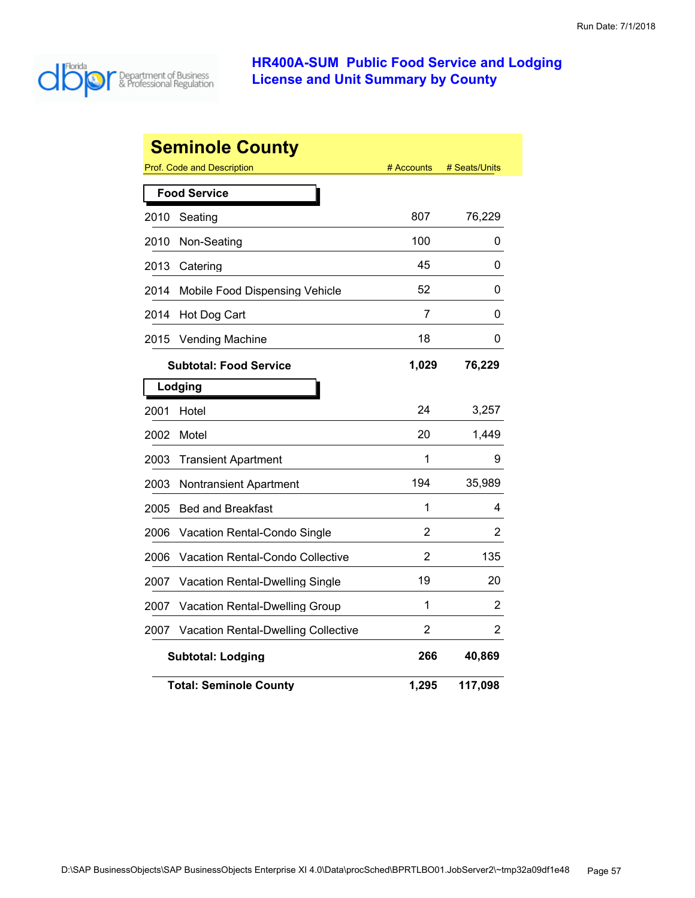# HR400A-SUM Public Food Service and Lodging License and Unit Summary by County

## Seminole County

| Prof. Code and Description | # Accounts | # Seats/Units |
|---|---|---|
| **Food Service** | | |
| 2010 Seating | 807 | 76,229 |
| 2010 Non-Seating | 100 | 0 |
| 2013 Catering | 45 | 0 |
| 2014 Mobile Food Dispensing Vehicle | 52 | 0 |
| 2014 Hot Dog Cart | 7 | 0 |
| 2015 Vending Machine | 18 | 0 |
| **Subtotal: Food Service** | **1,029** | **76,229** |
| **Lodging** | | |
| 2001 Hotel | 24 | 3,257 |
| 2002 Motel | 20 | 1,449 |
| 2003 Transient Apartment | 1 | 9 |
| 2003 Nontransient Apartment | 194 | 35,989 |
| 2005 Bed and Breakfast | 1 | 4 |
| 2006 Vacation Rental-Condo Single | 2 | 2 |
| 2006 Vacation Rental-Condo Collective | 2 | 135 |
| 2007 Vacation Rental-Dwelling Single | 19 | 20 |
| 2007 Vacation Rental-Dwelling Group | 1 | 2 |
| 2007 Vacation Rental-Dwelling Collective | 2 | 2 |
| **Subtotal: Lodging** | **266** | **40,869** |
| **Total: Seminole County** | **1,295** | **117,098** |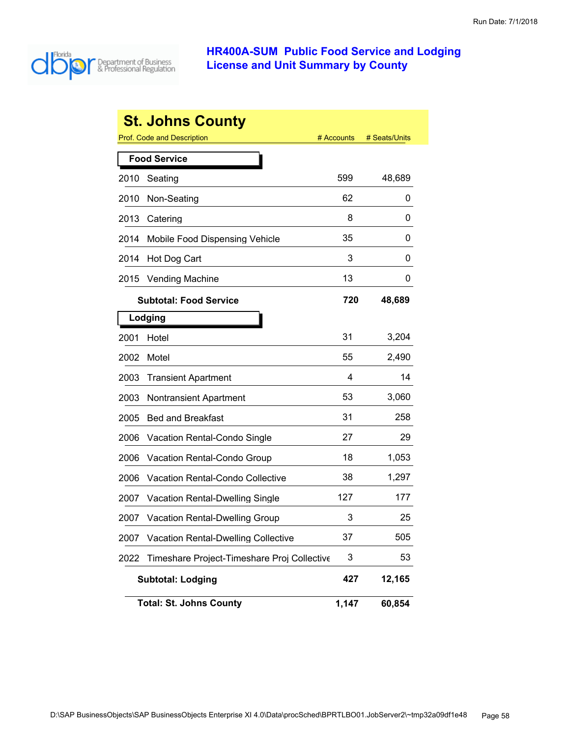# HR400A-SUM Public Food Service and Lodging License and Unit Summary by County

## St. Johns County

| Prof. Code and Description | # Accounts | # Seats/Units |
|---|---|---|
| **Food Service** | | |
| 2010 Seating | 599 | 48,689 |
| 2010 Non-Seating | 62 | 0 |
| 2013 Catering | 8 | 0 |
| 2014 Mobile Food Dispensing Vehicle | 35 | 0 |
| 2014 Hot Dog Cart | 3 | 0 |
| 2015 Vending Machine | 13 | 0 |
| **Subtotal: Food Service** | **720** | **48,689** |
| **Lodging** | | |
| 2001 Hotel | 31 | 3,204 |
| 2002 Motel | 55 | 2,490 |
| 2003 Transient Apartment | 4 | 14 |
| 2003 Nontransient Apartment | 53 | 3,060 |
| 2005 Bed and Breakfast | 31 | 258 |
| 2006 Vacation Rental-Condo Single | 27 | 29 |
| 2006 Vacation Rental-Condo Group | 18 | 1,053 |
| 2006 Vacation Rental-Condo Collective | 38 | 1,297 |
| 2007 Vacation Rental-Dwelling Single | 127 | 177 |
| 2007 Vacation Rental-Dwelling Group | 3 | 25 |
| 2007 Vacation Rental-Dwelling Collective | 37 | 505 |
| 2022 Timeshare Project-Timeshare Proj Collective | 3 | 53 |
| **Subtotal: Lodging** | **427** | **12,165** |
| **Total: St. Johns County** | **1,147** | **60,854** |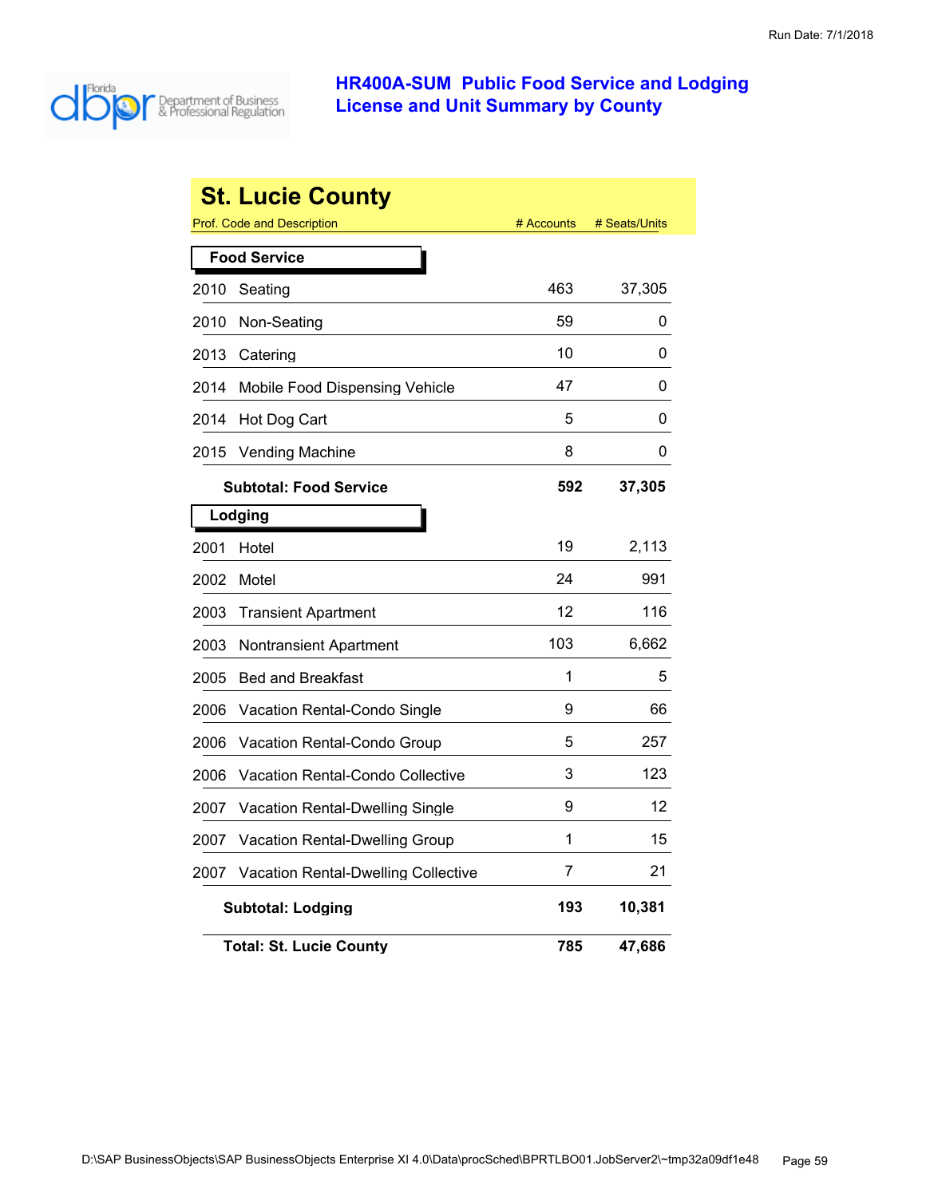# HR400A-SUM Public Food Service and Lodging License and Unit Summary by County

## St. Lucie County

| Prof. Code and Description | | # Accounts | # Seats/Units |
|---|---|---|---|
| **Food Service** | | | |
| 2010 | Seating | 463 | 37,305 |
| 2010 | Non-Seating | 59 | 0 |
| 2013 | Catering | 10 | 0 |
| 2014 | Mobile Food Dispensing Vehicle | 47 | 0 |
| 2014 | Hot Dog Cart | 5 | 0 |
| 2015 | Vending Machine | 8 | 0 |
| | **Subtotal: Food Service** | **592** | **37,305** |
| **Lodging** | | | |
| 2001 | Hotel | 19 | 2,113 |
| 2002 | Motel | 24 | 991 |
| 2003 | Transient Apartment | 12 | 116 |
| 2003 | Nontransient Apartment | 103 | 6,662 |
| 2005 | Bed and Breakfast | 1 | 5 |
| 2006 | Vacation Rental-Condo Single | 9 | 66 |
| 2006 | Vacation Rental-Condo Group | 5 | 257 |
| 2006 | Vacation Rental-Condo Collective | 3 | 123 |
| 2007 | Vacation Rental-Dwelling Single | 9 | 12 |
| 2007 | Vacation Rental-Dwelling Group | 1 | 15 |
| 2007 | Vacation Rental-Dwelling Collective | 7 | 21 |
| | **Subtotal: Lodging** | **193** | **10,381** |
| | **Total: St. Lucie County** | **785** | **47,686** |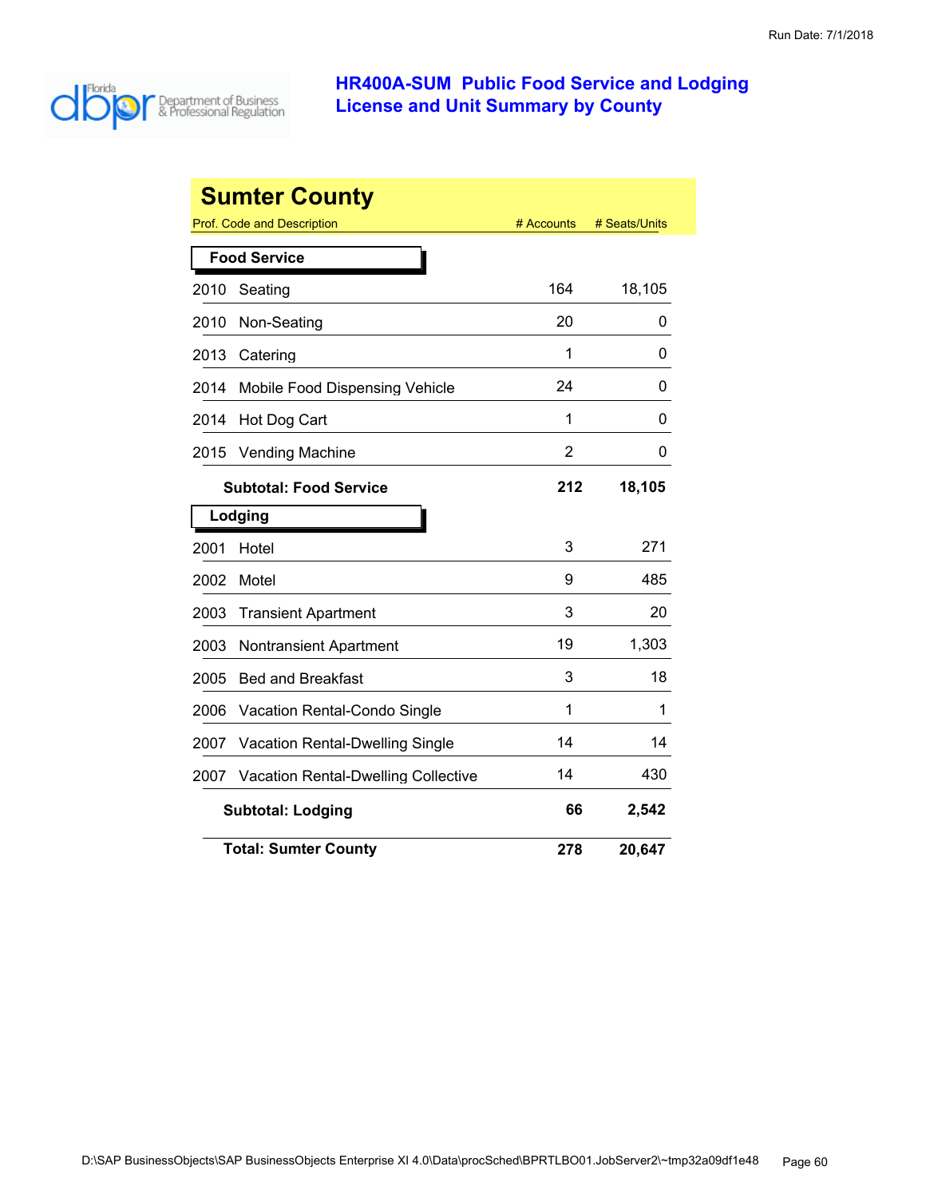# HR400A-SUM Public Food Service and Lodging License and Unit Summary by County

## Sumter County

| Prof. Code and Description | # Accounts | # Seats/Units |
|---|---|---|
| **Food Service** | | |
| 2010 Seating | 164 | 18,105 |
| 2010 Non-Seating | 20 | 0 |
| 2013 Catering | 1 | 0 |
| 2014 Mobile Food Dispensing Vehicle | 24 | 0 |
| 2014 Hot Dog Cart | 1 | 0 |
| 2015 Vending Machine | 2 | 0 |
| **Subtotal: Food Service** | **212** | **18,105** |
| **Lodging** | | |
| 2001 Hotel | 3 | 271 |
| 2002 Motel | 9 | 485 |
| 2003 Transient Apartment | 3 | 20 |
| 2003 Nontransient Apartment | 19 | 1,303 |
| 2005 Bed and Breakfast | 3 | 18 |
| 2006 Vacation Rental-Condo Single | 1 | 1 |
| 2007 Vacation Rental-Dwelling Single | 14 | 14 |
| 2007 Vacation Rental-Dwelling Collective | 14 | 430 |
| **Subtotal: Lodging** | **66** | **2,542** |
| **Total: Sumter County** | **278** | **20,647** |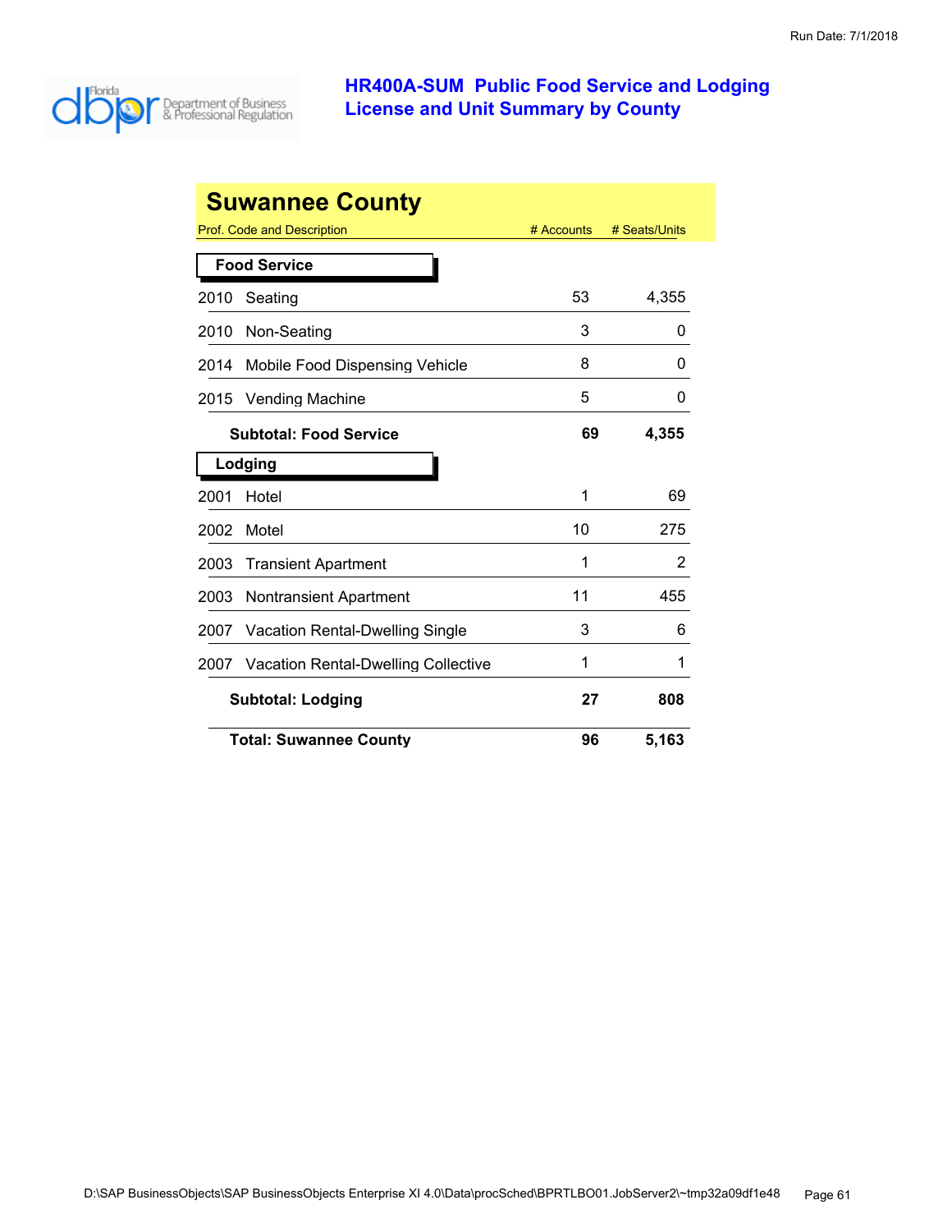Run Date: 7/1/2018

# HR400A-SUM Public Food Service and Lodging License and Unit Summary by County

## Suwannee County

| Prof. Code and Description | # Accounts | # Seats/Units |
|---|---|---|
| **Food Service** | | |
| 2010 Seating | 53 | 4,355 |
| 2010 Non-Seating | 3 | 0 |
| 2014 Mobile Food Dispensing Vehicle | 8 | 0 |
| 2015 Vending Machine | 5 | 0 |
| **Subtotal: Food Service** | **69** | **4,355** |
| **Lodging** | | |
| 2001 Hotel | 1 | 69 |
| 2002 Motel | 10 | 275 |
| 2003 Transient Apartment | 1 | 2 |
| 2003 Nontransient Apartment | 11 | 455 |
| 2007 Vacation Rental-Dwelling Single | 3 | 6 |
| 2007 Vacation Rental-Dwelling Collective | 1 | 1 |
| **Subtotal: Lodging** | **27** | **808** |
| **Total: Suwannee County** | **96** | **5,163** |

D:\SAP BusinessObjects\SAP BusinessObjects Enterprise XI 4.0\Data\procSched\BPRTLBO01.JobServer2\~tmp32a09df1e48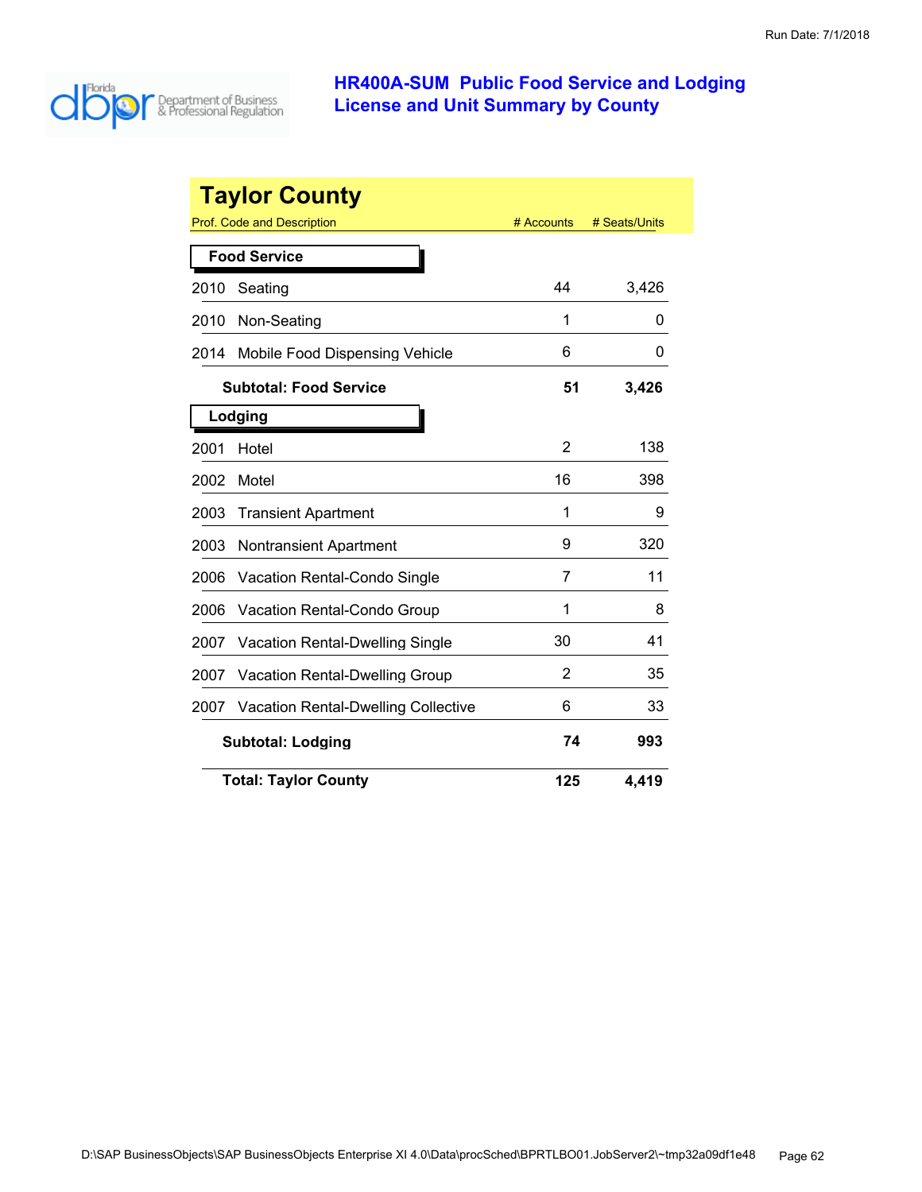Run Date: 7/1/2018

# HR400A-SUM Public Food Service and Lodging License and Unit Summary by County

## Taylor County

| Prof. Code and Description | # Accounts | # Seats/Units |
|---|---|---|
| **Food Service** | | |
| 2010 Seating | 44 | 3,426 |
| 2010 Non-Seating | 1 | 0 |
| 2014 Mobile Food Dispensing Vehicle | 6 | 0 |
| **Subtotal: Food Service** | **51** | **3,426** |
| **Lodging** | | |
| 2001 Hotel | 2 | 138 |
| 2002 Motel | 16 | 398 |
| 2003 Transient Apartment | 1 | 9 |
| 2003 Nontransient Apartment | 9 | 320 |
| 2006 Vacation Rental-Condo Single | 7 | 11 |
| 2006 Vacation Rental-Condo Group | 1 | 8 |
| 2007 Vacation Rental-Dwelling Single | 30 | 41 |
| 2007 Vacation Rental-Dwelling Group | 2 | 35 |
| 2007 Vacation Rental-Dwelling Collective | 6 | 33 |
| **Subtotal: Lodging** | **74** | **993** |
| **Total: Taylor County** | **125** | **4,419** |

D:\SAP BusinessObjects\SAP BusinessObjects Enterprise XI 4.0\Data\procSched\BPRTLBO01.JobServer2\~tmp32a09df1e48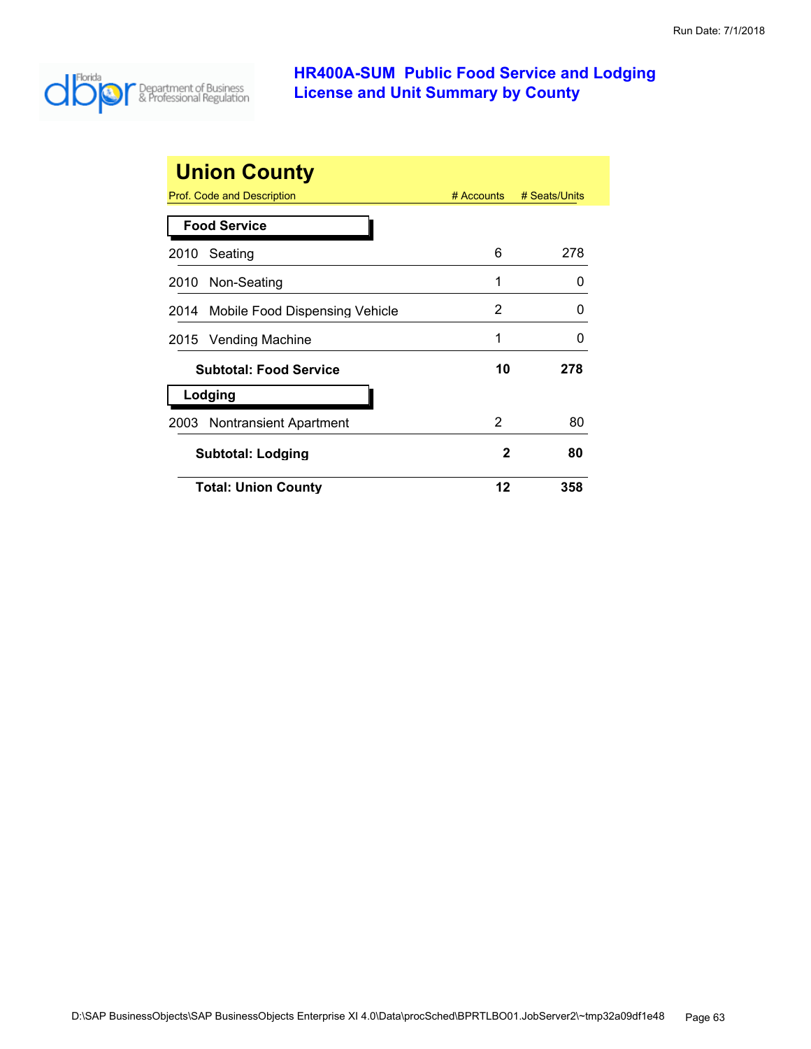# HR400A-SUM Public Food Service and Lodging License and Unit Summary by County

## Union County

| Prof. Code and Description | # Accounts | # Seats/Units |
|---|---|---|
| **Food Service** | | |
| 2010 Seating | 6 | 278 |
| 2010 Non-Seating | 1 | 0 |
| 2014 Mobile Food Dispensing Vehicle | 2 | 0 |
| 2015 Vending Machine | 1 | 0 |
| **Subtotal: Food Service** | **10** | **278** |
| **Lodging** | | |
| 2003 Nontransient Apartment | 2 | 80 |
| **Subtotal: Lodging** | **2** | **80** |
| **Total: Union County** | **12** | **358** |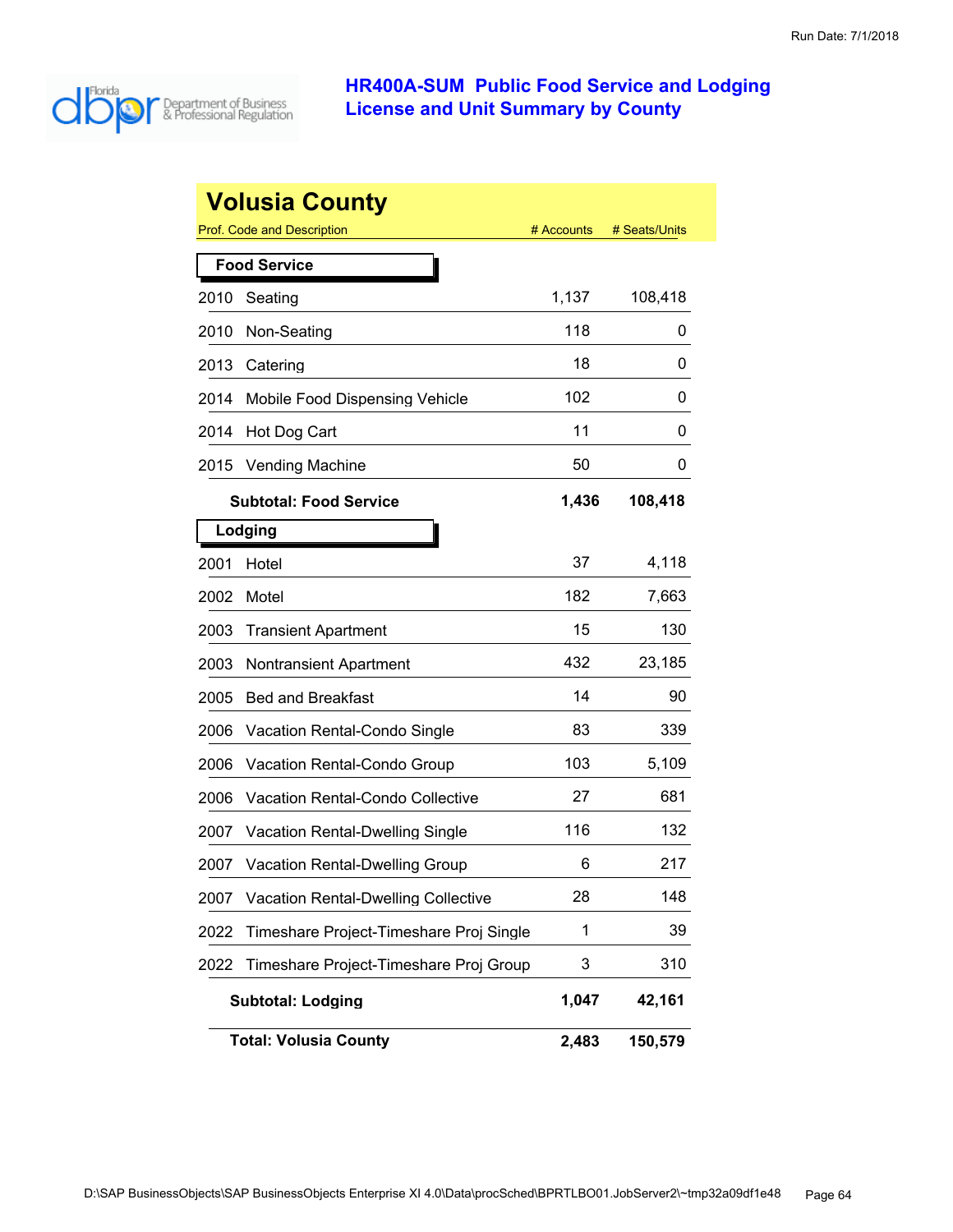# HR400A-SUM Public Food Service and Lodging License and Unit Summary by County

## Volusia County

| Prof. Code and Description | | # Accounts | # Seats/Units |
|---|---|---|---|
| **Food Service** | | | |
| 2010 | Seating | 1,137 | 108,418 |
| 2010 | Non-Seating | 118 | 0 |
| 2013 | Catering | 18 | 0 |
| 2014 | Mobile Food Dispensing Vehicle | 102 | 0 |
| 2014 | Hot Dog Cart | 11 | 0 |
| 2015 | Vending Machine | 50 | 0 |
| | **Subtotal: Food Service** | **1,436** | **108,418** |
| **Lodging** | | | |
| 2001 | Hotel | 37 | 4,118 |
| 2002 | Motel | 182 | 7,663 |
| 2003 | Transient Apartment | 15 | 130 |
| 2003 | Nontransient Apartment | 432 | 23,185 |
| 2005 | Bed and Breakfast | 14 | 90 |
| 2006 | Vacation Rental-Condo Single | 83 | 339 |
| 2006 | Vacation Rental-Condo Group | 103 | 5,109 |
| 2006 | Vacation Rental-Condo Collective | 27 | 681 |
| 2007 | Vacation Rental-Dwelling Single | 116 | 132 |
| 2007 | Vacation Rental-Dwelling Group | 6 | 217 |
| 2007 | Vacation Rental-Dwelling Collective | 28 | 148 |
| 2022 | Timeshare Project-Timeshare Proj Single | 1 | 39 |
| 2022 | Timeshare Project-Timeshare Proj Group | 3 | 310 |
| | **Subtotal: Lodging** | **1,047** | **42,161** |
| | **Total: Volusia County** | **2,483** | **150,579** |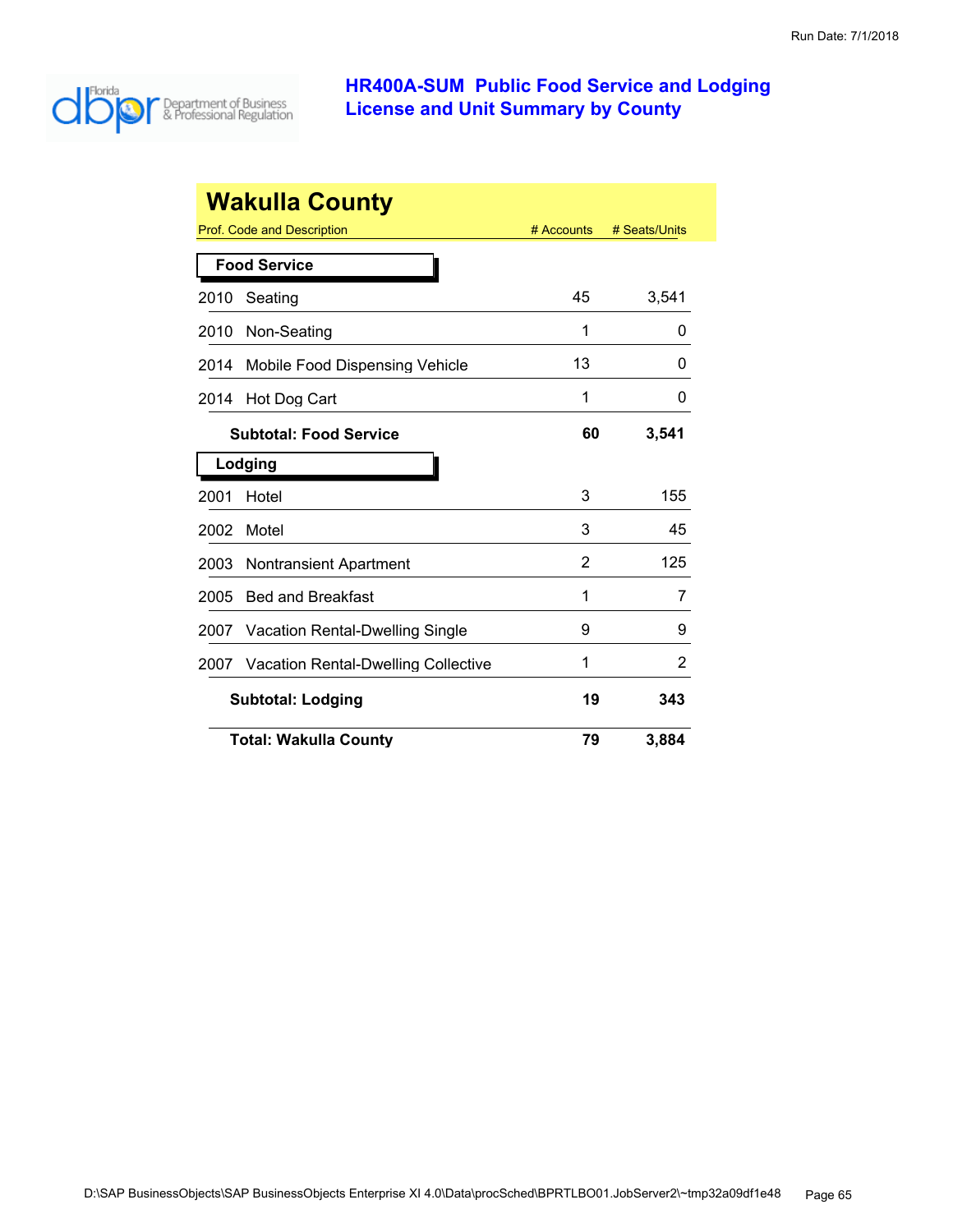# HR400A-SUM Public Food Service and Lodging License and Unit Summary by County

## Wakulla County

| Prof. Code and Description | # Accounts | # Seats/Units |
|---|---|---|
| **Food Service** | | |
| 2010 Seating | 45 | 3,541 |
| 2010 Non-Seating | 1 | 0 |
| 2014 Mobile Food Dispensing Vehicle | 13 | 0 |
| 2014 Hot Dog Cart | 1 | 0 |
| **Subtotal: Food Service** | **60** | **3,541** |
| **Lodging** | | |
| 2001 Hotel | 3 | 155 |
| 2002 Motel | 3 | 45 |
| 2003 Nontransient Apartment | 2 | 125 |
| 2005 Bed and Breakfast | 1 | 7 |
| 2007 Vacation Rental-Dwelling Single | 9 | 9 |
| 2007 Vacation Rental-Dwelling Collective | 1 | 2 |
| **Subtotal: Lodging** | **19** | **343** |
| **Total: Wakulla County** | **79** | **3,884** |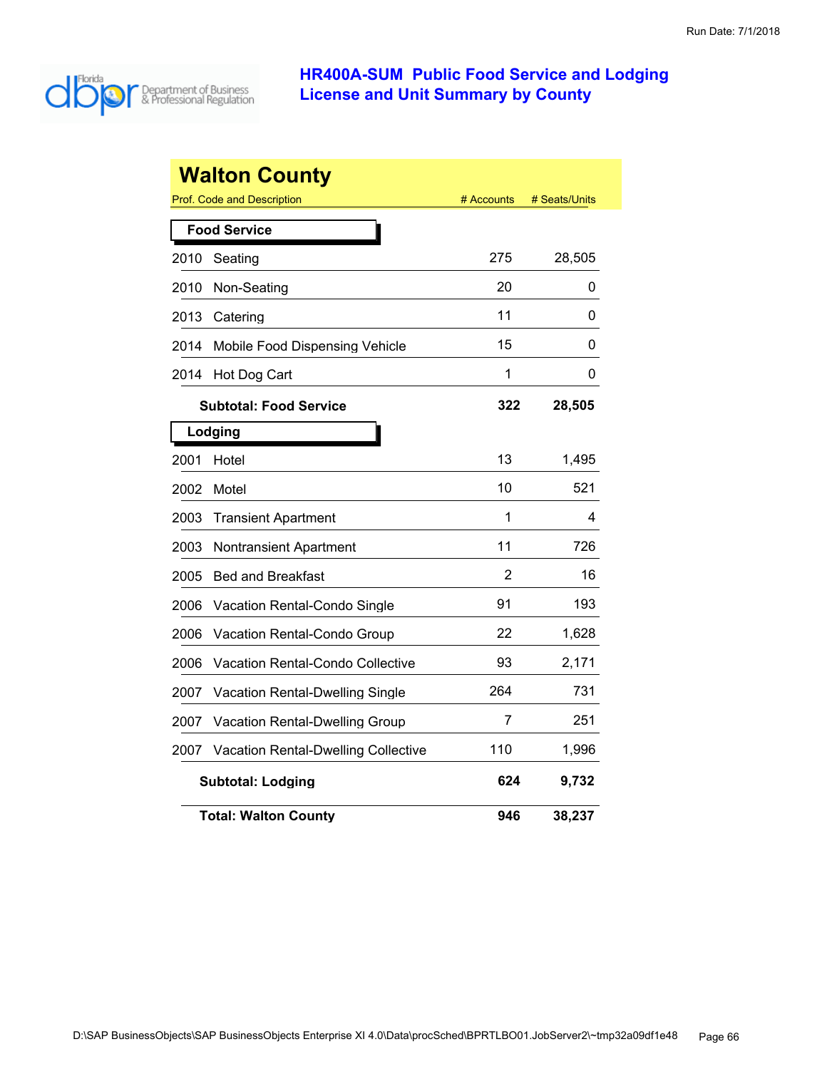# HR400A-SUM Public Food Service and Lodging License and Unit Summary by County

## Walton County

| Prof. Code and Description | | # Accounts | # Seats/Units |
|---|---|---|---|
| **Food Service** | | | |
| 2010 | Seating | 275 | 28,505 |
| 2010 | Non-Seating | 20 | 0 |
| 2013 | Catering | 11 | 0 |
| 2014 | Mobile Food Dispensing Vehicle | 15 | 0 |
| 2014 | Hot Dog Cart | 1 | 0 |
| | **Subtotal: Food Service** | **322** | **28,505** |
| **Lodging** | | | |
| 2001 | Hotel | 13 | 1,495 |
| 2002 | Motel | 10 | 521 |
| 2003 | Transient Apartment | 1 | 4 |
| 2003 | Nontransient Apartment | 11 | 726 |
| 2005 | Bed and Breakfast | 2 | 16 |
| 2006 | Vacation Rental-Condo Single | 91 | 193 |
| 2006 | Vacation Rental-Condo Group | 22 | 1,628 |
| 2006 | Vacation Rental-Condo Collective | 93 | 2,171 |
| 2007 | Vacation Rental-Dwelling Single | 264 | 731 |
| 2007 | Vacation Rental-Dwelling Group | 7 | 251 |
| 2007 | Vacation Rental-Dwelling Collective | 110 | 1,996 |
| | **Subtotal: Lodging** | **624** | **9,732** |
| | **Total: Walton County** | **946** | **38,237** |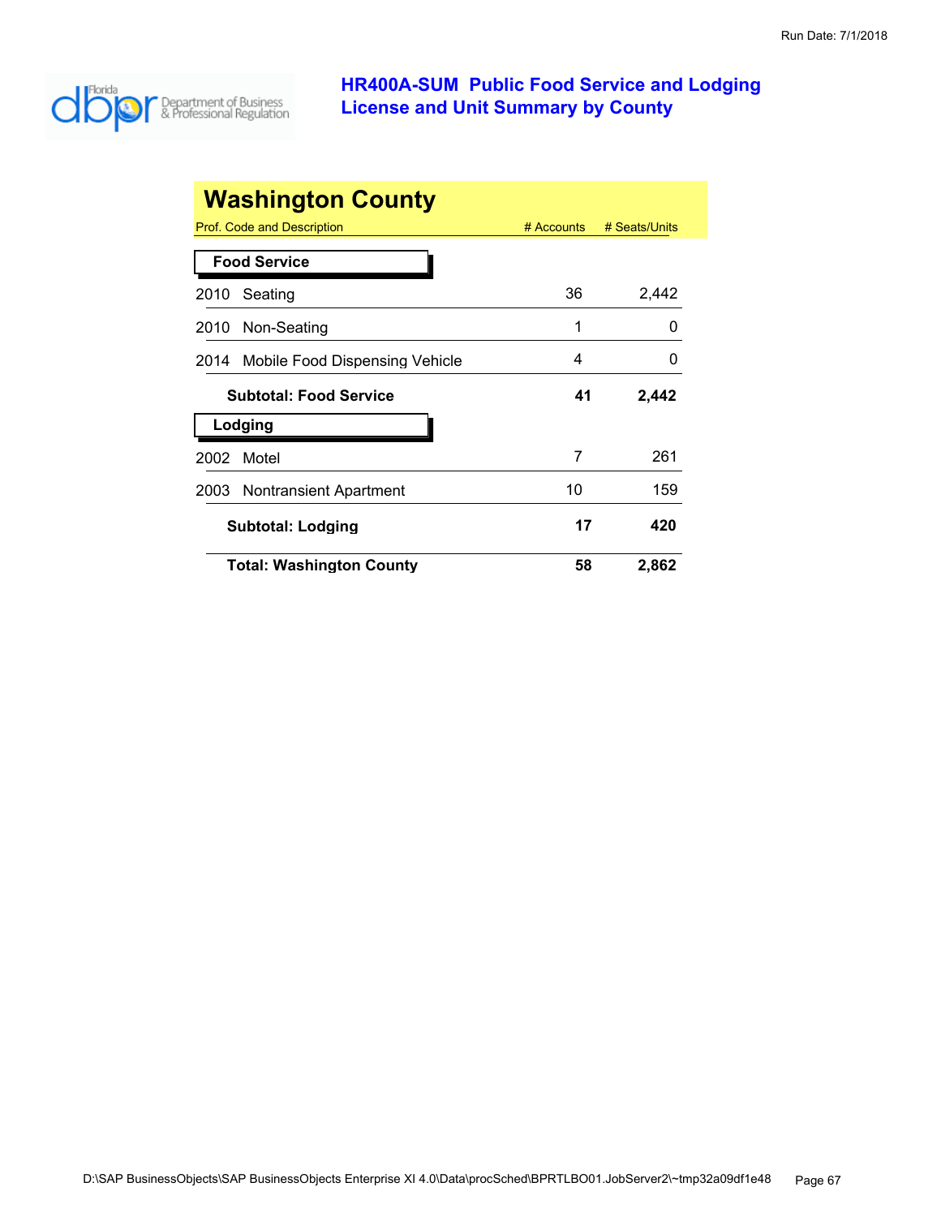# HR400A-SUM Public Food Service and Lodging License and Unit Summary by County

## Washington County

| Prof. Code and Description | # Accounts | # Seats/Units |
|---|---|---|
| **Food Service** | | |
| 2010 Seating | 36 | 2,442 |
| 2010 Non-Seating | 1 | 0 |
| 2014 Mobile Food Dispensing Vehicle | 4 | 0 |
| **Subtotal: Food Service** | **41** | **2,442** |
| **Lodging** | | |
| 2002 Motel | 7 | 261 |
| 2003 Nontransient Apartment | 10 | 159 |
| **Subtotal: Lodging** | **17** | **420** |
| **Total: Washington County** | **58** | **2,862** |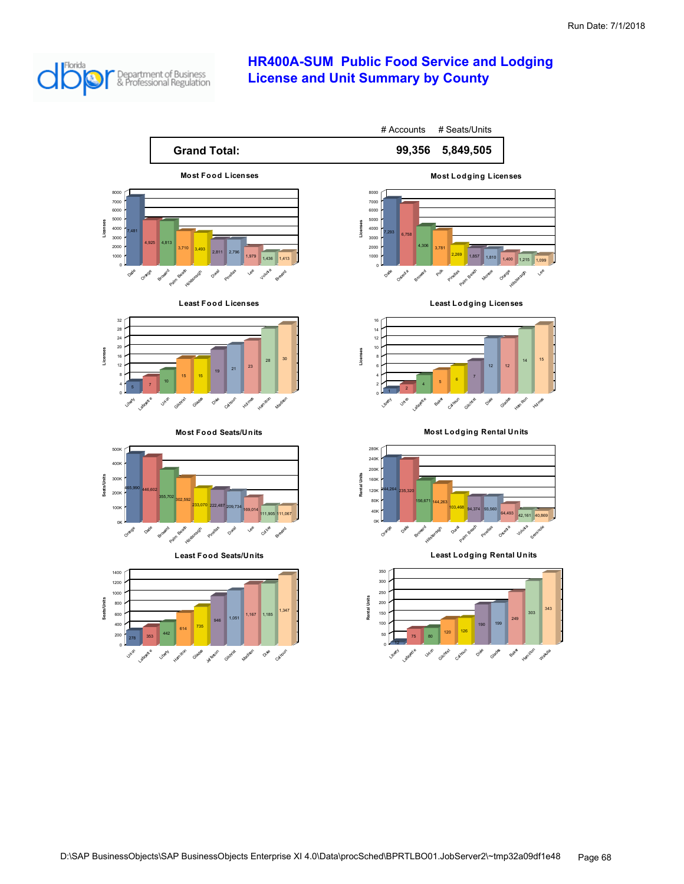Run Date: 7/1/2018

Florida dbpr Department of Business & Professional Regulation

# HR400A-SUM Public Food Service and Lodging License and Unit Summary by County

| | # Accounts | # Seats/Units |
|---|---|---|
| **Grand Total:** | **99,356** | **5,849,505** |

**Most Food Licenses**

Licenses

0 1000 2000 3000 4000 5000 6000 7000 8000

7,481 4,925 4,813 3,710 3,493 2,811 2,796 1,979 1,436 1,413

Dade Orange Broward Palm Beach Hillsborough Duval Pinellas Lee Volusia Brevard

**Most Lodging Licenses**

Licenses

0 1000 2000 3000 4000 5000 6000 7000 8000

7,293 6,758 4,306 3,781 2,269 1,857 1,810 1,400 1,215 1,099

Dade Osceola Broward Polk Pinellas Palm Beach Monroe Orange Hillsborough Lee

**Least Food Licenses**

Licenses

0 4 8 12 16 20 24 28 32

5 7 10 15 15 19 21 23 28 30

Liberty Lafayette Union Gilchrist Glades Dixie Calhoun Holmes Hamilton Madison

**Least Lodging Licenses**

Licenses

0 2 4 6 8 10 12 14 16

1 2 4 5 6 7 12 12 14 15

Liberty Union Lafayette Baker Calhoun Gilchrist Dixie Glades Hamilton Holmes

**Most Food Seats/Units**

Seats/Units

0K 100K 200K 300K 400K 500K

465,990 446,602 355,702 302,592 233,070 222,487 209,734 169,014 111,905 111,067

Orange Dade Broward Palm Beach Hillsborough Pinellas Duval Lee Collier Brevard

**Most Lodging Rental Units**

Rental Units

0K 40K 80K 120K 160K 200K 240K 280K

244,264 235,320 156,671 144,263 103,468 94,374 93,560 64,493 42,161 40,869

Orange Dade Broward Hillsborough Duval Palm Beach Pinellas Osceola Volusia Seminole

**Least Food Seats/Units**

Seats/Units

0 200 400 600 800 1000 1200 1400

278 353 442 614 735 946 1,051 1,167 1,185 1,347

Union Lafayette Liberty Hamilton Glades Jefferson Gilchrist Madison Dixie Calhoun

**Least Lodging Rental Units**

Rental Units

0 50 100 150 200 250 300 350

12 75 80 120 126 190 199 249 303 343

Liberty Lafayette Union Gilchrist Calhoun Dixie Glades Baker Hamilton Wakulla

D:\SAP BusinessObjects\SAP BusinessObjects Enterprise XI 4.0\Data\procSched\BPRTLBO01.JobServer2\~tmp32a09df1e48